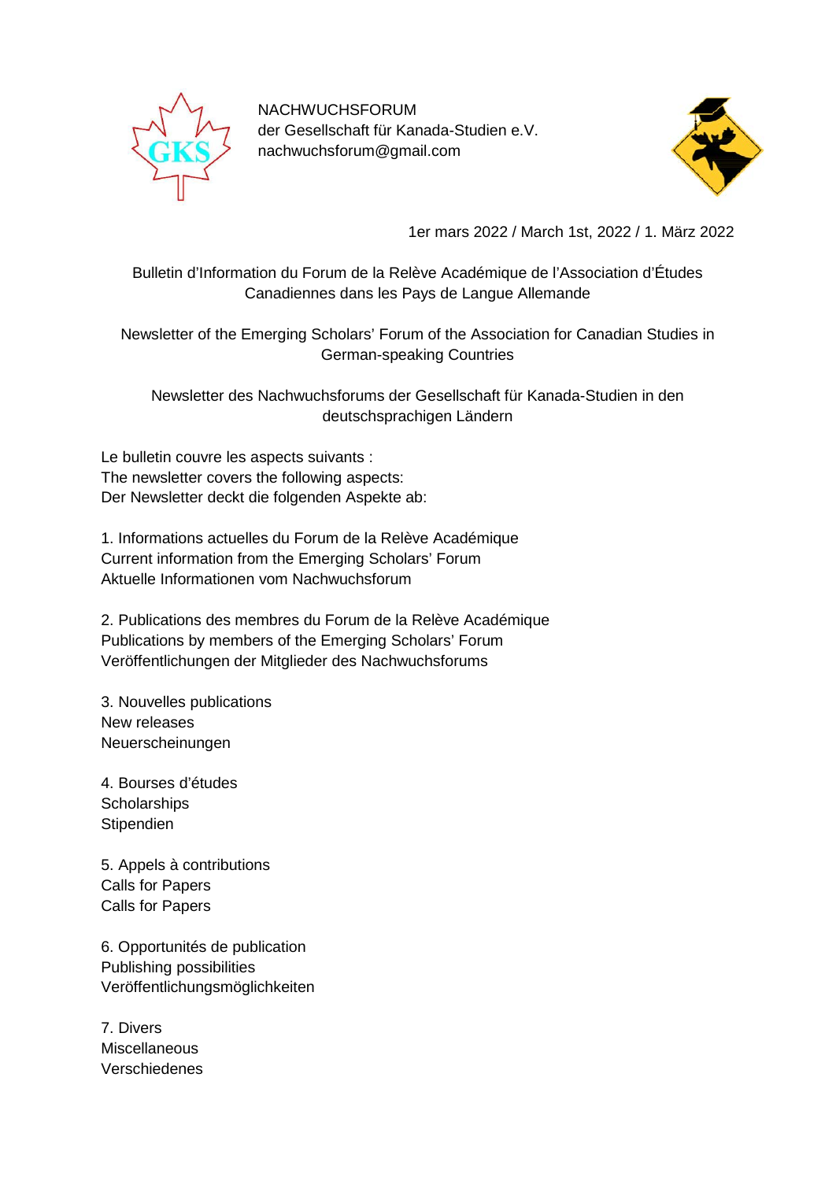NACHWUCHSFORUM
der Gesellschaft für Kanada-Studien e.V.
nachwuchsforum@gmail.com

1er mars 2022 / March 1st, 2022 / 1. März 2022

Bulletin d'Information du Forum de la Relève Académique de l'Association d'Études Canadiennes dans les Pays de Langue Allemande

Newsletter of the Emerging Scholars' Forum of the Association for Canadian Studies in German-speaking Countries

Newsletter des Nachwuchsforums der Gesellschaft für Kanada-Studien in den deutschsprachigen Ländern

Le bulletin couvre les aspects suivants :
The newsletter covers the following aspects:
Der Newsletter deckt die folgenden Aspekte ab:

1. Informations actuelles du Forum de la Relève Académique
Current information from the Emerging Scholars' Forum
Aktuelle Informationen vom Nachwuchsforum

2. Publications des membres du Forum de la Relève Académique
Publications by members of the Emerging Scholars' Forum
Veröffentlichungen der Mitglieder des Nachwuchsforums

3. Nouvelles publications
New releases
Neuerscheinungen

4. Bourses d'études
Scholarships
Stipendien

5. Appels à contributions
Calls for Papers
Calls for Papers

6. Opportunités de publication
Publishing possibilities
Veröffentlichungsmöglichkeiten

7. Divers
Miscellaneous
Verschiedenes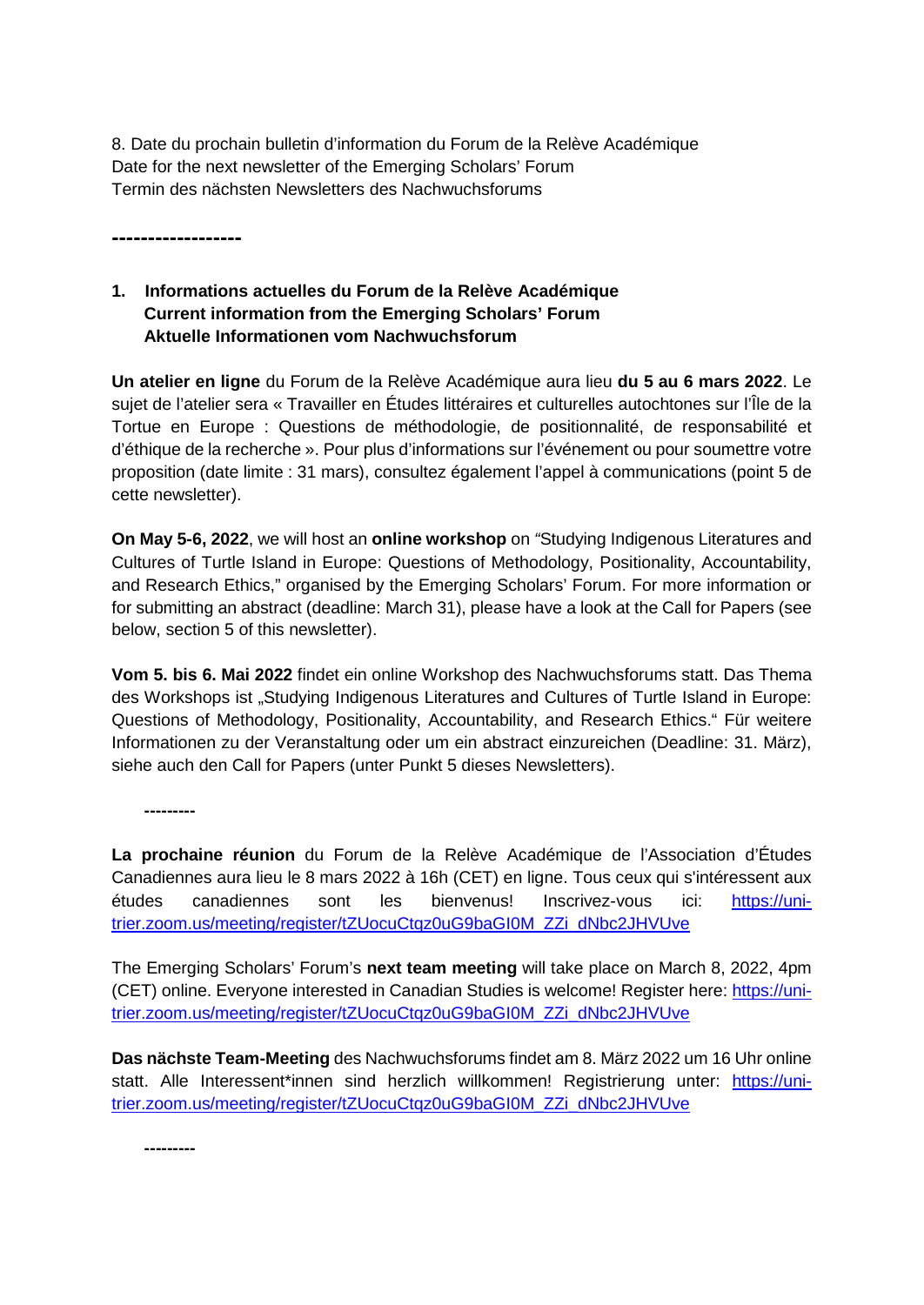8. Date du prochain bulletin d'information du Forum de la Relève Académique
Date for the next newsletter of the Emerging Scholars' Forum
Termin des nächsten Newsletters des Nachwuchsforums

------------------

## 1. Informations actuelles du Forum de la Relève Académique
## Current information from the Emerging Scholars' Forum
## Aktuelle Informationen vom Nachwuchsforum

**Un atelier en ligne** du Forum de la Relève Académique aura lieu **du 5 au 6 mars 2022**. Le sujet de l'atelier sera « Travailler en Études littéraires et culturelles autochtones sur l'Île de la Tortue en Europe : Questions de méthodologie, de positionnalité, de responsabilité et d'éthique de la recherche ». Pour plus d'informations sur l'événement ou pour soumettre votre proposition (date limite : 31 mars), consultez également l'appel à communications (point 5 de cette newsletter).

**On May 5-6, 2022**, we will host an **online workshop** on "Studying Indigenous Literatures and Cultures of Turtle Island in Europe: Questions of Methodology, Positionality, Accountability, and Research Ethics," organised by the Emerging Scholars' Forum. For more information or for submitting an abstract (deadline: March 31), please have a look at the Call for Papers (see below, section 5 of this newsletter).

**Vom 5. bis 6. Mai 2022** findet ein online Workshop des Nachwuchsforums statt. Das Thema des Workshops ist „Studying Indigenous Literatures and Cultures of Turtle Island in Europe: Questions of Methodology, Positionality, Accountability, and Research Ethics." Für weitere Informationen zu der Veranstaltung oder um ein abstract einzureichen (Deadline: 31. März), siehe auch den Call for Papers (unter Punkt 5 dieses Newsletters).

---------

**La prochaine réunion** du Forum de la Relève Académique de l'Association d'Études Canadiennes aura lieu le 8 mars 2022 à 16h (CET) en ligne. Tous ceux qui s'intéressent aux études canadiennes sont les bienvenus! Inscrivez-vous ici: https://uni-trier.zoom.us/meeting/register/tZUocuCtqz0uG9baGI0M_ZZi_dNbc2JHVUve

The Emerging Scholars' Forum's **next team meeting** will take place on March 8, 2022, 4pm (CET) online. Everyone interested in Canadian Studies is welcome! Register here: https://uni-trier.zoom.us/meeting/register/tZUocuCtqz0uG9baGI0M_ZZi_dNbc2JHVUve

**Das nächste Team-Meeting** des Nachwuchsforums findet am 8. März 2022 um 16 Uhr online statt. Alle Interessent*innen sind herzlich willkommen! Registrierung unter: https://uni-trier.zoom.us/meeting/register/tZUocuCtqz0uG9baGI0M_ZZi_dNbc2JHVUve

---------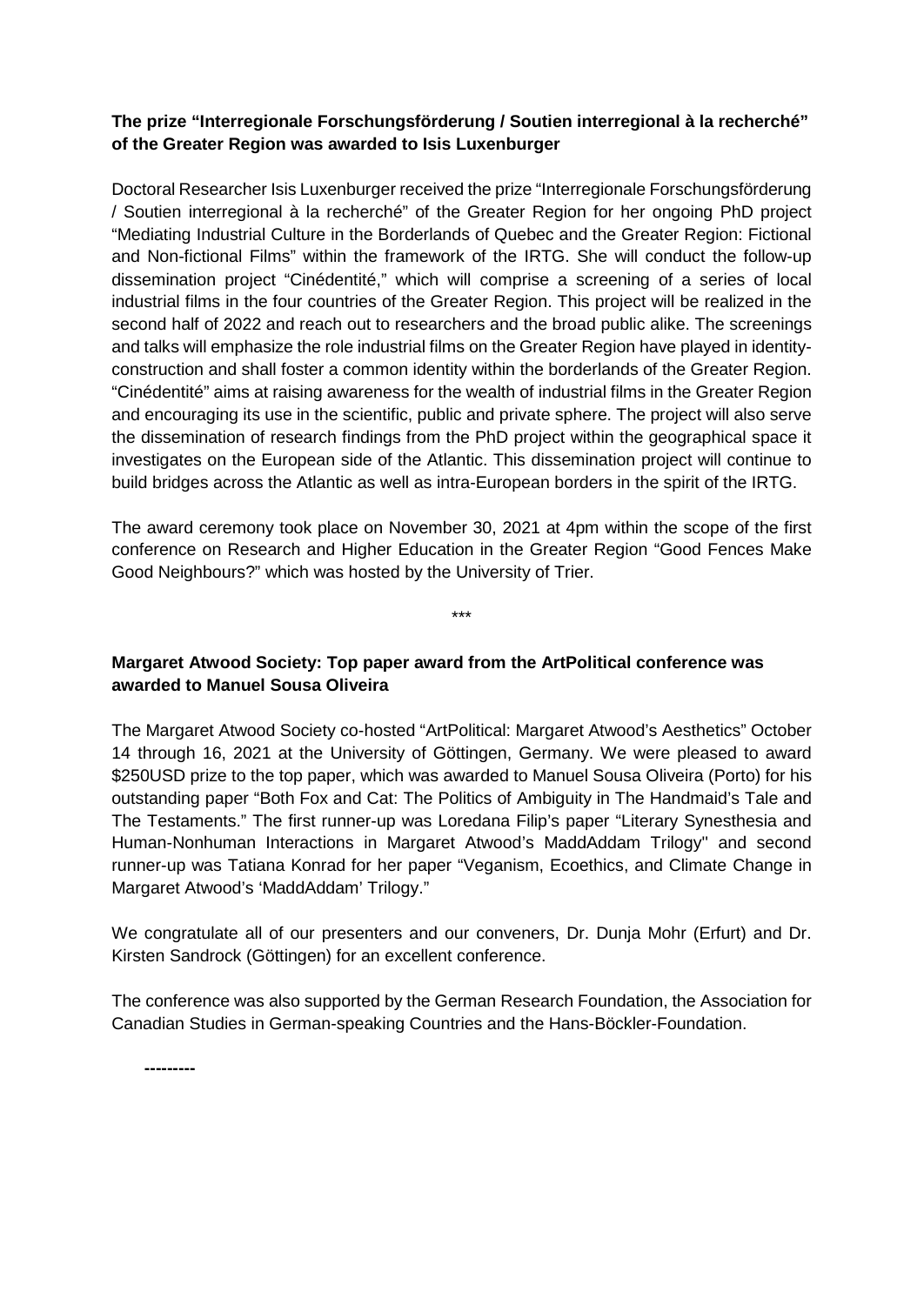**The prize "Interregionale Forschungsförderung / Soutien interregional à la recherché" of the Greater Region was awarded to Isis Luxenburger**

Doctoral Researcher Isis Luxenburger received the prize "Interregionale Forschungsförderung / Soutien interregional à la recherché" of the Greater Region for her ongoing PhD project "Mediating Industrial Culture in the Borderlands of Quebec and the Greater Region: Fictional and Non-fictional Films" within the framework of the IRTG. She will conduct the follow-up dissemination project "Cinédentité," which will comprise a screening of a series of local industrial films in the four countries of the Greater Region. This project will be realized in the second half of 2022 and reach out to researchers and the broad public alike. The screenings and talks will emphasize the role industrial films on the Greater Region have played in identity-construction and shall foster a common identity within the borderlands of the Greater Region. "Cinédentité" aims at raising awareness for the wealth of industrial films in the Greater Region and encouraging its use in the scientific, public and private sphere. The project will also serve the dissemination of research findings from the PhD project within the geographical space it investigates on the European side of the Atlantic. This dissemination project will continue to build bridges across the Atlantic as well as intra-European borders in the spirit of the IRTG.

The award ceremony took place on November 30, 2021 at 4pm within the scope of the first conference on Research and Higher Education in the Greater Region "Good Fences Make Good Neighbours?" which was hosted by the University of Trier.

\*\*\*

**Margaret Atwood Society: Top paper award from the ArtPolitical conference was awarded to Manuel Sousa Oliveira**

The Margaret Atwood Society co-hosted "ArtPolitical: Margaret Atwood's Aesthetics" October 14 through 16, 2021 at the University of Göttingen, Germany. We were pleased to award $250USD prize to the top paper, which was awarded to Manuel Sousa Oliveira (Porto) for his outstanding paper "Both Fox and Cat: The Politics of Ambiguity in The Handmaid's Tale and The Testaments." The first runner-up was Loredana Filip's paper "Literary Synesthesia and Human-Nonhuman Interactions in Margaret Atwood's MaddAddam Trilogy" and second runner-up was Tatiana Konrad for her paper "Veganism, Ecoethics, and Climate Change in Margaret Atwood's 'MaddAddam' Trilogy."

We congratulate all of our presenters and our conveners, Dr. Dunja Mohr (Erfurt) and Dr. Kirsten Sandrock (Göttingen) for an excellent conference.

The conference was also supported by the German Research Foundation, the Association for Canadian Studies in German-speaking Countries and the Hans-Böckler-Foundation.

**---------**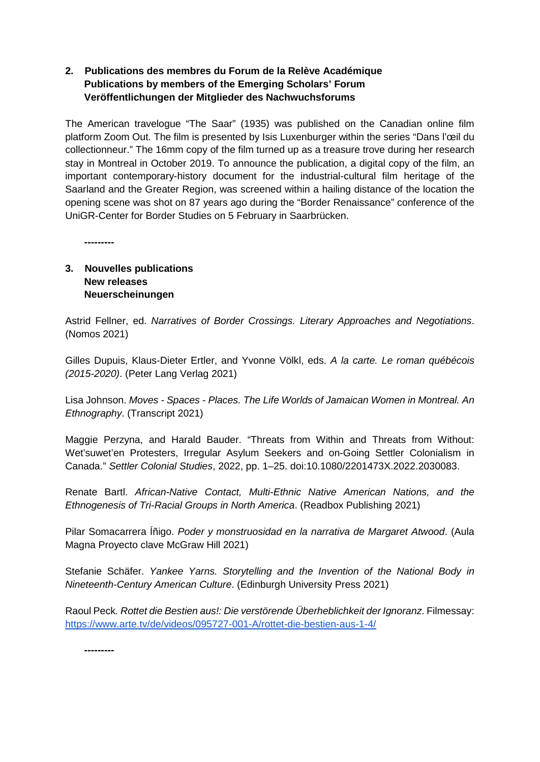## 2. Publications des membres du Forum de la Relève Académique
## Publications by members of the Emerging Scholars' Forum
## Veröffentlichungen der Mitglieder des Nachwuchsforums

The American travelogue "The Saar" (1935) was published on the Canadian online film platform Zoom Out. The film is presented by Isis Luxenburger within the series "Dans l'œil du collectionneur." The 16mm copy of the film turned up as a treasure trove during her research stay in Montreal in October 2019. To announce the publication, a digital copy of the film, an important contemporary-history document for the industrial-cultural film heritage of the Saarland and the Greater Region, was screened within a hailing distance of the location the opening scene was shot on 87 years ago during the "Border Renaissance" conference of the UniGR-Center for Border Studies on 5 February in Saarbrücken.

**---------**

## 3. Nouvelles publications
## New releases
## Neuerscheinungen

Astrid Fellner, ed. *Narratives of Border Crossings. Literary Approaches and Negotiations*. (Nomos 2021)

Gilles Dupuis, Klaus-Dieter Ertler, and Yvonne Völkl, eds. *A la carte. Le roman québécois (2015-2020)*. (Peter Lang Verlag 2021)

Lisa Johnson. *Moves - Spaces - Places. The Life Worlds of Jamaican Women in Montreal. An Ethnography*. (Transcript 2021)

Maggie Perzyna, and Harald Bauder. "Threats from Within and Threats from Without: Wet'suwet'en Protesters, Irregular Asylum Seekers and on-Going Settler Colonialism in Canada." *Settler Colonial Studies*, 2022, pp. 1–25. doi:10.1080/2201473X.2022.2030083.

Renate Bartl. *African-Native Contact, Multi-Ethnic Native American Nations, and the Ethnogenesis of Tri-Racial Groups in North America*. (Readbox Publishing 2021)

Pilar Somacarrera Íñigo. *Poder y monstruosidad en la narrativa de Margaret Atwood*. (Aula Magna Proyecto clave McGraw Hill 2021)

Stefanie Schäfer. *Yankee Yarns. Storytelling and the Invention of the National Body in Nineteenth-Century American Culture*. (Edinburgh University Press 2021)

Raoul Peck. *Rottet die Bestien aus!: Die verstörende Überheblichkeit der Ignoranz*. Filmessay: https://www.arte.tv/de/videos/095727-001-A/rottet-die-bestien-aus-1-4/

**---------**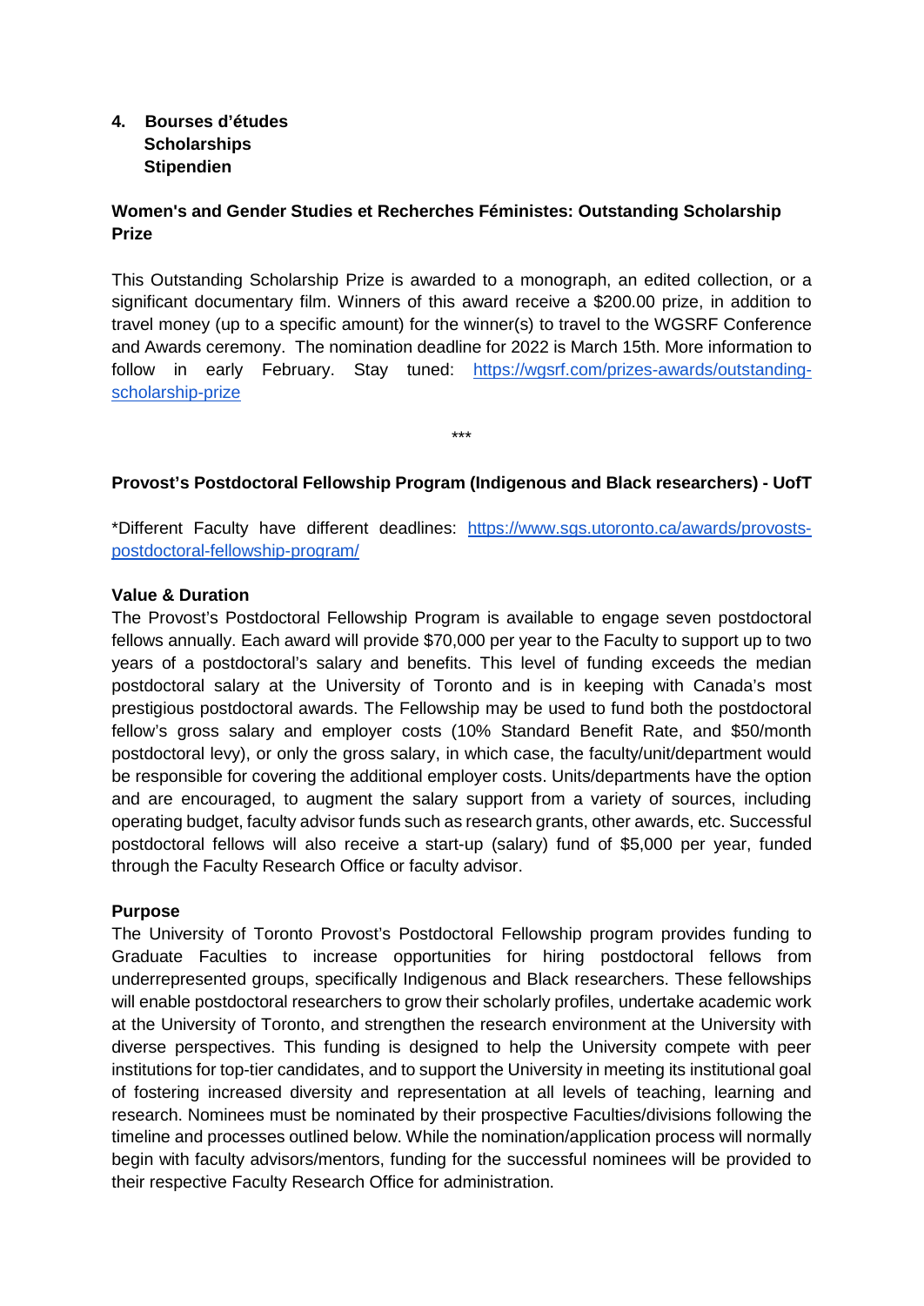## 4. Bourses d'études
## Scholarships
## Stipendien

### Women's and Gender Studies et Recherches Féministes: Outstanding Scholarship Prize

This Outstanding Scholarship Prize is awarded to a monograph, an edited collection, or a significant documentary film. Winners of this award receive a $200.00 prize, in addition to travel money (up to a specific amount) for the winner(s) to travel to the WGSRF Conference and Awards ceremony. The nomination deadline for 2022 is March 15th. More information to follow in early February. Stay tuned: [https://wgsrf.com/prizes-awards/outstanding-scholarship-prize](https://wgsrf.com/prizes-awards/outstanding-scholarship-prize)

***

### Provost's Postdoctoral Fellowship Program (Indigenous and Black researchers) - UofT

*Different Faculty have different deadlines: [https://www.sgs.utoronto.ca/awards/provosts-postdoctoral-fellowship-program/](https://www.sgs.utoronto.ca/awards/provosts-postdoctoral-fellowship-program/)

**Value & Duration**

The Provost's Postdoctoral Fellowship Program is available to engage seven postdoctoral fellows annually. Each award will provide $70,000 per year to the Faculty to support up to two years of a postdoctoral's salary and benefits. This level of funding exceeds the median postdoctoral salary at the University of Toronto and is in keeping with Canada's most prestigious postdoctoral awards. The Fellowship may be used to fund both the postdoctoral fellow's gross salary and employer costs (10% Standard Benefit Rate, and $50/month postdoctoral levy), or only the gross salary, in which case, the faculty/unit/department would be responsible for covering the additional employer costs. Units/departments have the option and are encouraged, to augment the salary support from a variety of sources, including operating budget, faculty advisor funds such as research grants, other awards, etc. Successful postdoctoral fellows will also receive a start-up (salary) fund of $5,000 per year, funded through the Faculty Research Office or faculty advisor.

**Purpose**

The University of Toronto Provost's Postdoctoral Fellowship program provides funding to Graduate Faculties to increase opportunities for hiring postdoctoral fellows from underrepresented groups, specifically Indigenous and Black researchers. These fellowships will enable postdoctoral researchers to grow their scholarly profiles, undertake academic work at the University of Toronto, and strengthen the research environment at the University with diverse perspectives. This funding is designed to help the University compete with peer institutions for top-tier candidates, and to support the University in meeting its institutional goal of fostering increased diversity and representation at all levels of teaching, learning and research. Nominees must be nominated by their prospective Faculties/divisions following the timeline and processes outlined below. While the nomination/application process will normally begin with faculty advisors/mentors, funding for the successful nominees will be provided to their respective Faculty Research Office for administration.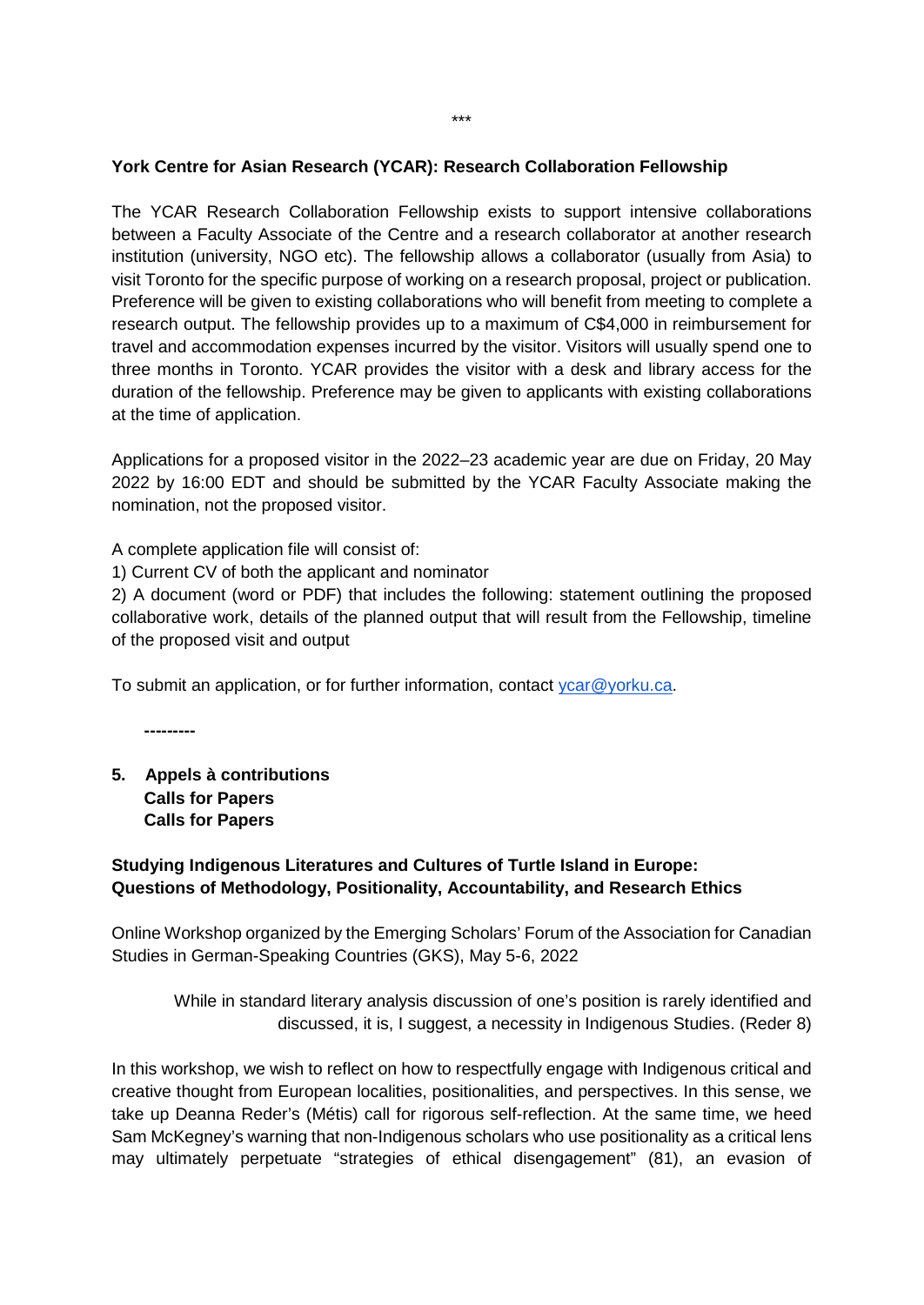\*\*\*

**York Centre for Asian Research (YCAR): Research Collaboration Fellowship**

The YCAR Research Collaboration Fellowship exists to support intensive collaborations between a Faculty Associate of the Centre and a research collaborator at another research institution (university, NGO etc). The fellowship allows a collaborator (usually from Asia) to visit Toronto for the specific purpose of working on a research proposal, project or publication. Preference will be given to existing collaborations who will benefit from meeting to complete a research output. The fellowship provides up to a maximum of C$4,000 in reimbursement for travel and accommodation expenses incurred by the visitor. Visitors will usually spend one to three months in Toronto. YCAR provides the visitor with a desk and library access for the duration of the fellowship. Preference may be given to applicants with existing collaborations at the time of application.

Applications for a proposed visitor in the 2022–23 academic year are due on Friday, 20 May 2022 by 16:00 EDT and should be submitted by the YCAR Faculty Associate making the nomination, not the proposed visitor.

A complete application file will consist of:

1) Current CV of both the applicant and nominator

2) A document (word or PDF) that includes the following: statement outlining the proposed collaborative work, details of the planned output that will result from the Fellowship, timeline of the proposed visit and output

To submit an application, or for further information, contact ycar@yorku.ca.

**---------**

## 5. Appels à contributions
## Calls for Papers
## Calls for Papers

### Studying Indigenous Literatures and Cultures of Turtle Island in Europe: Questions of Methodology, Positionality, Accountability, and Research Ethics

Online Workshop organized by the Emerging Scholars' Forum of the Association for Canadian Studies in German-Speaking Countries (GKS), May 5-6, 2022

> While in standard literary analysis discussion of one's position is rarely identified and discussed, it is, I suggest, a necessity in Indigenous Studies. (Reder 8)

In this workshop, we wish to reflect on how to respectfully engage with Indigenous critical and creative thought from European localities, positionalities, and perspectives. In this sense, we take up Deanna Reder's (Métis) call for rigorous self-reflection. At the same time, we heed Sam McKegney's warning that non-Indigenous scholars who use positionality as a critical lens may ultimately perpetuate "strategies of ethical disengagement" (81), an evasion of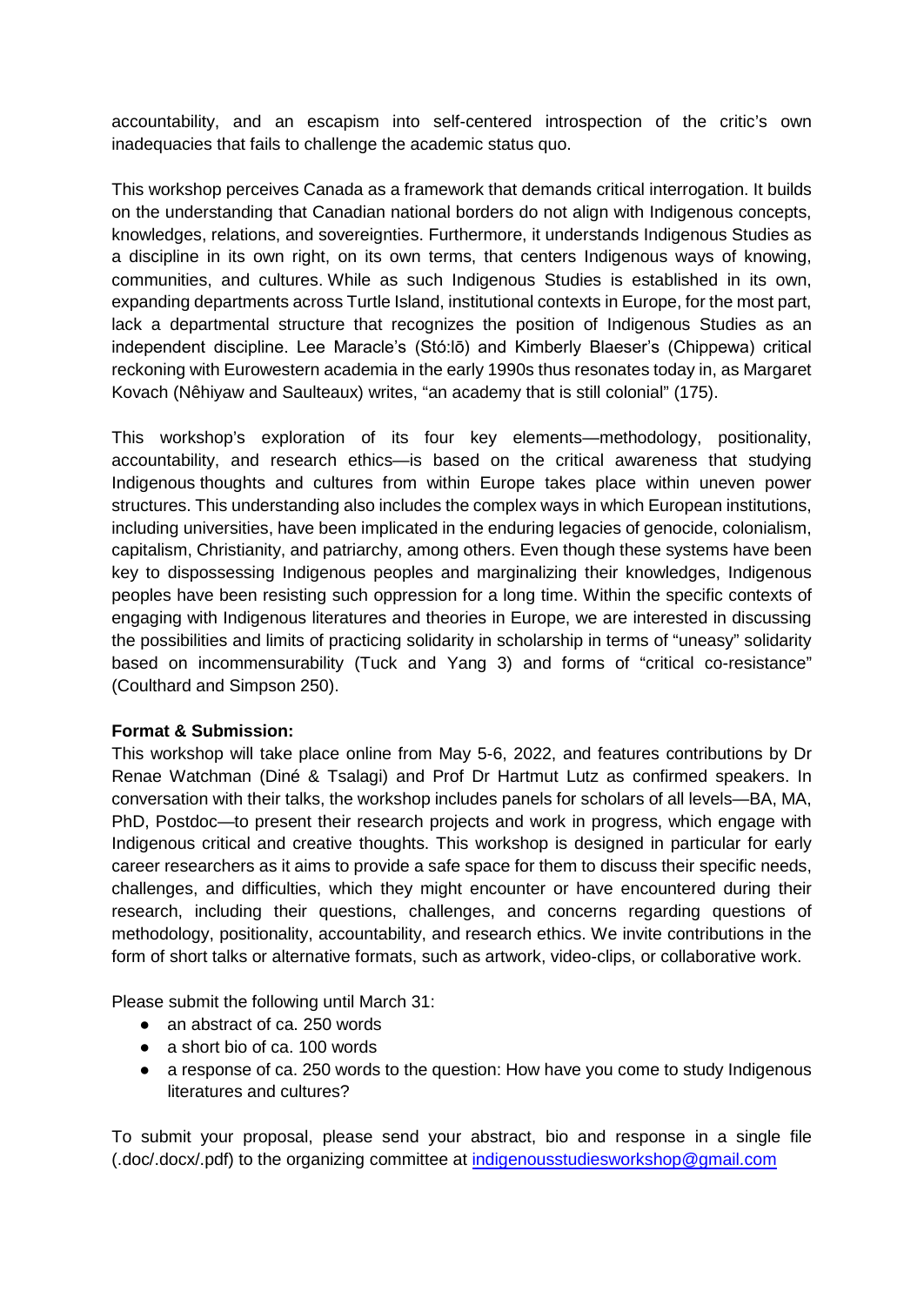accountability, and an escapism into self-centered introspection of the critic's own inadequacies that fails to challenge the academic status quo.

This workshop perceives Canada as a framework that demands critical interrogation. It builds on the understanding that Canadian national borders do not align with Indigenous concepts, knowledges, relations, and sovereignties. Furthermore, it understands Indigenous Studies as a discipline in its own right, on its own terms, that centers Indigenous ways of knowing, communities, and cultures. While as such Indigenous Studies is established in its own, expanding departments across Turtle Island, institutional contexts in Europe, for the most part, lack a departmental structure that recognizes the position of Indigenous Studies as an independent discipline. Lee Maracle's (Stó:lō) and Kimberly Blaeser's (Chippewa) critical reckoning with Eurowestern academia in the early 1990s thus resonates today in, as Margaret Kovach (Nêhiyaw and Saulteaux) writes, "an academy that is still colonial" (175).

This workshop's exploration of its four key elements—methodology, positionality, accountability, and research ethics—is based on the critical awareness that studying Indigenous thoughts and cultures from within Europe takes place within uneven power structures. This understanding also includes the complex ways in which European institutions, including universities, have been implicated in the enduring legacies of genocide, colonialism, capitalism, Christianity, and patriarchy, among others. Even though these systems have been key to dispossessing Indigenous peoples and marginalizing their knowledges, Indigenous peoples have been resisting such oppression for a long time. Within the specific contexts of engaging with Indigenous literatures and theories in Europe, we are interested in discussing the possibilities and limits of practicing solidarity in scholarship in terms of "uneasy" solidarity based on incommensurability (Tuck and Yang 3) and forms of "critical co-resistance" (Coulthard and Simpson 250).

**Format & Submission:**

This workshop will take place online from May 5-6, 2022, and features contributions by Dr Renae Watchman (Diné & Tsalagi) and Prof Dr Hartmut Lutz as confirmed speakers. In conversation with their talks, the workshop includes panels for scholars of all levels—BA, MA, PhD, Postdoc—to present their research projects and work in progress, which engage with Indigenous critical and creative thoughts. This workshop is designed in particular for early career researchers as it aims to provide a safe space for them to discuss their specific needs, challenges, and difficulties, which they might encounter or have encountered during their research, including their questions, challenges, and concerns regarding questions of methodology, positionality, accountability, and research ethics. We invite contributions in the form of short talks or alternative formats, such as artwork, video-clips, or collaborative work.

Please submit the following until March 31:

- an abstract of ca. 250 words
- a short bio of ca. 100 words
- a response of ca. 250 words to the question: How have you come to study Indigenous literatures and cultures?

To submit your proposal, please send your abstract, bio and response in a single file (.doc/.docx/.pdf) to the organizing committee at indigenousstudiesworkshop@gmail.com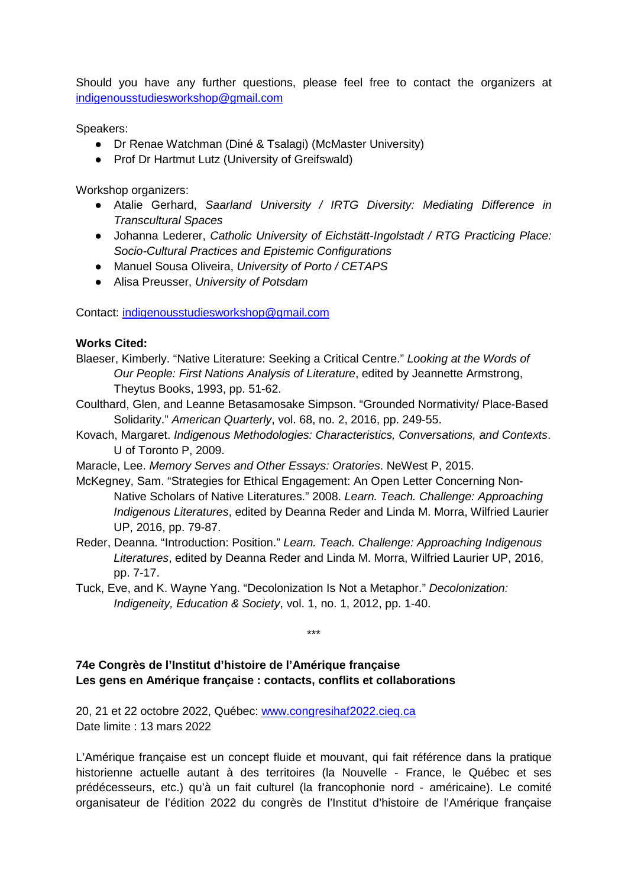Should you have any further questions, please feel free to contact the organizers at indigenousstudiesworkshop@gmail.com

Speakers:

- Dr Renae Watchman (Diné & Tsalagi) (McMaster University)
- Prof Dr Hartmut Lutz (University of Greifswald)

Workshop organizers:

- Atalie Gerhard, *Saarland University / IRTG Diversity: Mediating Difference in Transcultural Spaces*
- Johanna Lederer, *Catholic University of Eichstätt-Ingolstadt / RTG Practicing Place: Socio-Cultural Practices and Epistemic Configurations*
- Manuel Sousa Oliveira, *University of Porto / CETAPS*
- Alisa Preusser, *University of Potsdam*

Contact: indigenousstudiesworkshop@gmail.com

**Works Cited:**

Blaeser, Kimberly. "Native Literature: Seeking a Critical Centre." *Looking at the Words of Our People: First Nations Analysis of Literature*, edited by Jeannette Armstrong, Theytus Books, 1993, pp. 51-62.

Coulthard, Glen, and Leanne Betasamosake Simpson. "Grounded Normativity/ Place-Based Solidarity." *American Quarterly*, vol. 68, no. 2, 2016, pp. 249-55.

Kovach, Margaret. *Indigenous Methodologies: Characteristics, Conversations, and Contexts*. U of Toronto P, 2009.

Maracle, Lee. *Memory Serves and Other Essays: Oratories*. NeWest P, 2015.

McKegney, Sam. "Strategies for Ethical Engagement: An Open Letter Concerning Non-Native Scholars of Native Literatures." 2008. *Learn. Teach. Challenge: Approaching Indigenous Literatures*, edited by Deanna Reder and Linda M. Morra, Wilfried Laurier UP, 2016, pp. 79-87.

Reder, Deanna. "Introduction: Position." *Learn. Teach. Challenge: Approaching Indigenous Literatures*, edited by Deanna Reder and Linda M. Morra, Wilfried Laurier UP, 2016, pp. 7-17.

Tuck, Eve, and K. Wayne Yang. "Decolonization Is Not a Metaphor." *Decolonization: Indigeneity, Education & Society*, vol. 1, no. 1, 2012, pp. 1-40.

***

**74e Congrès de l'Institut d'histoire de l'Amérique française**
**Les gens en Amérique française : contacts, conflits et collaborations**

20, 21 et 22 octobre 2022, Québec: www.congresihaf2022.cieq.ca
Date limite : 13 mars 2022

L'Amérique française est un concept fluide et mouvant, qui fait référence dans la pratique historienne actuelle autant à des territoires (la Nouvelle - France, le Québec et ses prédécesseurs, etc.) qu'à un fait culturel (la francophonie nord - américaine). Le comité organisateur de l'édition 2022 du congrès de l'Institut d'histoire de l'Amérique française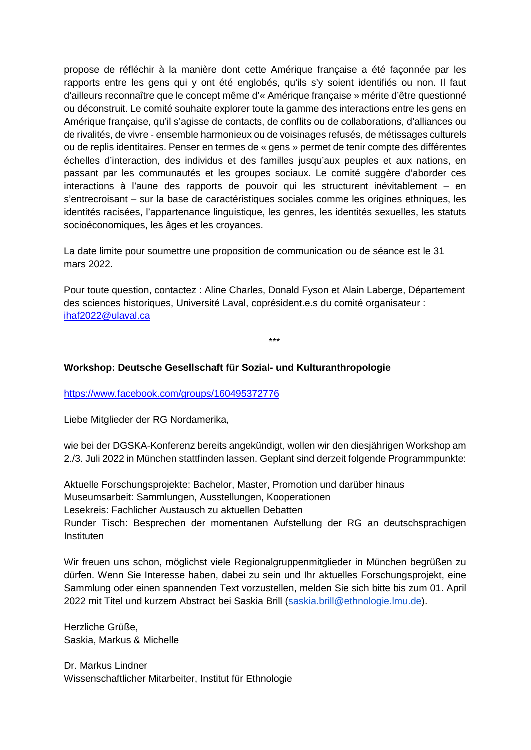propose de réfléchir à la manière dont cette Amérique française a été façonnée par les rapports entre les gens qui y ont été englobés, qu'ils s'y soient identifiés ou non. Il faut d'ailleurs reconnaître que le concept même d'« Amérique française » mérite d'être questionné ou déconstruit. Le comité souhaite explorer toute la gamme des interactions entre les gens en Amérique française, qu'il s'agisse de contacts, de conflits ou de collaborations, d'alliances ou de rivalités, de vivre - ensemble harmonieux ou de voisinages refusés, de métissages culturels ou de replis identitaires. Penser en termes de « gens » permet de tenir compte des différentes échelles d'interaction, des individus et des familles jusqu'aux peuples et aux nations, en passant par les communautés et les groupes sociaux. Le comité suggère d'aborder ces interactions à l'aune des rapports de pouvoir qui les structurent inévitablement – en s'entrecroisant – sur la base de caractéristiques sociales comme les origines ethniques, les identités racisées, l'appartenance linguistique, les genres, les identités sexuelles, les statuts socioéconomiques, les âges et les croyances.

La date limite pour soumettre une proposition de communication ou de séance est le 31 mars 2022.

Pour toute question, contactez : Aline Charles, Donald Fyson et Alain Laberge, Département des sciences historiques, Université Laval, coprésident.e.s du comité organisateur : ihaf2022@ulaval.ca

***

**Workshop: Deutsche Gesellschaft für Sozial- und Kulturanthropologie**

https://www.facebook.com/groups/160495372776

Liebe Mitglieder der RG Nordamerika,

wie bei der DGSKA-Konferenz bereits angekündigt, wollen wir den diesjährigen Workshop am 2./3. Juli 2022 in München stattfinden lassen. Geplant sind derzeit folgende Programmpunkte:

Aktuelle Forschungsprojekte: Bachelor, Master, Promotion und darüber hinaus
Museumsarbeit: Sammlungen, Ausstellungen, Kooperationen
Lesekreis: Fachlicher Austausch zu aktuellen Debatten
Runder Tisch: Besprechen der momentanen Aufstellung der RG an deutschsprachigen Instituten

Wir freuen uns schon, möglichst viele Regionalgruppenmitglieder in München begrüßen zu dürfen. Wenn Sie Interesse haben, dabei zu sein und Ihr aktuelles Forschungsprojekt, eine Sammlung oder einen spannenden Text vorzustellen, melden Sie sich bitte bis zum 01. April 2022 mit Titel und kurzem Abstract bei Saskia Brill (saskia.brill@ethnologie.lmu.de).

Herzliche Grüße,
Saskia, Markus & Michelle

Dr. Markus Lindner
Wissenschaftlicher Mitarbeiter, Institut für Ethnologie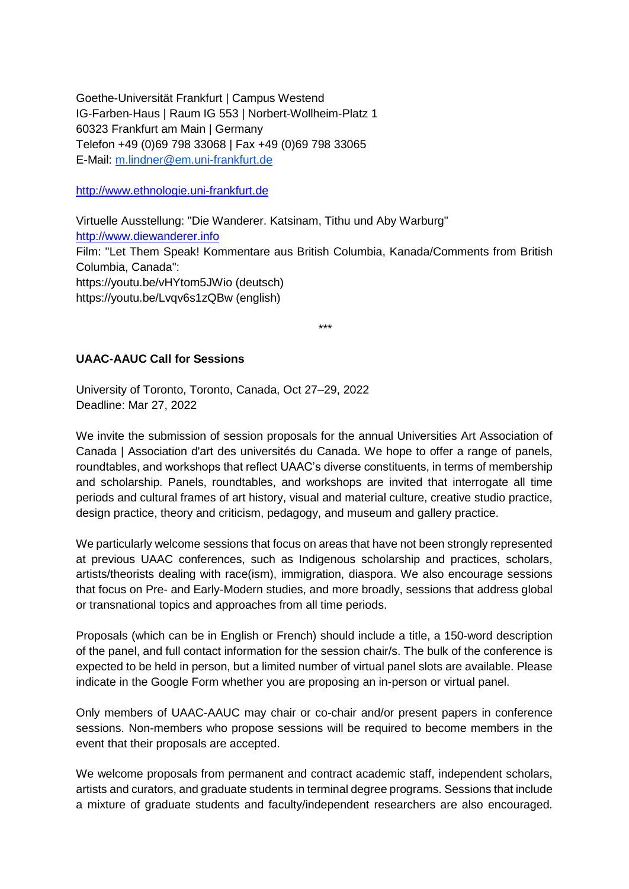Goethe-Universität Frankfurt | Campus Westend
IG-Farben-Haus | Raum IG 553 | Norbert-Wollheim-Platz 1
60323 Frankfurt am Main | Germany
Telefon +49 (0)69 798 33068 | Fax +49 (0)69 798 33065
E-Mail: m.lindner@em.uni-frankfurt.de

http://www.ethnologie.uni-frankfurt.de

Virtuelle Ausstellung: "Die Wanderer. Katsinam, Tithu und Aby Warburg"
http://www.diewanderer.info
Film: "Let Them Speak! Kommentare aus British Columbia, Kanada/Comments from British Columbia, Canada":
https://youtu.be/vHYtom5JWio (deutsch)
https://youtu.be/Lvqv6s1zQBw (english)

***

**UAAC-AAUC Call for Sessions**

University of Toronto, Toronto, Canada, Oct 27–29, 2022
Deadline: Mar 27, 2022

We invite the submission of session proposals for the annual Universities Art Association of Canada | Association d'art des universités du Canada. We hope to offer a range of panels, roundtables, and workshops that reflect UAAC's diverse constituents, in terms of membership and scholarship. Panels, roundtables, and workshops are invited that interrogate all time periods and cultural frames of art history, visual and material culture, creative studio practice, design practice, theory and criticism, pedagogy, and museum and gallery practice.

We particularly welcome sessions that focus on areas that have not been strongly represented at previous UAAC conferences, such as Indigenous scholarship and practices, scholars, artists/theorists dealing with race(ism), immigration, diaspora. We also encourage sessions that focus on Pre- and Early-Modern studies, and more broadly, sessions that address global or transnational topics and approaches from all time periods.

Proposals (which can be in English or French) should include a title, a 150-word description of the panel, and full contact information for the session chair/s. The bulk of the conference is expected to be held in person, but a limited number of virtual panel slots are available. Please indicate in the Google Form whether you are proposing an in-person or virtual panel.

Only members of UAAC-AAUC may chair or co-chair and/or present papers in conference sessions. Non-members who propose sessions will be required to become members in the event that their proposals are accepted.

We welcome proposals from permanent and contract academic staff, independent scholars, artists and curators, and graduate students in terminal degree programs. Sessions that include a mixture of graduate students and faculty/independent researchers are also encouraged.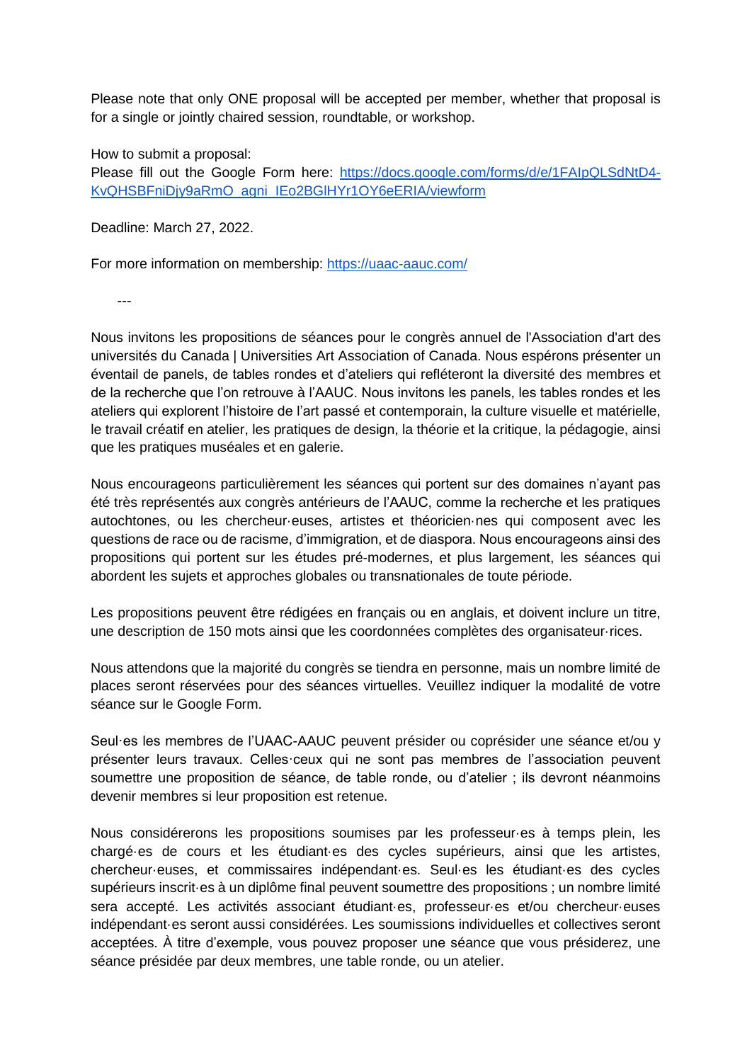Please note that only ONE proposal will be accepted per member, whether that proposal is for a single or jointly chaired session, roundtable, or workshop.

How to submit a proposal:
Please fill out the Google Form here: https://docs.google.com/forms/d/e/1FAIpQLSdNtD4-KvQHSBFniDjy9aRmO_agni_IEo2BGlHYr1OY6eERIA/viewform

Deadline: March 27, 2022.

For more information on membership: https://uaac-aauc.com/

---

Nous invitons les propositions de séances pour le congrès annuel de l'Association d'art des universités du Canada | Universities Art Association of Canada. Nous espérons présenter un éventail de panels, de tables rondes et d'ateliers qui refléteront la diversité des membres et de la recherche que l'on retrouve à l'AAUC. Nous invitons les panels, les tables rondes et les ateliers qui explorent l'histoire de l'art passé et contemporain, la culture visuelle et matérielle, le travail créatif en atelier, les pratiques de design, la théorie et la critique, la pédagogie, ainsi que les pratiques muséales et en galerie.

Nous encourageons particulièrement les séances qui portent sur des domaines n'ayant pas été très représentés aux congrès antérieurs de l'AAUC, comme la recherche et les pratiques autochtones, ou les chercheur·euses, artistes et théoricien·nes qui composent avec les questions de race ou de racisme, d'immigration, et de diaspora. Nous encourageons ainsi des propositions qui portent sur les études pré-modernes, et plus largement, les séances qui abordent les sujets et approches globales ou transnationales de toute période.

Les propositions peuvent être rédigées en français ou en anglais, et doivent inclure un titre, une description de 150 mots ainsi que les coordonnées complètes des organisateur·rices.

Nous attendons que la majorité du congrès se tiendra en personne, mais un nombre limité de places seront réservées pour des séances virtuelles. Veuillez indiquer la modalité de votre séance sur le Google Form.

Seul·es les membres de l'UAAC-AAUC peuvent présider ou coprésider une séance et/ou y présenter leurs travaux. Celles·ceux qui ne sont pas membres de l'association peuvent soumettre une proposition de séance, de table ronde, ou d'atelier ; ils devront néanmoins devenir membres si leur proposition est retenue.

Nous considérerons les propositions soumises par les professeur·es à temps plein, les chargé·es de cours et les étudiant·es des cycles supérieurs, ainsi que les artistes, chercheur·euses, et commissaires indépendant·es. Seul·es les étudiant·es des cycles supérieurs inscrit·es à un diplôme final peuvent soumettre des propositions ; un nombre limité sera accepté. Les activités associant étudiant·es, professeur·es et/ou chercheur·euses indépendant·es seront aussi considérées. Les soumissions individuelles et collectives seront acceptées. À titre d'exemple, vous pouvez proposer une séance que vous présiderez, une séance présidée par deux membres, une table ronde, ou un atelier.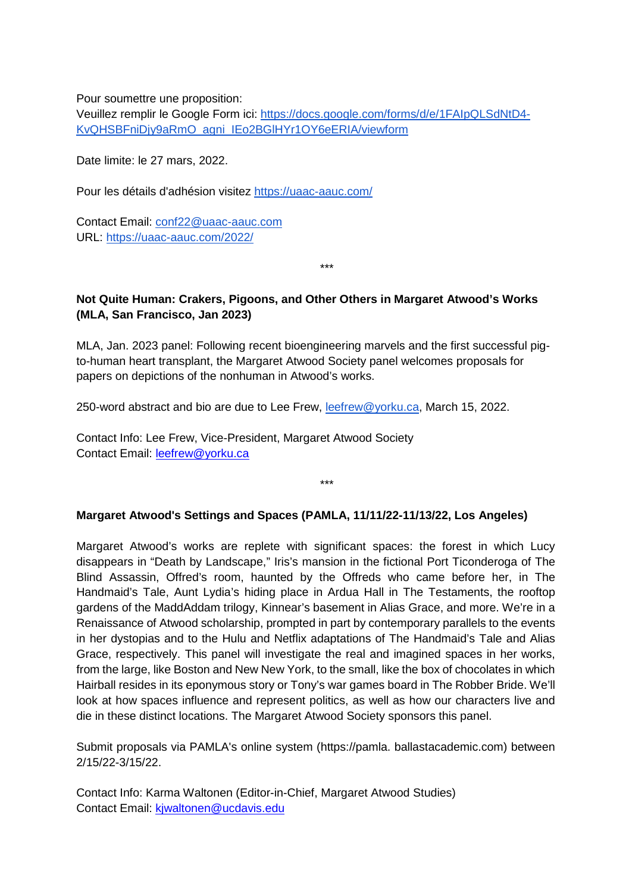Pour soumettre une proposition:
Veuillez remplir le Google Form ici: [https://docs.google.com/forms/d/e/1FAIpQLSdNtD4-KvQHSBFniDjy9aRmO_agni_IEo2BGlHYr1OY6eERIA/viewform](https://docs.google.com/forms/d/e/1FAIpQLSdNtD4-KvQHSBFniDjy9aRmO_agni_IEo2BGlHYr1OY6eERIA/viewform)

Date limite: le 27 mars, 2022.

Pour les détails d'adhésion visitez [https://uaac-aauc.com/](https://uaac-aauc.com/)

Contact Email: [conf22@uaac-aauc.com](mailto:conf22@uaac-aauc.com)
URL: [https://uaac-aauc.com/2022/](https://uaac-aauc.com/2022/)

***

**Not Quite Human: Crakers, Pigoons, and Other Others in Margaret Atwood's Works (MLA, San Francisco, Jan 2023)**

MLA, Jan. 2023 panel: Following recent bioengineering marvels and the first successful pig-to-human heart transplant, the Margaret Atwood Society panel welcomes proposals for papers on depictions of the nonhuman in Atwood's works.

250-word abstract and bio are due to Lee Frew, [leefrew@yorku.ca](mailto:leefrew@yorku.ca), March 15, 2022.

Contact Info: Lee Frew, Vice-President, Margaret Atwood Society
Contact Email: [leefrew@yorku.ca](mailto:leefrew@yorku.ca)

***

**Margaret Atwood's Settings and Spaces (PAMLA, 11/11/22-11/13/22, Los Angeles)**

Margaret Atwood's works are replete with significant spaces: the forest in which Lucy disappears in "Death by Landscape," Iris's mansion in the fictional Port Ticonderoga of The Blind Assassin, Offred's room, haunted by the Offreds who came before her, in The Handmaid's Tale, Aunt Lydia's hiding place in Ardua Hall in The Testaments, the rooftop gardens of the MaddAddam trilogy, Kinnear's basement in Alias Grace, and more. We're in a Renaissance of Atwood scholarship, prompted in part by contemporary parallels to the events in her dystopias and to the Hulu and Netflix adaptations of The Handmaid's Tale and Alias Grace, respectively. This panel will investigate the real and imagined spaces in her works, from the large, like Boston and New New York, to the small, like the box of chocolates in which Hairball resides in its eponymous story or Tony's war games board in The Robber Bride. We'll look at how spaces influence and represent politics, as well as how our characters live and die in these distinct locations. The Margaret Atwood Society sponsors this panel.

Submit proposals via PAMLA's online system (https://pamla. ballastacademic.com) between 2/15/22-3/15/22.

Contact Info: Karma Waltonen (Editor-in-Chief, Margaret Atwood Studies)
Contact Email: [kjwaltonen@ucdavis.edu](mailto:kjwaltonen@ucdavis.edu)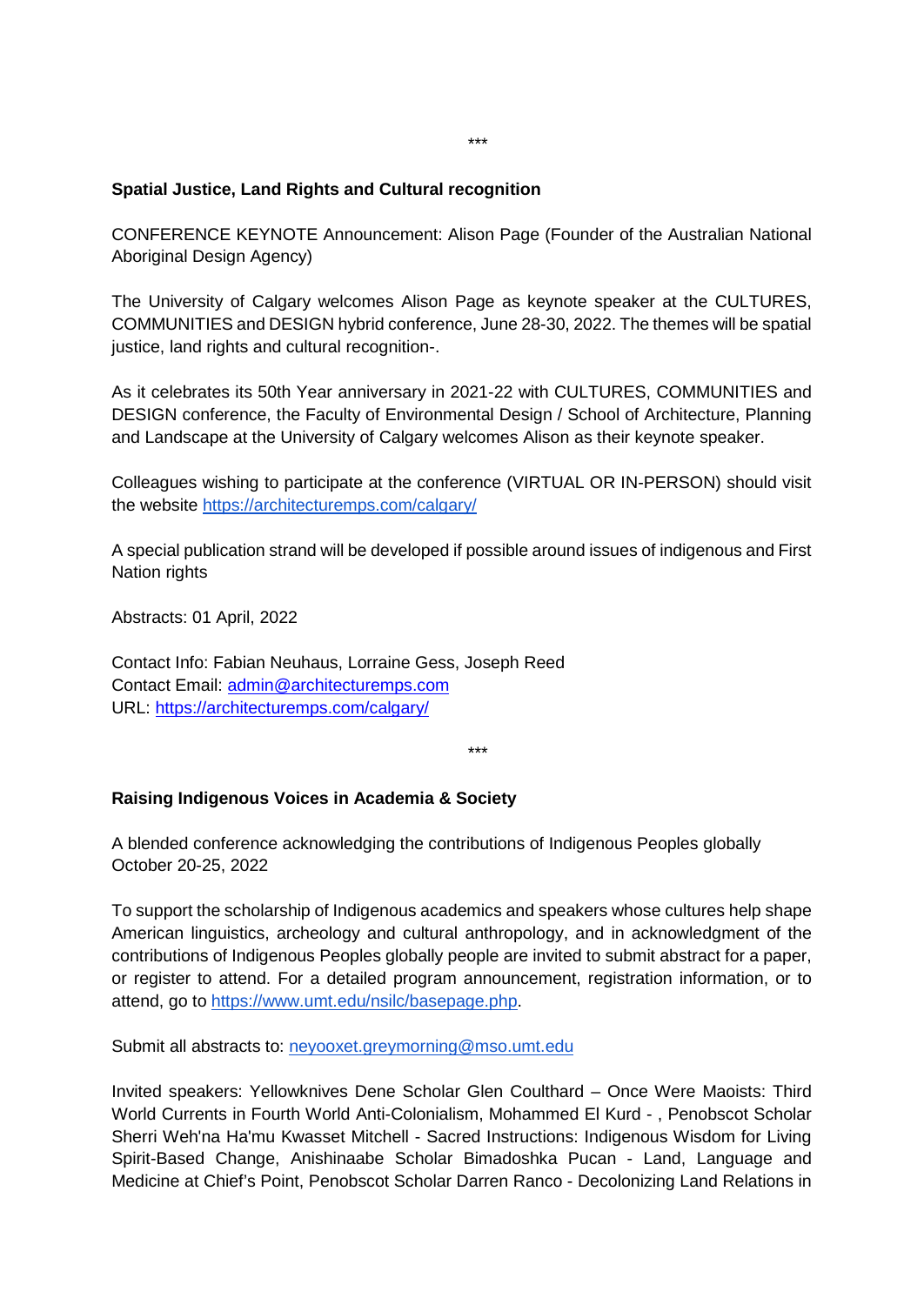***

**Spatial Justice, Land Rights and Cultural recognition**

CONFERENCE KEYNOTE Announcement: Alison Page (Founder of the Australian National Aboriginal Design Agency)

The University of Calgary welcomes Alison Page as keynote speaker at the CULTURES, COMMUNITIES and DESIGN hybrid conference, June 28-30, 2022. The themes will be spatial justice, land rights and cultural recognition-.

As it celebrates its 50th Year anniversary in 2021-22 with CULTURES, COMMUNITIES and DESIGN conference, the Faculty of Environmental Design / School of Architecture, Planning and Landscape at the University of Calgary welcomes Alison as their keynote speaker.

Colleagues wishing to participate at the conference (VIRTUAL OR IN-PERSON) should visit the website https://architecturemps.com/calgary/

A special publication strand will be developed if possible around issues of indigenous and First Nation rights

Abstracts: 01 April, 2022

Contact Info: Fabian Neuhaus, Lorraine Gess, Joseph Reed
Contact Email: admin@architecturemps.com
URL: https://architecturemps.com/calgary/

***

**Raising Indigenous Voices in Academia & Society**

A blended conference acknowledging the contributions of Indigenous Peoples globally
October 20-25, 2022

To support the scholarship of Indigenous academics and speakers whose cultures help shape American linguistics, archeology and cultural anthropology, and in acknowledgment of the contributions of Indigenous Peoples globally people are invited to submit abstract for a paper, or register to attend. For a detailed program announcement, registration information, or to attend, go to https://www.umt.edu/nsilc/basepage.php.

Submit all abstracts to: neyooxet.greymorning@mso.umt.edu

Invited speakers: Yellowknives Dene Scholar Glen Coulthard – Once Were Maoists: Third World Currents in Fourth World Anti-Colonialism, Mohammed El Kurd - , Penobscot Scholar Sherri Weh'na Ha'mu Kwasset Mitchell - Sacred Instructions: Indigenous Wisdom for Living Spirit-Based Change, Anishinaabe Scholar Bimadoshka Pucan - Land, Language and Medicine at Chief's Point, Penobscot Scholar Darren Ranco - Decolonizing Land Relations in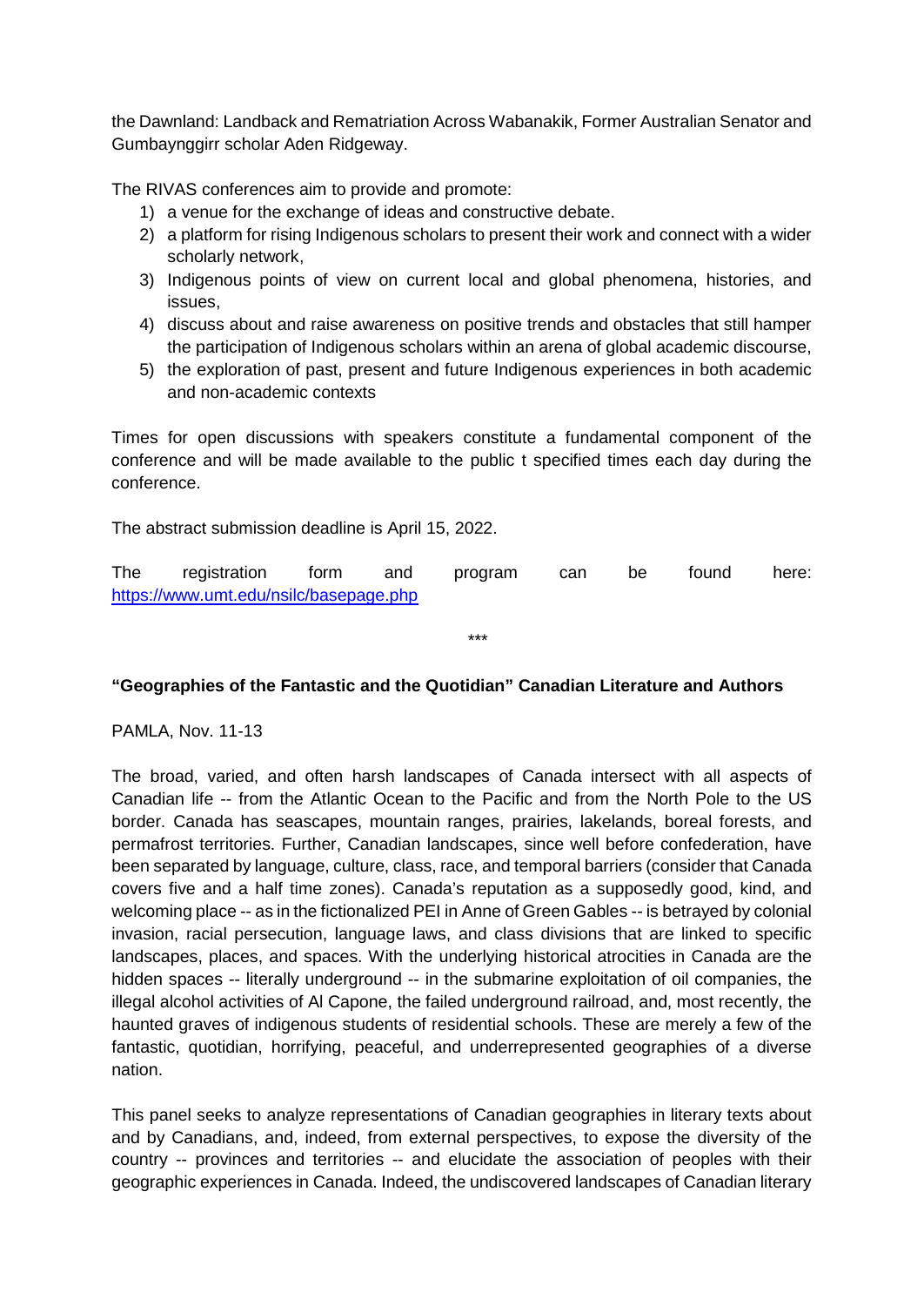the Dawnland: Landback and Rematriation Across Wabanakik, Former Australian Senator and Gumbaynggirr scholar Aden Ridgeway.

The RIVAS conferences aim to provide and promote:

1) a venue for the exchange of ideas and constructive debate.
2) a platform for rising Indigenous scholars to present their work and connect with a wider scholarly network,
3) Indigenous points of view on current local and global phenomena, histories, and issues,
4) discuss about and raise awareness on positive trends and obstacles that still hamper the participation of Indigenous scholars within an arena of global academic discourse,
5) the exploration of past, present and future Indigenous experiences in both academic and non-academic contexts

Times for open discussions with speakers constitute a fundamental component of the conference and will be made available to the public t specified times each day during the conference.

The abstract submission deadline is April 15, 2022.

The registration form and program can be found here: https://www.umt.edu/nsilc/basepage.php

\*\*\*

**"Geographies of the Fantastic and the Quotidian" Canadian Literature and Authors**

PAMLA, Nov. 11-13

The broad, varied, and often harsh landscapes of Canada intersect with all aspects of Canadian life -- from the Atlantic Ocean to the Pacific and from the North Pole to the US border. Canada has seascapes, mountain ranges, prairies, lakelands, boreal forests, and permafrost territories. Further, Canadian landscapes, since well before confederation, have been separated by language, culture, class, race, and temporal barriers (consider that Canada covers five and a half time zones). Canada's reputation as a supposedly good, kind, and welcoming place -- as in the fictionalized PEI in Anne of Green Gables -- is betrayed by colonial invasion, racial persecution, language laws, and class divisions that are linked to specific landscapes, places, and spaces. With the underlying historical atrocities in Canada are the hidden spaces -- literally underground -- in the submarine exploitation of oil companies, the illegal alcohol activities of Al Capone, the failed underground railroad, and, most recently, the haunted graves of indigenous students of residential schools. These are merely a few of the fantastic, quotidian, horrifying, peaceful, and underrepresented geographies of a diverse nation.

This panel seeks to analyze representations of Canadian geographies in literary texts about and by Canadians, and, indeed, from external perspectives, to expose the diversity of the country -- provinces and territories -- and elucidate the association of peoples with their geographic experiences in Canada. Indeed, the undiscovered landscapes of Canadian literary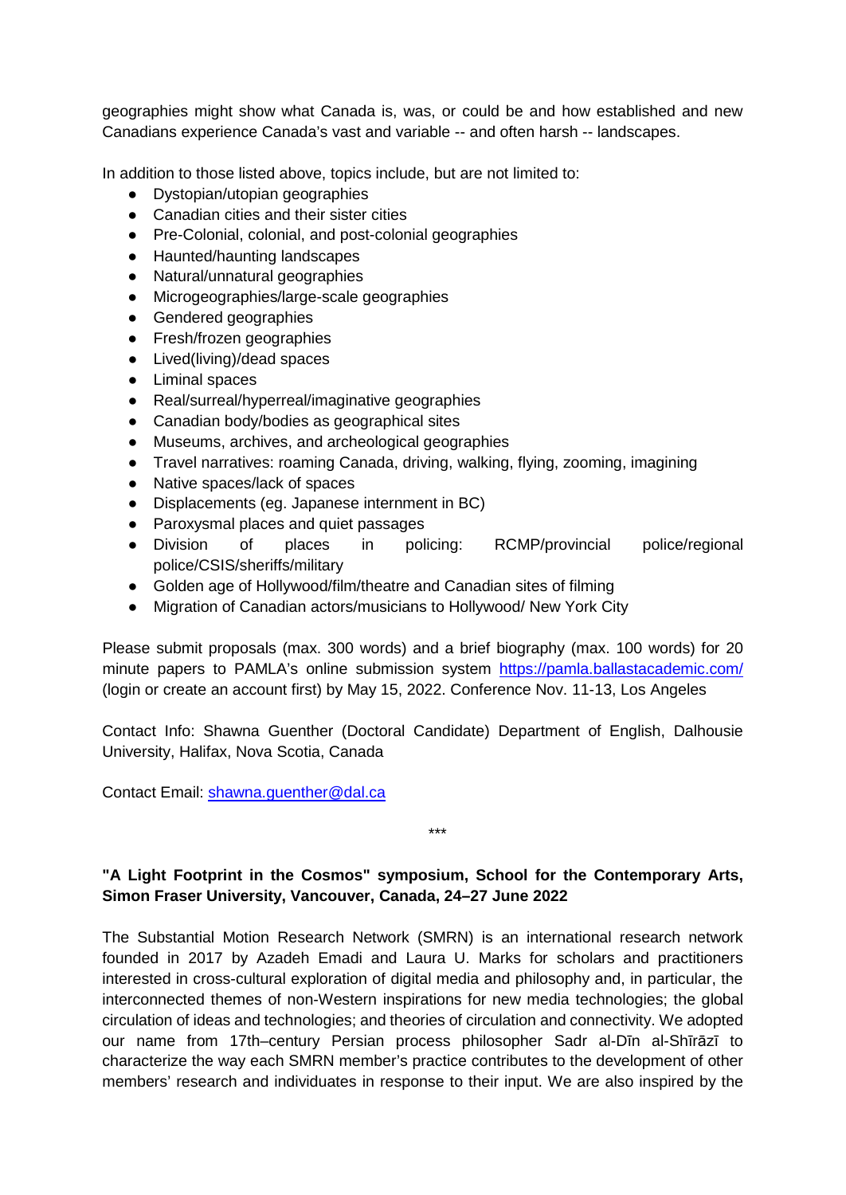geographies might show what Canada is, was, or could be and how established and new Canadians experience Canada's vast and variable -- and often harsh -- landscapes.

In addition to those listed above, topics include, but are not limited to:

- Dystopian/utopian geographies
- Canadian cities and their sister cities
- Pre-Colonial, colonial, and post-colonial geographies
- Haunted/haunting landscapes
- Natural/unnatural geographies
- Microgeographies/large-scale geographies
- Gendered geographies
- Fresh/frozen geographies
- Lived(living)/dead spaces
- Liminal spaces
- Real/surreal/hyperreal/imaginative geographies
- Canadian body/bodies as geographical sites
- Museums, archives, and archeological geographies
- Travel narratives: roaming Canada, driving, walking, flying, zooming, imagining
- Native spaces/lack of spaces
- Displacements (eg. Japanese internment in BC)
- Paroxysmal places and quiet passages
- Division of places in policing: RCMP/provincial police/regional police/CSIS/sheriffs/military
- Golden age of Hollywood/film/theatre and Canadian sites of filming
- Migration of Canadian actors/musicians to Hollywood/ New York City

Please submit proposals (max. 300 words) and a brief biography (max. 100 words) for 20 minute papers to PAMLA's online submission system https://pamla.ballastacademic.com/ (login or create an account first) by May 15, 2022. Conference Nov. 11-13, Los Angeles

Contact Info: Shawna Guenther (Doctoral Candidate) Department of English, Dalhousie University, Halifax, Nova Scotia, Canada

Contact Email: shawna.guenther@dal.ca

\*\*\*

**"A Light Footprint in the Cosmos" symposium, School for the Contemporary Arts, Simon Fraser University, Vancouver, Canada, 24–27 June 2022**

The Substantial Motion Research Network (SMRN) is an international research network founded in 2017 by Azadeh Emadi and Laura U. Marks for scholars and practitioners interested in cross-cultural exploration of digital media and philosophy and, in particular, the interconnected themes of non-Western inspirations for new media technologies; the global circulation of ideas and technologies; and theories of circulation and connectivity. We adopted our name from 17th–century Persian process philosopher Sadr al-Dīn al-Shīrāzī to characterize the way each SMRN member's practice contributes to the development of other members' research and individuates in response to their input. We are also inspired by the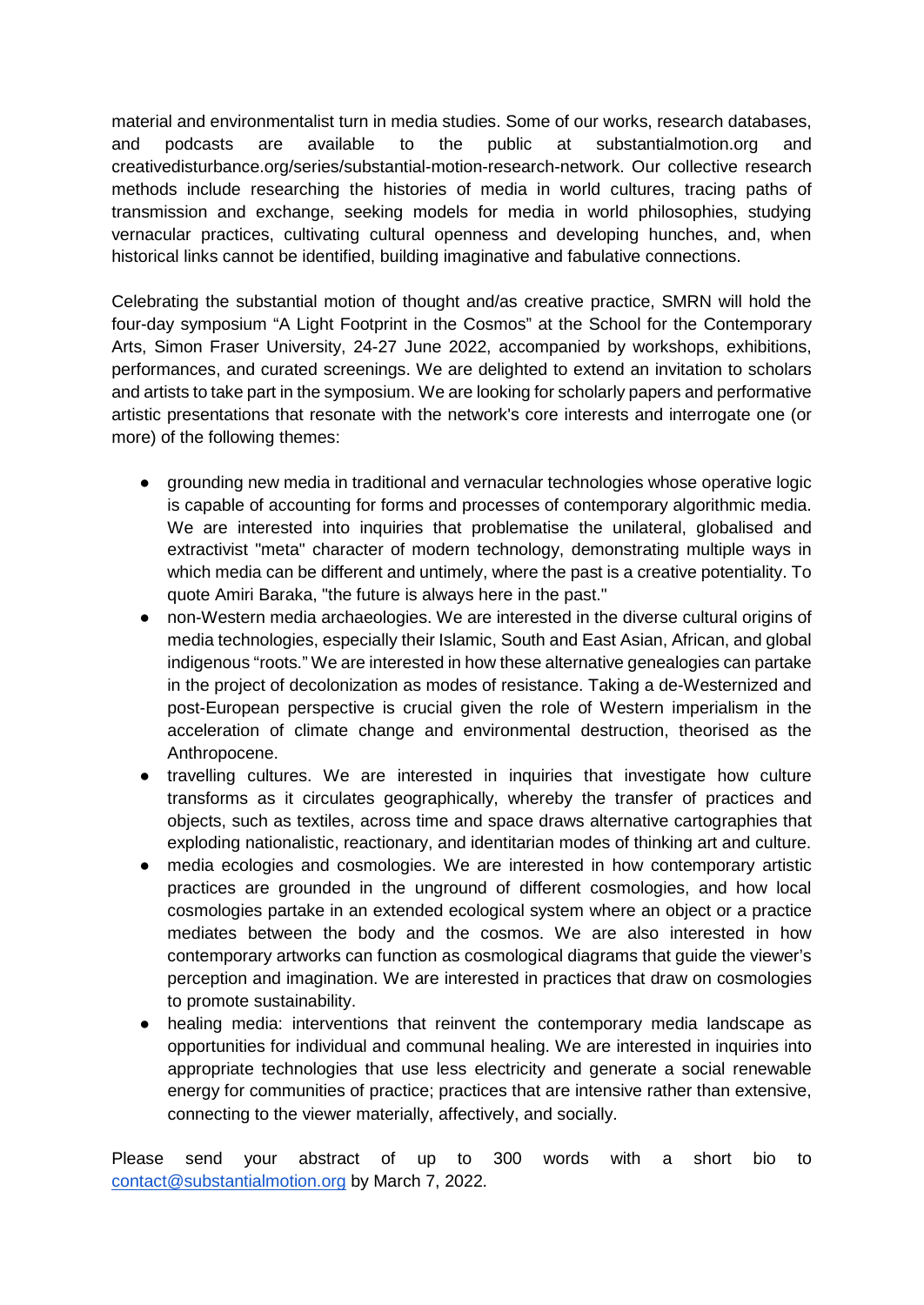material and environmentalist turn in media studies. Some of our works, research databases, and podcasts are available to the public at substantialmotion.org and creativedisturbance.org/series/substantial-motion-research-network. Our collective research methods include researching the histories of media in world cultures, tracing paths of transmission and exchange, seeking models for media in world philosophies, studying vernacular practices, cultivating cultural openness and developing hunches, and, when historical links cannot be identified, building imaginative and fabulative connections.

Celebrating the substantial motion of thought and/as creative practice, SMRN will hold the four-day symposium "A Light Footprint in the Cosmos" at the School for the Contemporary Arts, Simon Fraser University, 24-27 June 2022, accompanied by workshops, exhibitions, performances, and curated screenings. We are delighted to extend an invitation to scholars and artists to take part in the symposium. We are looking for scholarly papers and performative artistic presentations that resonate with the network's core interests and interrogate one (or more) of the following themes:

- grounding new media in traditional and vernacular technologies whose operative logic is capable of accounting for forms and processes of contemporary algorithmic media. We are interested into inquiries that problematise the unilateral, globalised and extractivist "meta" character of modern technology, demonstrating multiple ways in which media can be different and untimely, where the past is a creative potentiality. To quote Amiri Baraka, "the future is always here in the past."
- non-Western media archaeologies. We are interested in the diverse cultural origins of media technologies, especially their Islamic, South and East Asian, African, and global indigenous "roots." We are interested in how these alternative genealogies can partake in the project of decolonization as modes of resistance. Taking a de-Westernized and post-European perspective is crucial given the role of Western imperialism in the acceleration of climate change and environmental destruction, theorised as the Anthropocene.
- travelling cultures. We are interested in inquiries that investigate how culture transforms as it circulates geographically, whereby the transfer of practices and objects, such as textiles, across time and space draws alternative cartographies that exploding nationalistic, reactionary, and identitarian modes of thinking art and culture.
- media ecologies and cosmologies. We are interested in how contemporary artistic practices are grounded in the unground of different cosmologies, and how local cosmologies partake in an extended ecological system where an object or a practice mediates between the body and the cosmos. We are also interested in how contemporary artworks can function as cosmological diagrams that guide the viewer's perception and imagination. We are interested in practices that draw on cosmologies to promote sustainability.
- healing media: interventions that reinvent the contemporary media landscape as opportunities for individual and communal healing. We are interested in inquiries into appropriate technologies that use less electricity and generate a social renewable energy for communities of practice; practices that are intensive rather than extensive, connecting to the viewer materially, affectively, and socially.

Please send your abstract of up to 300 words with a short bio to contact@substantialmotion.org by March 7, 2022.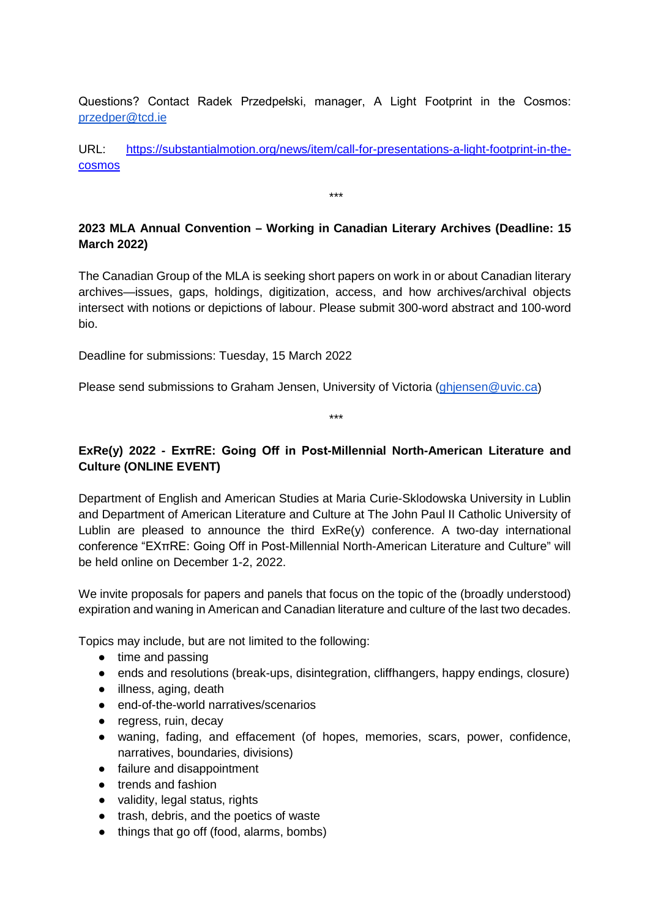Questions? Contact Radek Przedpełski, manager, A Light Footprint in the Cosmos: [przedper@tcd.ie](mailto:przedper@tcd.ie)

URL: [https://substantialmotion.org/news/item/call-for-presentations-a-light-footprint-in-the-cosmos](https://substantialmotion.org/news/item/call-for-presentations-a-light-footprint-in-the-cosmos)

***

**2023 MLA Annual Convention – Working in Canadian Literary Archives (Deadline: 15 March 2022)**

The Canadian Group of the MLA is seeking short papers on work in or about Canadian literary archives—issues, gaps, holdings, digitization, access, and how archives/archival objects intersect with notions or depictions of labour. Please submit 300-word abstract and 100-word bio.

Deadline for submissions: Tuesday, 15 March 2022

Please send submissions to Graham Jensen, University of Victoria ([ghjensen@uvic.ca](mailto:ghjensen@uvic.ca))

***

**ExRe(y) 2022 - ExπRE: Going Off in Post-Millennial North-American Literature and Culture (ONLINE EVENT)**

Department of English and American Studies at Maria Curie-Sklodowska University in Lublin and Department of American Literature and Culture at The John Paul II Catholic University of Lublin are pleased to announce the third ExRe(y) conference. A two-day international conference "EXπRE: Going Off in Post-Millennial North-American Literature and Culture" will be held online on December 1-2, 2022.

We invite proposals for papers and panels that focus on the topic of the (broadly understood) expiration and waning in American and Canadian literature and culture of the last two decades.

Topics may include, but are not limited to the following:

- time and passing
- ends and resolutions (break-ups, disintegration, cliffhangers, happy endings, closure)
- illness, aging, death
- end-of-the-world narratives/scenarios
- regress, ruin, decay
- waning, fading, and effacement (of hopes, memories, scars, power, confidence, narratives, boundaries, divisions)
- failure and disappointment
- trends and fashion
- validity, legal status, rights
- trash, debris, and the poetics of waste
- things that go off (food, alarms, bombs)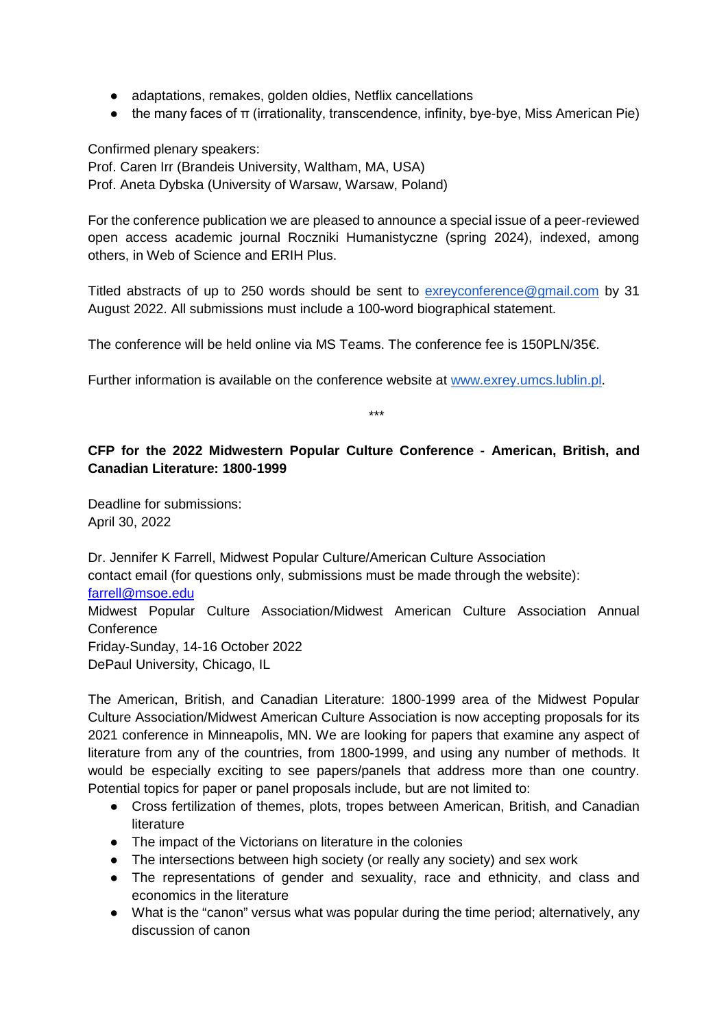- adaptations, remakes, golden oldies, Netflix cancellations
- the many faces of π (irrationality, transcendence, infinity, bye-bye, Miss American Pie)

Confirmed plenary speakers:
Prof. Caren Irr (Brandeis University, Waltham, MA, USA)
Prof. Aneta Dybska (University of Warsaw, Warsaw, Poland)

For the conference publication we are pleased to announce a special issue of a peer-reviewed open access academic journal Roczniki Humanistyczne (spring 2024), indexed, among others, in Web of Science and ERIH Plus.

Titled abstracts of up to 250 words should be sent to exreyconference@gmail.com by 31 August 2022. All submissions must include a 100-word biographical statement.

The conference will be held online via MS Teams. The conference fee is 150PLN/35€.

Further information is available on the conference website at www.exrey.umcs.lublin.pl.

***

**CFP for the 2022 Midwestern Popular Culture Conference - American, British, and Canadian Literature: 1800-1999**

Deadline for submissions:
April 30, 2022

Dr. Jennifer K Farrell, Midwest Popular Culture/American Culture Association
contact email (for questions only, submissions must be made through the website):
farrell@msoe.edu
Midwest Popular Culture Association/Midwest American Culture Association Annual Conference
Friday-Sunday, 14-16 October 2022
DePaul University, Chicago, IL

The American, British, and Canadian Literature: 1800-1999 area of the Midwest Popular Culture Association/Midwest American Culture Association is now accepting proposals for its 2021 conference in Minneapolis, MN. We are looking for papers that examine any aspect of literature from any of the countries, from 1800-1999, and using any number of methods. It would be especially exciting to see papers/panels that address more than one country. Potential topics for paper or panel proposals include, but are not limited to:

- Cross fertilization of themes, plots, tropes between American, British, and Canadian literature
- The impact of the Victorians on literature in the colonies
- The intersections between high society (or really any society) and sex work
- The representations of gender and sexuality, race and ethnicity, and class and economics in the literature
- What is the "canon" versus what was popular during the time period; alternatively, any discussion of canon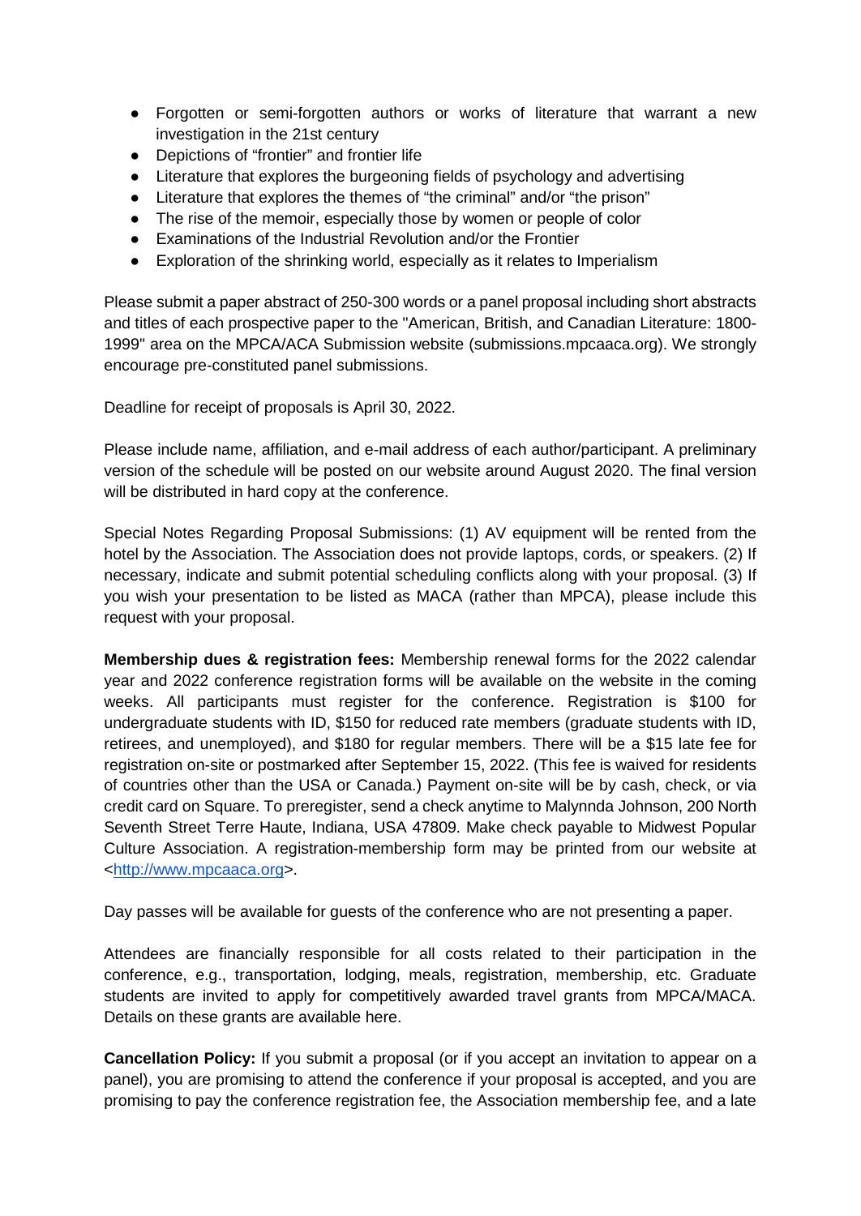- Forgotten or semi-forgotten authors or works of literature that warrant a new investigation in the 21st century
- Depictions of "frontier" and frontier life
- Literature that explores the burgeoning fields of psychology and advertising
- Literature that explores the themes of "the criminal" and/or "the prison"
- The rise of the memoir, especially those by women or people of color
- Examinations of the Industrial Revolution and/or the Frontier
- Exploration of the shrinking world, especially as it relates to Imperialism

Please submit a paper abstract of 250-300 words or a panel proposal including short abstracts and titles of each prospective paper to the "American, British, and Canadian Literature: 1800-1999" area on the MPCA/ACA Submission website (submissions.mpcaaca.org). We strongly encourage pre-constituted panel submissions.

Deadline for receipt of proposals is April 30, 2022.

Please include name, affiliation, and e-mail address of each author/participant. A preliminary version of the schedule will be posted on our website around August 2020. The final version will be distributed in hard copy at the conference.

Special Notes Regarding Proposal Submissions: (1) AV equipment will be rented from the hotel by the Association. The Association does not provide laptops, cords, or speakers. (2) If necessary, indicate and submit potential scheduling conflicts along with your proposal. (3) If you wish your presentation to be listed as MACA (rather than MPCA), please include this request with your proposal.

**Membership dues & registration fees:** Membership renewal forms for the 2022 calendar year and 2022 conference registration forms will be available on the website in the coming weeks. All participants must register for the conference. Registration is $100 for undergraduate students with ID, $150 for reduced rate members (graduate students with ID, retirees, and unemployed), and $180 for regular members. There will be a $15 late fee for registration on-site or postmarked after September 15, 2022. (This fee is waived for residents of countries other than the USA or Canada.) Payment on-site will be by cash, check, or via credit card on Square. To preregister, send a check anytime to Malynnda Johnson, 200 North Seventh Street Terre Haute, Indiana, USA 47809. Make check payable to Midwest Popular Culture Association. A registration-membership form may be printed from our website at <http://www.mpcaaca.org>.

Day passes will be available for guests of the conference who are not presenting a paper.

Attendees are financially responsible for all costs related to their participation in the conference, e.g., transportation, lodging, meals, registration, membership, etc. Graduate students are invited to apply for competitively awarded travel grants from MPCA/MACA. Details on these grants are available here.

**Cancellation Policy:** If you submit a proposal (or if you accept an invitation to appear on a panel), you are promising to attend the conference if your proposal is accepted, and you are promising to pay the conference registration fee, the Association membership fee, and a late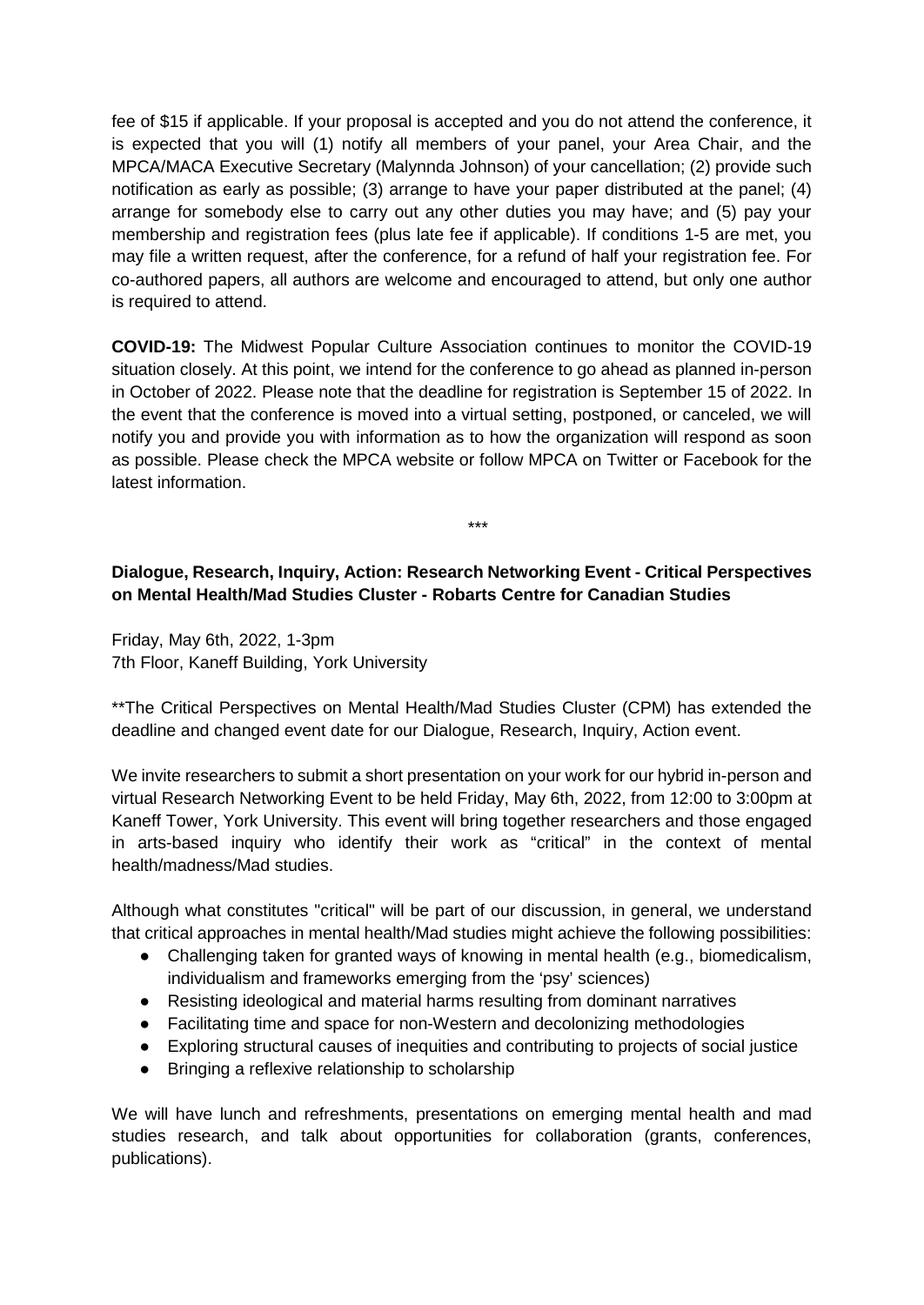fee of $15 if applicable. If your proposal is accepted and you do not attend the conference, it is expected that you will (1) notify all members of your panel, your Area Chair, and the MPCA/MACA Executive Secretary (Malynnda Johnson) of your cancellation; (2) provide such notification as early as possible; (3) arrange to have your paper distributed at the panel; (4) arrange for somebody else to carry out any other duties you may have; and (5) pay your membership and registration fees (plus late fee if applicable). If conditions 1-5 are met, you may file a written request, after the conference, for a refund of half your registration fee. For co-authored papers, all authors are welcome and encouraged to attend, but only one author is required to attend.

**COVID-19:** The Midwest Popular Culture Association continues to monitor the COVID-19 situation closely. At this point, we intend for the conference to go ahead as planned in-person in October of 2022. Please note that the deadline for registration is September 15 of 2022. In the event that the conference is moved into a virtual setting, postponed, or canceled, we will notify you and provide you with information as to how the organization will respond as soon as possible. Please check the MPCA website or follow MPCA on Twitter or Facebook for the latest information.

\*\*\*

**Dialogue, Research, Inquiry, Action: Research Networking Event - Critical Perspectives on Mental Health/Mad Studies Cluster - Robarts Centre for Canadian Studies**

Friday, May 6th, 2022, 1-3pm
7th Floor, Kaneff Building, York University

**The Critical Perspectives on Mental Health/Mad Studies Cluster (CPM) has extended the deadline and changed event date for our Dialogue, Research, Inquiry, Action event.

We invite researchers to submit a short presentation on your work for our hybrid in-person and virtual Research Networking Event to be held Friday, May 6th, 2022, from 12:00 to 3:00pm at Kaneff Tower, York University. This event will bring together researchers and those engaged in arts-based inquiry who identify their work as "critical" in the context of mental health/madness/Mad studies.

Although what constitutes "critical" will be part of our discussion, in general, we understand that critical approaches in mental health/Mad studies might achieve the following possibilities:

- Challenging taken for granted ways of knowing in mental health (e.g., biomedicalism, individualism and frameworks emerging from the 'psy' sciences)
- Resisting ideological and material harms resulting from dominant narratives
- Facilitating time and space for non-Western and decolonizing methodologies
- Exploring structural causes of inequities and contributing to projects of social justice
- Bringing a reflexive relationship to scholarship

We will have lunch and refreshments, presentations on emerging mental health and mad studies research, and talk about opportunities for collaboration (grants, conferences, publications).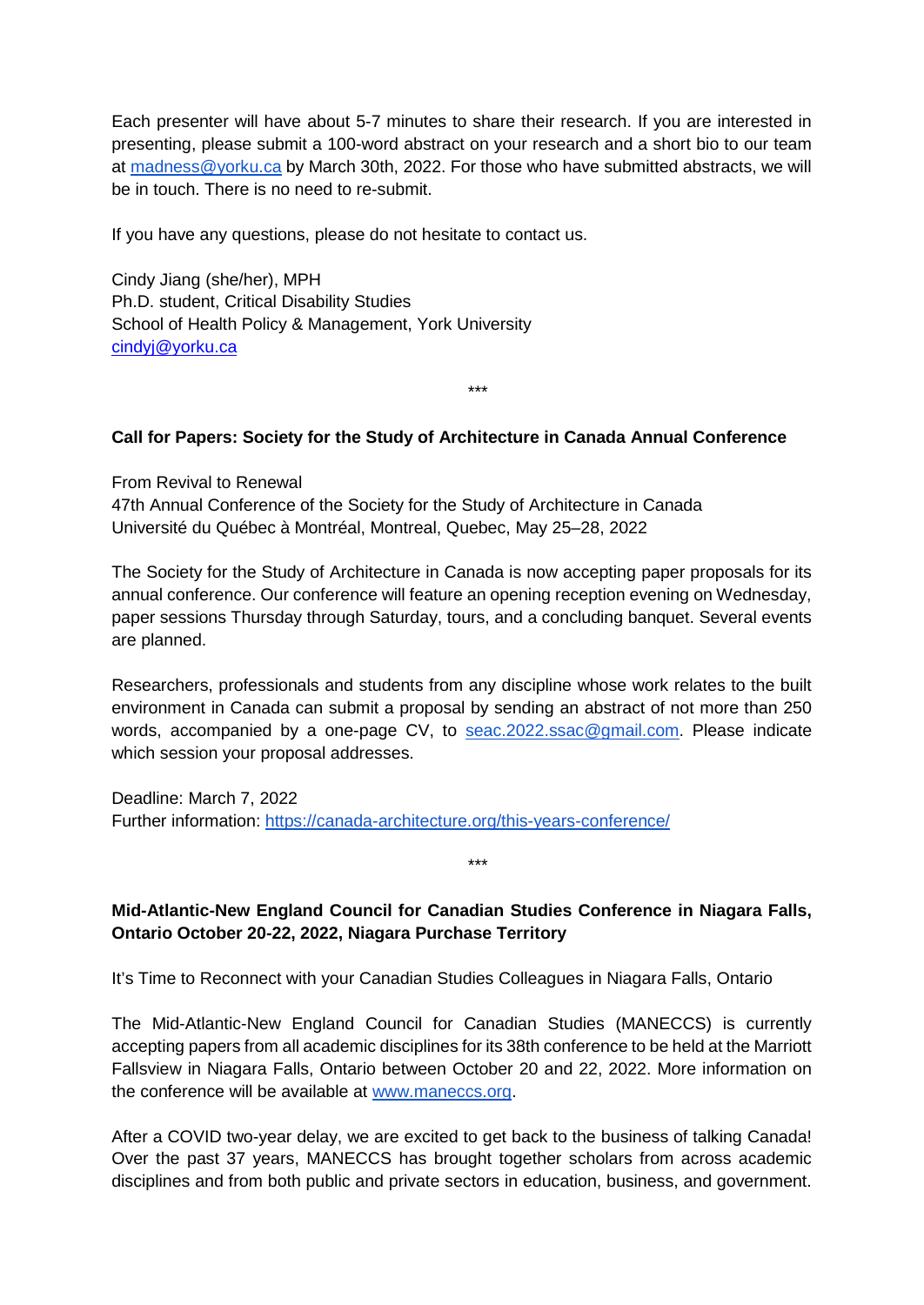Each presenter will have about 5-7 minutes to share their research. If you are interested in presenting, please submit a 100-word abstract on your research and a short bio to our team at [madness@yorku.ca](mailto:madness@yorku.ca) by March 30th, 2022. For those who have submitted abstracts, we will be in touch. There is no need to re-submit.

If you have any questions, please do not hesitate to contact us.

Cindy Jiang (she/her), MPH
Ph.D. student, Critical Disability Studies
School of Health Policy & Management, York University
[cindyj@yorku.ca](mailto:cindyj@yorku.ca)

***

**Call for Papers: Society for the Study of Architecture in Canada Annual Conference**

From Revival to Renewal
47th Annual Conference of the Society for the Study of Architecture in Canada
Université du Québec à Montréal, Montreal, Quebec, May 25–28, 2022

The Society for the Study of Architecture in Canada is now accepting paper proposals for its annual conference. Our conference will feature an opening reception evening on Wednesday, paper sessions Thursday through Saturday, tours, and a concluding banquet. Several events are planned.

Researchers, professionals and students from any discipline whose work relates to the built environment in Canada can submit a proposal by sending an abstract of not more than 250 words, accompanied by a one-page CV, to [seac.2022.ssac@gmail.com](mailto:seac.2022.ssac@gmail.com). Please indicate which session your proposal addresses.

Deadline: March 7, 2022
Further information: [https://canada-architecture.org/this-years-conference/](https://canada-architecture.org/this-years-conference/)

***

**Mid-Atlantic-New England Council for Canadian Studies Conference in Niagara Falls, Ontario October 20-22, 2022, Niagara Purchase Territory**

It's Time to Reconnect with your Canadian Studies Colleagues in Niagara Falls, Ontario

The Mid-Atlantic-New England Council for Canadian Studies (MANECCS) is currently accepting papers from all academic disciplines for its 38th conference to be held at the Marriott Fallsview in Niagara Falls, Ontario between October 20 and 22, 2022. More information on the conference will be available at [www.maneccs.org](http://www.maneccs.org).

After a COVID two-year delay, we are excited to get back to the business of talking Canada! Over the past 37 years, MANECCS has brought together scholars from across academic disciplines and from both public and private sectors in education, business, and government.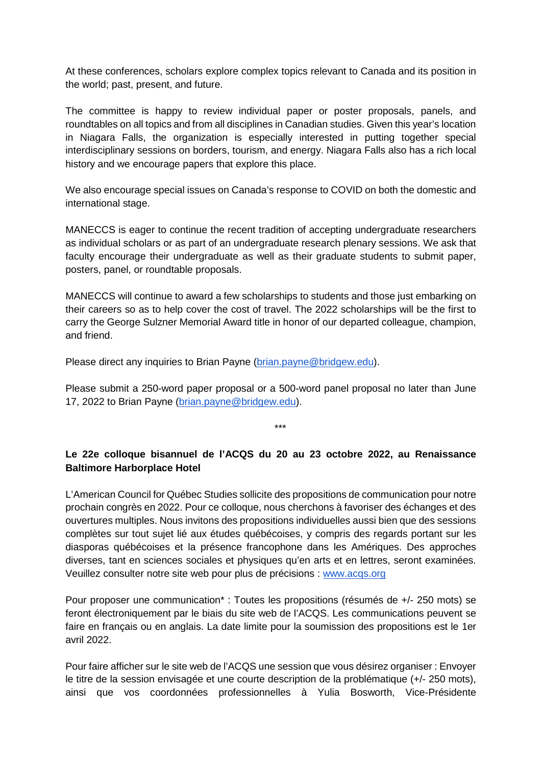At these conferences, scholars explore complex topics relevant to Canada and its position in the world; past, present, and future.

The committee is happy to review individual paper or poster proposals, panels, and roundtables on all topics and from all disciplines in Canadian studies. Given this year's location in Niagara Falls, the organization is especially interested in putting together special interdisciplinary sessions on borders, tourism, and energy. Niagara Falls also has a rich local history and we encourage papers that explore this place.

We also encourage special issues on Canada's response to COVID on both the domestic and international stage.

MANECCS is eager to continue the recent tradition of accepting undergraduate researchers as individual scholars or as part of an undergraduate research plenary sessions. We ask that faculty encourage their undergraduate as well as their graduate students to submit paper, posters, panel, or roundtable proposals.

MANECCS will continue to award a few scholarships to students and those just embarking on their careers so as to help cover the cost of travel. The 2022 scholarships will be the first to carry the George Sulzner Memorial Award title in honor of our departed colleague, champion, and friend.

Please direct any inquiries to Brian Payne (brian.payne@bridgew.edu).

Please submit a 250-word paper proposal or a 500-word panel proposal no later than June 17, 2022 to Brian Payne (brian.payne@bridgew.edu).

\*\*\*

**Le 22e colloque bisannuel de l'ACQS du 20 au 23 octobre 2022, au Renaissance Baltimore Harborplace Hotel**

L'American Council for Québec Studies sollicite des propositions de communication pour notre prochain congrès en 2022. Pour ce colloque, nous cherchons à favoriser des échanges et des ouvertures multiples. Nous invitons des propositions individuelles aussi bien que des sessions complètes sur tout sujet lié aux études québécoises, y compris des regards portant sur les diasporas québécoises et la présence francophone dans les Amériques. Des approches diverses, tant en sciences sociales et physiques qu'en arts et en lettres, seront examinées. Veuillez consulter notre site web pour plus de précisions : www.acqs.org

Pour proposer une communication* : Toutes les propositions (résumés de +/- 250 mots) se feront électroniquement par le biais du site web de l'ACQS. Les communications peuvent se faire en français ou en anglais. La date limite pour la soumission des propositions est le 1er avril 2022.

Pour faire afficher sur le site web de l'ACQS une session que vous désirez organiser : Envoyer le titre de la session envisagée et une courte description de la problématique (+/- 250 mots), ainsi que vos coordonnées professionnelles à Yulia Bosworth, Vice-Présidente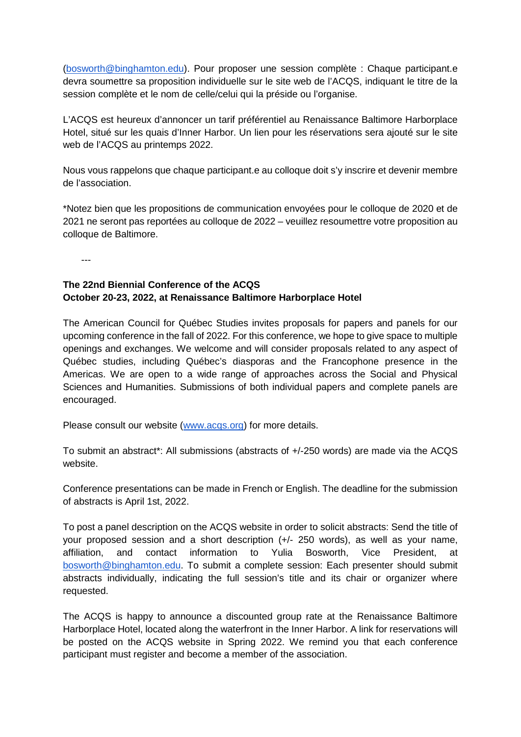(bosworth@binghamton.edu). Pour proposer une session complète : Chaque participant.e devra soumettre sa proposition individuelle sur le site web de l'ACQS, indiquant le titre de la session complète et le nom de celle/celui qui la préside ou l'organise.

L'ACQS est heureux d'annoncer un tarif préférentiel au Renaissance Baltimore Harborplace Hotel, situé sur les quais d'Inner Harbor. Un lien pour les réservations sera ajouté sur le site web de l'ACQS au printemps 2022.

Nous vous rappelons que chaque participant.e au colloque doit s'y inscrire et devenir membre de l'association.

*Notez bien que les propositions de communication envoyées pour le colloque de 2020 et de 2021 ne seront pas reportées au colloque de 2022 – veuillez resoumettre votre proposition au colloque de Baltimore.

---

**The 22nd Biennial Conference of the ACQS**
**October 20-23, 2022, at Renaissance Baltimore Harborplace Hotel**

The American Council for Québec Studies invites proposals for papers and panels for our upcoming conference in the fall of 2022. For this conference, we hope to give space to multiple openings and exchanges. We welcome and will consider proposals related to any aspect of Québec studies, including Québec's diasporas and the Francophone presence in the Americas. We are open to a wide range of approaches across the Social and Physical Sciences and Humanities. Submissions of both individual papers and complete panels are encouraged.

Please consult our website (www.acqs.org) for more details.

To submit an abstract*: All submissions (abstracts of +/-250 words) are made via the ACQS website.

Conference presentations can be made in French or English. The deadline for the submission of abstracts is April 1st, 2022.

To post a panel description on the ACQS website in order to solicit abstracts: Send the title of your proposed session and a short description (+/- 250 words), as well as your name, affiliation, and contact information to Yulia Bosworth, Vice President, at bosworth@binghamton.edu. To submit a complete session: Each presenter should submit abstracts individually, indicating the full session's title and its chair or organizer where requested.

The ACQS is happy to announce a discounted group rate at the Renaissance Baltimore Harborplace Hotel, located along the waterfront in the Inner Harbor. A link for reservations will be posted on the ACQS website in Spring 2022. We remind you that each conference participant must register and become a member of the association.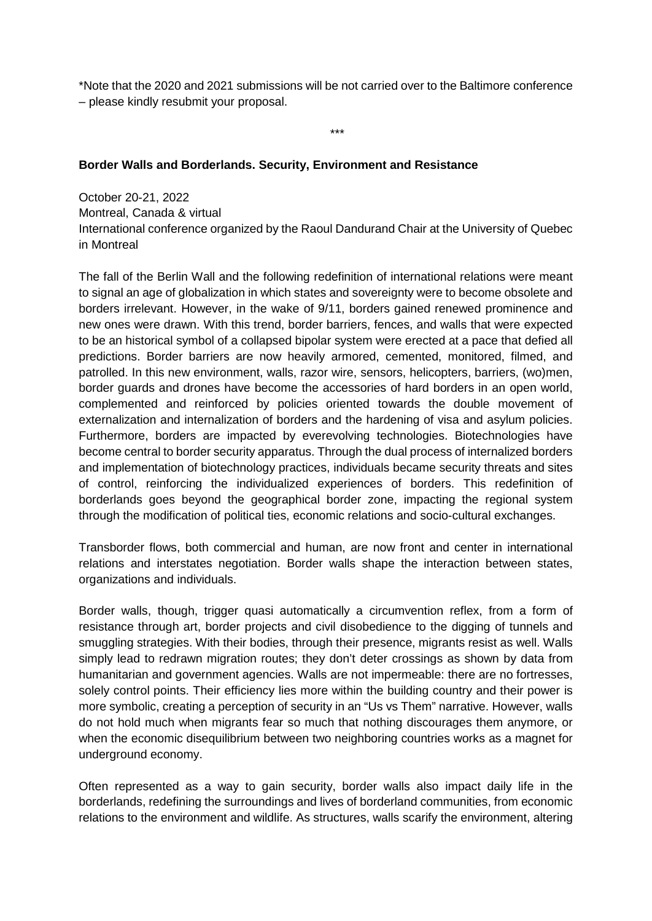*Note that the 2020 and 2021 submissions will be not carried over to the Baltimore conference – please kindly resubmit your proposal.

***

**Border Walls and Borderlands. Security, Environment and Resistance**

October 20-21, 2022
Montreal, Canada & virtual
International conference organized by the Raoul Dandurand Chair at the University of Quebec in Montreal

The fall of the Berlin Wall and the following redefinition of international relations were meant to signal an age of globalization in which states and sovereignty were to become obsolete and borders irrelevant. However, in the wake of 9/11, borders gained renewed prominence and new ones were drawn. With this trend, border barriers, fences, and walls that were expected to be an historical symbol of a collapsed bipolar system were erected at a pace that defied all predictions. Border barriers are now heavily armored, cemented, monitored, filmed, and patrolled. In this new environment, walls, razor wire, sensors, helicopters, barriers, (wo)men, border guards and drones have become the accessories of hard borders in an open world, complemented and reinforced by policies oriented towards the double movement of externalization and internalization of borders and the hardening of visa and asylum policies. Furthermore, borders are impacted by everevolving technologies. Biotechnologies have become central to border security apparatus. Through the dual process of internalized borders and implementation of biotechnology practices, individuals became security threats and sites of control, reinforcing the individualized experiences of borders. This redefinition of borderlands goes beyond the geographical border zone, impacting the regional system through the modification of political ties, economic relations and socio-cultural exchanges.

Transborder flows, both commercial and human, are now front and center in international relations and interstates negotiation. Border walls shape the interaction between states, organizations and individuals.

Border walls, though, trigger quasi automatically a circumvention reflex, from a form of resistance through art, border projects and civil disobedience to the digging of tunnels and smuggling strategies. With their bodies, through their presence, migrants resist as well. Walls simply lead to redrawn migration routes; they don't deter crossings as shown by data from humanitarian and government agencies. Walls are not impermeable: there are no fortresses, solely control points. Their efficiency lies more within the building country and their power is more symbolic, creating a perception of security in an "Us vs Them" narrative. However, walls do not hold much when migrants fear so much that nothing discourages them anymore, or when the economic disequilibrium between two neighboring countries works as a magnet for underground economy.

Often represented as a way to gain security, border walls also impact daily life in the borderlands, redefining the surroundings and lives of borderland communities, from economic relations to the environment and wildlife. As structures, walls scarify the environment, altering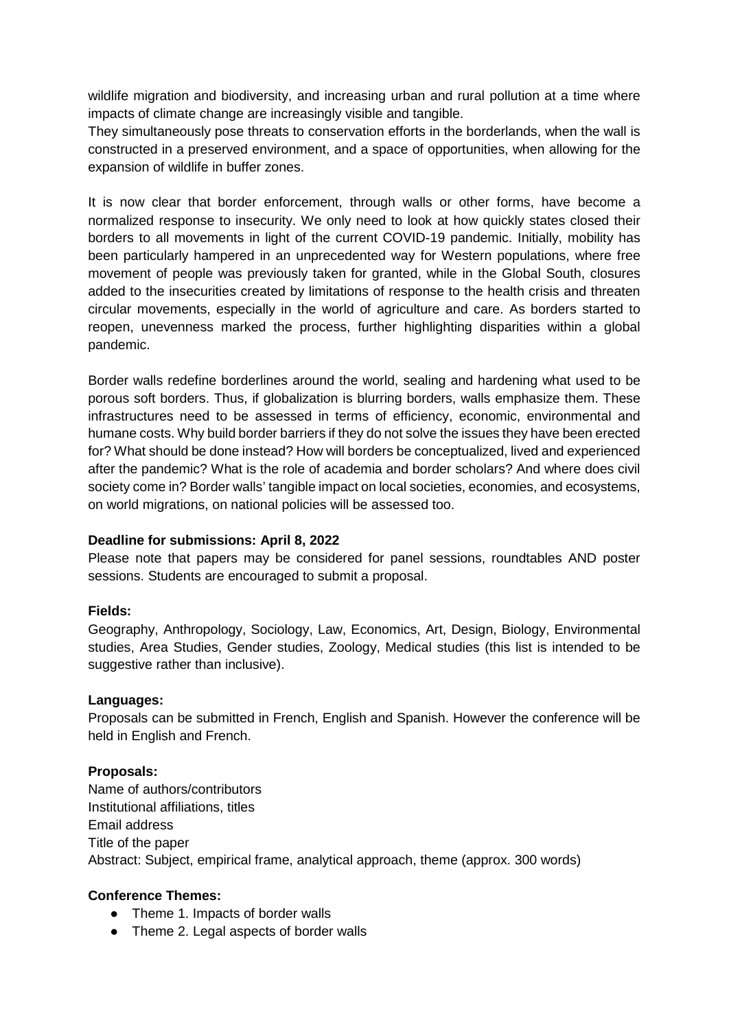wildlife migration and biodiversity, and increasing urban and rural pollution at a time where impacts of climate change are increasingly visible and tangible.
They simultaneously pose threats to conservation efforts in the borderlands, when the wall is constructed in a preserved environment, and a space of opportunities, when allowing for the expansion of wildlife in buffer zones.

It is now clear that border enforcement, through walls or other forms, have become a normalized response to insecurity. We only need to look at how quickly states closed their borders to all movements in light of the current COVID-19 pandemic. Initially, mobility has been particularly hampered in an unprecedented way for Western populations, where free movement of people was previously taken for granted, while in the Global South, closures added to the insecurities created by limitations of response to the health crisis and threaten circular movements, especially in the world of agriculture and care. As borders started to reopen, unevenness marked the process, further highlighting disparities within a global pandemic.

Border walls redefine borderlines around the world, sealing and hardening what used to be porous soft borders. Thus, if globalization is blurring borders, walls emphasize them. These infrastructures need to be assessed in terms of efficiency, economic, environmental and humane costs. Why build border barriers if they do not solve the issues they have been erected for? What should be done instead? How will borders be conceptualized, lived and experienced after the pandemic? What is the role of academia and border scholars? And where does civil society come in? Border walls' tangible impact on local societies, economies, and ecosystems, on world migrations, on national policies will be assessed too.

**Deadline for submissions: April 8, 2022**
Please note that papers may be considered for panel sessions, roundtables AND poster sessions. Students are encouraged to submit a proposal.

**Fields:**
Geography, Anthropology, Sociology, Law, Economics, Art, Design, Biology, Environmental studies, Area Studies, Gender studies, Zoology, Medical studies (this list is intended to be suggestive rather than inclusive).

**Languages:**
Proposals can be submitted in French, English and Spanish. However the conference will be held in English and French.

**Proposals:**
Name of authors/contributors
Institutional affiliations, titles
Email address
Title of the paper
Abstract: Subject, empirical frame, analytical approach, theme (approx. 300 words)

**Conference Themes:**

- Theme 1. Impacts of border walls
- Theme 2. Legal aspects of border walls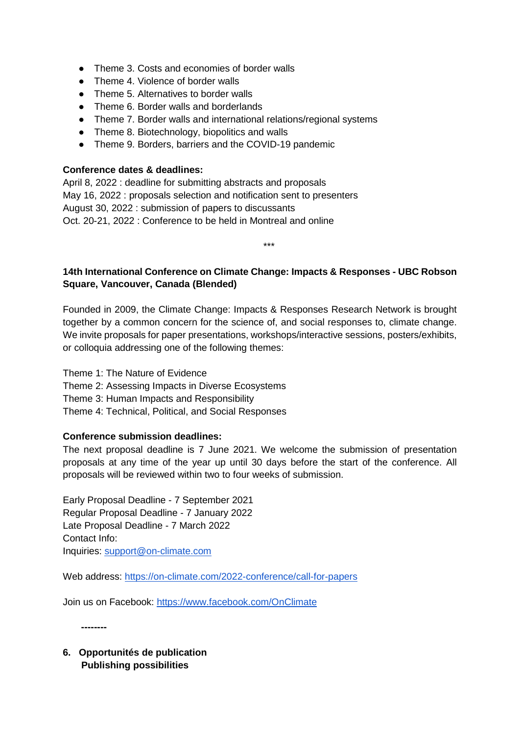- Theme 3. Costs and economies of border walls
- Theme 4. Violence of border walls
- Theme 5. Alternatives to border walls
- Theme 6. Border walls and borderlands
- Theme 7. Border walls and international relations/regional systems
- Theme 8. Biotechnology, biopolitics and walls
- Theme 9. Borders, barriers and the COVID-19 pandemic

**Conference dates & deadlines:**

April 8, 2022 : deadline for submitting abstracts and proposals
May 16, 2022 : proposals selection and notification sent to presenters
August 30, 2022 : submission of papers to discussants
Oct. 20-21, 2022 : Conference to be held in Montreal and online

***

**14th International Conference on Climate Change: Impacts & Responses - UBC Robson Square, Vancouver, Canada (Blended)**

Founded in 2009, the Climate Change: Impacts & Responses Research Network is brought together by a common concern for the science of, and social responses to, climate change. We invite proposals for paper presentations, workshops/interactive sessions, posters/exhibits, or colloquia addressing one of the following themes:

Theme 1: The Nature of Evidence
Theme 2: Assessing Impacts in Diverse Ecosystems
Theme 3: Human Impacts and Responsibility
Theme 4: Technical, Political, and Social Responses

**Conference submission deadlines:**

The next proposal deadline is 7 June 2021. We welcome the submission of presentation proposals at any time of the year up until 30 days before the start of the conference. All proposals will be reviewed within two to four weeks of submission.

Early Proposal Deadline - 7 September 2021
Regular Proposal Deadline - 7 January 2022
Late Proposal Deadline - 7 March 2022
Contact Info:
Inquiries: support@on-climate.com

Web address: https://on-climate.com/2022-conference/call-for-papers

Join us on Facebook: https://www.facebook.com/OnClimate

**--------**

**6. Opportunités de publication**
**Publishing possibilities**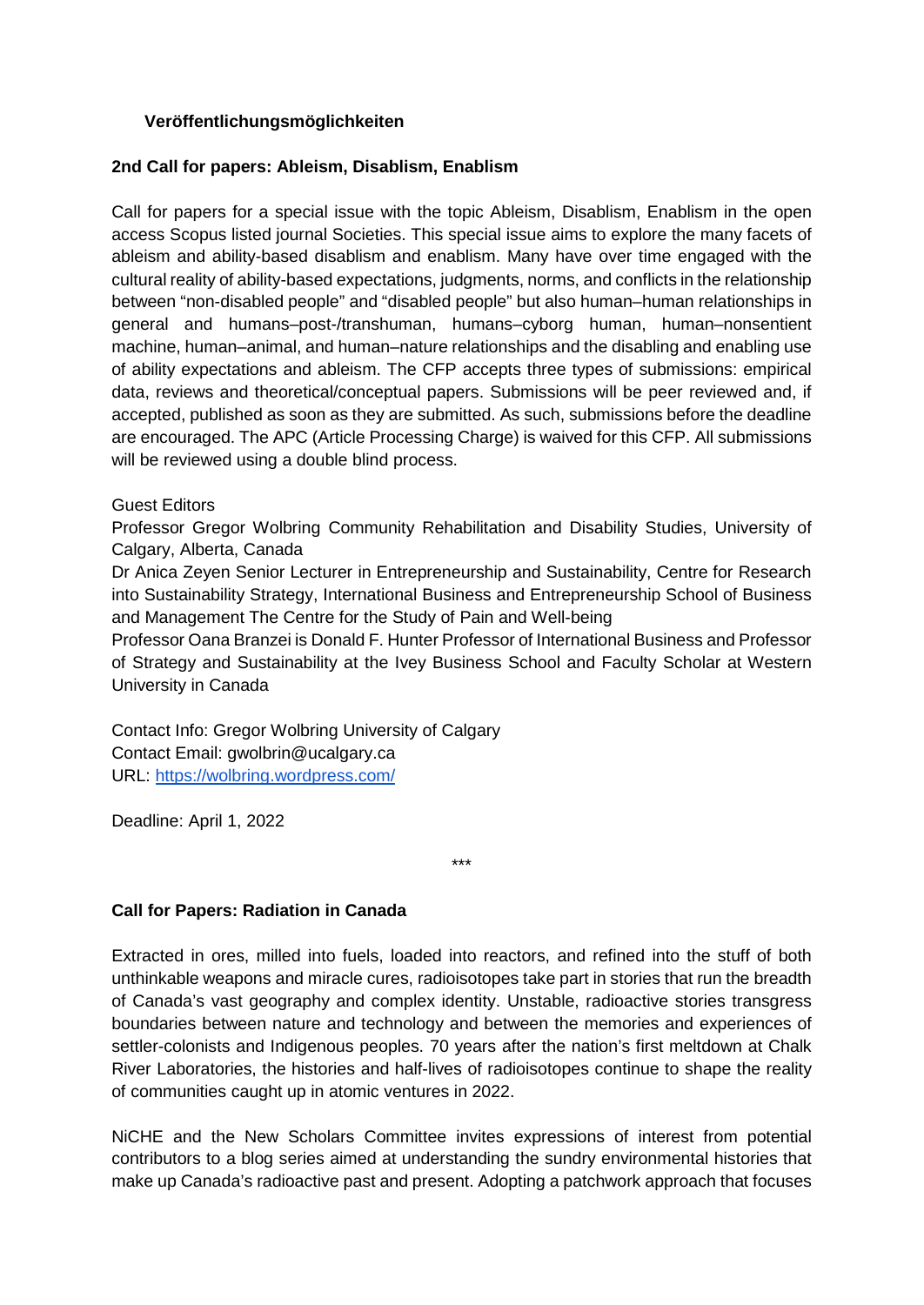### Veröffentlichungsmöglichkeiten

**2nd Call for papers: Ableism, Disablism, Enablism**

Call for papers for a special issue with the topic Ableism, Disablism, Enablism in the open access Scopus listed journal Societies. This special issue aims to explore the many facets of ableism and ability-based disablism and enablism. Many have over time engaged with the cultural reality of ability-based expectations, judgments, norms, and conflicts in the relationship between "non-disabled people" and "disabled people" but also human–human relationships in general and humans–post-/transhuman, humans–cyborg human, human–nonsentient machine, human–animal, and human–nature relationships and the disabling and enabling use of ability expectations and ableism. The CFP accepts three types of submissions: empirical data, reviews and theoretical/conceptual papers. Submissions will be peer reviewed and, if accepted, published as soon as they are submitted. As such, submissions before the deadline are encouraged. The APC (Article Processing Charge) is waived for this CFP. All submissions will be reviewed using a double blind process.

Guest Editors

Professor Gregor Wolbring Community Rehabilitation and Disability Studies, University of Calgary, Alberta, Canada

Dr Anica Zeyen Senior Lecturer in Entrepreneurship and Sustainability, Centre for Research into Sustainability Strategy, International Business and Entrepreneurship School of Business and Management The Centre for the Study of Pain and Well-being

Professor Oana Branzei is Donald F. Hunter Professor of International Business and Professor of Strategy and Sustainability at the Ivey Business School and Faculty Scholar at Western University in Canada

Contact Info: Gregor Wolbring University of Calgary
Contact Email: gwolbrin@ucalgary.ca
URL: https://wolbring.wordpress.com/

Deadline: April 1, 2022

***

**Call for Papers: Radiation in Canada**

Extracted in ores, milled into fuels, loaded into reactors, and refined into the stuff of both unthinkable weapons and miracle cures, radioisotopes take part in stories that run the breadth of Canada's vast geography and complex identity. Unstable, radioactive stories transgress boundaries between nature and technology and between the memories and experiences of settler-colonists and Indigenous peoples. 70 years after the nation's first meltdown at Chalk River Laboratories, the histories and half-lives of radioisotopes continue to shape the reality of communities caught up in atomic ventures in 2022.

NiCHE and the New Scholars Committee invites expressions of interest from potential contributors to a blog series aimed at understanding the sundry environmental histories that make up Canada's radioactive past and present. Adopting a patchwork approach that focuses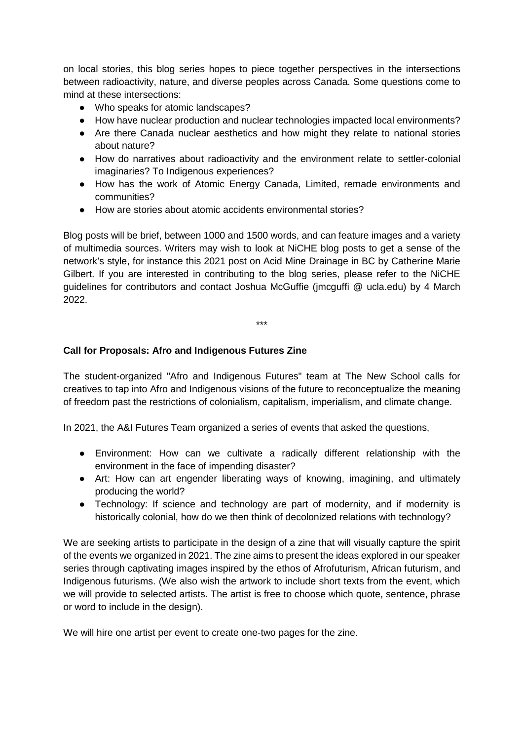on local stories, this blog series hopes to piece together perspectives in the intersections between radioactivity, nature, and diverse peoples across Canada. Some questions come to mind at these intersections:

- Who speaks for atomic landscapes?
- How have nuclear production and nuclear technologies impacted local environments?
- Are there Canada nuclear aesthetics and how might they relate to national stories about nature?
- How do narratives about radioactivity and the environment relate to settler-colonial imaginaries? To Indigenous experiences?
- How has the work of Atomic Energy Canada, Limited, remade environments and communities?
- How are stories about atomic accidents environmental stories?

Blog posts will be brief, between 1000 and 1500 words, and can feature images and a variety of multimedia sources. Writers may wish to look at NiCHE blog posts to get a sense of the network's style, for instance this 2021 post on Acid Mine Drainage in BC by Catherine Marie Gilbert. If you are interested in contributing to the blog series, please refer to the NiCHE guidelines for contributors and contact Joshua McGuffie (jmcguffi @ ucla.edu) by 4 March 2022.

***

**Call for Proposals: Afro and Indigenous Futures Zine**

The student-organized "Afro and Indigenous Futures" team at The New School calls for creatives to tap into Afro and Indigenous visions of the future to reconceptualize the meaning of freedom past the restrictions of colonialism, capitalism, imperialism, and climate change.

In 2021, the A&I Futures Team organized a series of events that asked the questions,

- Environment: How can we cultivate a radically different relationship with the environment in the face of impending disaster?
- Art: How can art engender liberating ways of knowing, imagining, and ultimately producing the world?
- Technology: If science and technology are part of modernity, and if modernity is historically colonial, how do we then think of decolonized relations with technology?

We are seeking artists to participate in the design of a zine that will visually capture the spirit of the events we organized in 2021. The zine aims to present the ideas explored in our speaker series through captivating images inspired by the ethos of Afrofuturism, African futurism, and Indigenous futurisms. (We also wish the artwork to include short texts from the event, which we will provide to selected artists. The artist is free to choose which quote, sentence, phrase or word to include in the design).

We will hire one artist per event to create one-two pages for the zine.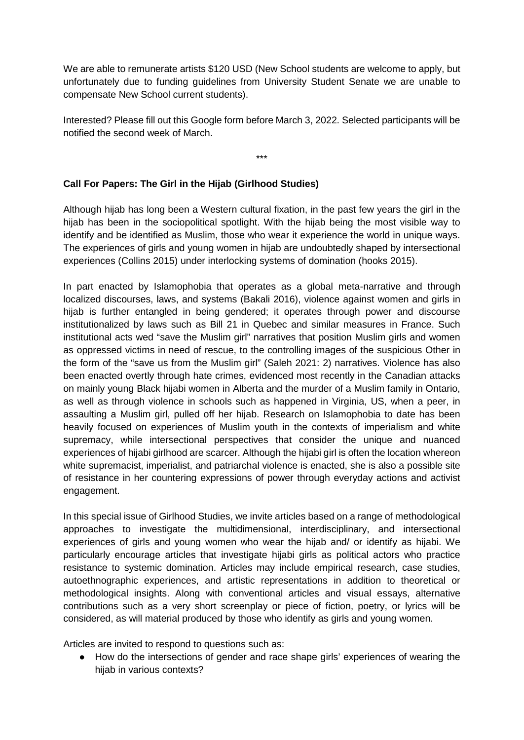We are able to remunerate artists $120 USD (New School students are welcome to apply, but unfortunately due to funding guidelines from University Student Senate we are unable to compensate New School current students).

Interested? Please fill out this Google form before March 3, 2022. Selected participants will be notified the second week of March.

***

**Call For Papers: The Girl in the Hijab (Girlhood Studies)**

Although hijab has long been a Western cultural fixation, in the past few years the girl in the hijab has been in the sociopolitical spotlight. With the hijab being the most visible way to identify and be identified as Muslim, those who wear it experience the world in unique ways. The experiences of girls and young women in hijab are undoubtedly shaped by intersectional experiences (Collins 2015) under interlocking systems of domination (hooks 2015).

In part enacted by Islamophobia that operates as a global meta-narrative and through localized discourses, laws, and systems (Bakali 2016), violence against women and girls in hijab is further entangled in being gendered; it operates through power and discourse institutionalized by laws such as Bill 21 in Quebec and similar measures in France. Such institutional acts wed "save the Muslim girl" narratives that position Muslim girls and women as oppressed victims in need of rescue, to the controlling images of the suspicious Other in the form of the "save us from the Muslim girl" (Saleh 2021: 2) narratives. Violence has also been enacted overtly through hate crimes, evidenced most recently in the Canadian attacks on mainly young Black hijabi women in Alberta and the murder of a Muslim family in Ontario, as well as through violence in schools such as happened in Virginia, US, when a peer, in assaulting a Muslim girl, pulled off her hijab. Research on Islamophobia to date has been heavily focused on experiences of Muslim youth in the contexts of imperialism and white supremacy, while intersectional perspectives that consider the unique and nuanced experiences of hijabi girlhood are scarcer. Although the hijabi girl is often the location whereon white supremacist, imperialist, and patriarchal violence is enacted, she is also a possible site of resistance in her countering expressions of power through everyday actions and activist engagement.

In this special issue of Girlhood Studies, we invite articles based on a range of methodological approaches to investigate the multidimensional, interdisciplinary, and intersectional experiences of girls and young women who wear the hijab and/ or identify as hijabi. We particularly encourage articles that investigate hijabi girls as political actors who practice resistance to systemic domination. Articles may include empirical research, case studies, autoethnographic experiences, and artistic representations in addition to theoretical or methodological insights. Along with conventional articles and visual essays, alternative contributions such as a very short screenplay or piece of fiction, poetry, or lyrics will be considered, as will material produced by those who identify as girls and young women.

Articles are invited to respond to questions such as:

- How do the intersections of gender and race shape girls' experiences of wearing the hijab in various contexts?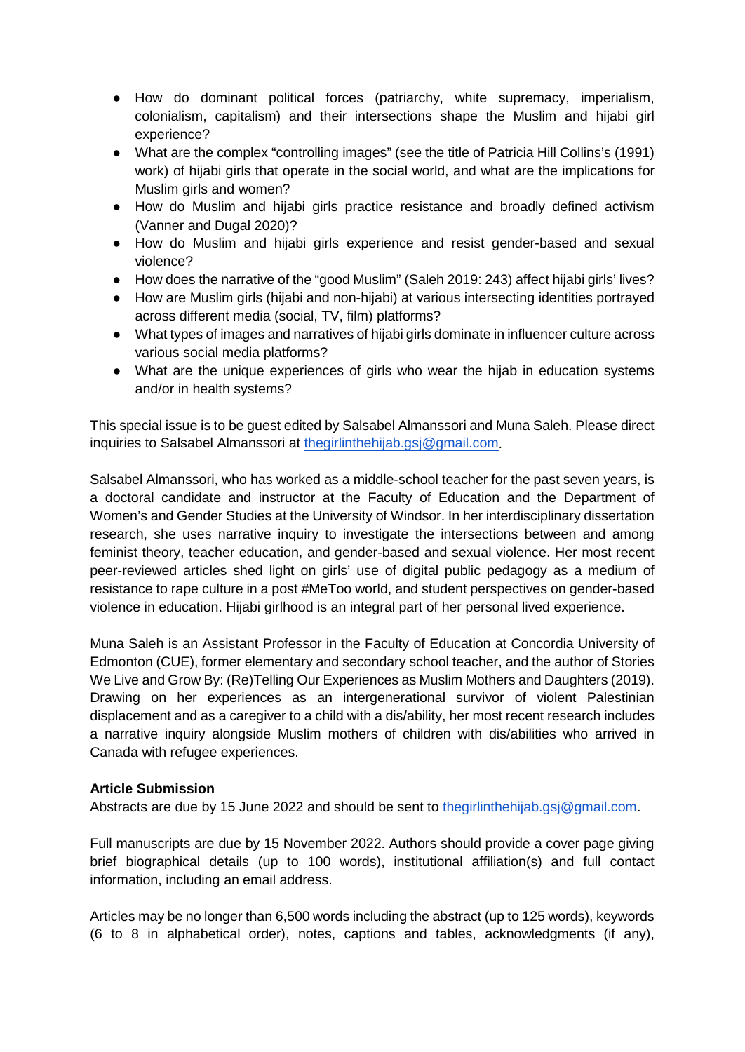- How do dominant political forces (patriarchy, white supremacy, imperialism, colonialism, capitalism) and their intersections shape the Muslim and hijabi girl experience?
- What are the complex "controlling images" (see the title of Patricia Hill Collins's (1991) work) of hijabi girls that operate in the social world, and what are the implications for Muslim girls and women?
- How do Muslim and hijabi girls practice resistance and broadly defined activism (Vanner and Dugal 2020)?
- How do Muslim and hijabi girls experience and resist gender-based and sexual violence?
- How does the narrative of the "good Muslim" (Saleh 2019: 243) affect hijabi girls' lives?
- How are Muslim girls (hijabi and non-hijabi) at various intersecting identities portrayed across different media (social, TV, film) platforms?
- What types of images and narratives of hijabi girls dominate in influencer culture across various social media platforms?
- What are the unique experiences of girls who wear the hijab in education systems and/or in health systems?

This special issue is to be guest edited by Salsabel Almanssori and Muna Saleh. Please direct inquiries to Salsabel Almanssori at thegirlinthehijab.gsj@gmail.com.

Salsabel Almanssori, who has worked as a middle-school teacher for the past seven years, is a doctoral candidate and instructor at the Faculty of Education and the Department of Women's and Gender Studies at the University of Windsor. In her interdisciplinary dissertation research, she uses narrative inquiry to investigate the intersections between and among feminist theory, teacher education, and gender-based and sexual violence. Her most recent peer-reviewed articles shed light on girls' use of digital public pedagogy as a medium of resistance to rape culture in a post #MeToo world, and student perspectives on gender-based violence in education. Hijabi girlhood is an integral part of her personal lived experience.

Muna Saleh is an Assistant Professor in the Faculty of Education at Concordia University of Edmonton (CUE), former elementary and secondary school teacher, and the author of Stories We Live and Grow By: (Re)Telling Our Experiences as Muslim Mothers and Daughters (2019). Drawing on her experiences as an intergenerational survivor of violent Palestinian displacement and as a caregiver to a child with a dis/ability, her most recent research includes a narrative inquiry alongside Muslim mothers of children with dis/abilities who arrived in Canada with refugee experiences.

**Article Submission**

Abstracts are due by 15 June 2022 and should be sent to thegirlinthehijab.gsj@gmail.com.

Full manuscripts are due by 15 November 2022. Authors should provide a cover page giving brief biographical details (up to 100 words), institutional affiliation(s) and full contact information, including an email address.

Articles may be no longer than 6,500 words including the abstract (up to 125 words), keywords (6 to 8 in alphabetical order), notes, captions and tables, acknowledgments (if any),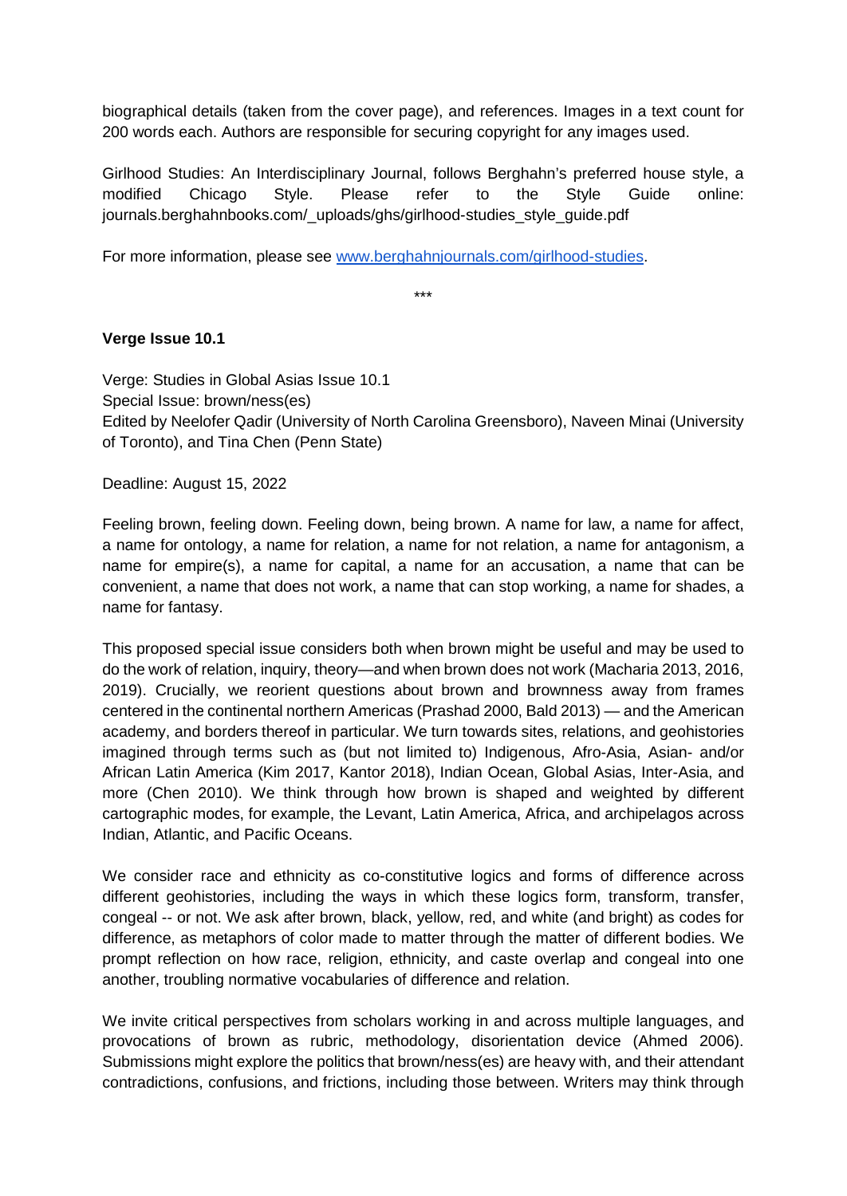biographical details (taken from the cover page), and references. Images in a text count for 200 words each. Authors are responsible for securing copyright for any images used.

Girlhood Studies: An Interdisciplinary Journal, follows Berghahn's preferred house style, a modified Chicago Style. Please refer to the Style Guide online: journals.berghahnbooks.com/_uploads/ghs/girlhood-studies_style_guide.pdf

For more information, please see [www.berghahnjournals.com/girlhood-studies](www.berghahnjournals.com/girlhood-studies).

\*\*\*

**Verge Issue 10.1**

Verge: Studies in Global Asias Issue 10.1
Special Issue: brown/ness(es)
Edited by Neelofer Qadir (University of North Carolina Greensboro), Naveen Minai (University of Toronto), and Tina Chen (Penn State)

Deadline: August 15, 2022

Feeling brown, feeling down. Feeling down, being brown. A name for law, a name for affect, a name for ontology, a name for relation, a name for not relation, a name for antagonism, a name for empire(s), a name for capital, a name for an accusation, a name that can be convenient, a name that does not work, a name that can stop working, a name for shades, a name for fantasy.

This proposed special issue considers both when brown might be useful and may be used to do the work of relation, inquiry, theory—and when brown does not work (Macharia 2013, 2016, 2019). Crucially, we reorient questions about brown and brownness away from frames centered in the continental northern Americas (Prashad 2000, Bald 2013) — and the American academy, and borders thereof in particular. We turn towards sites, relations, and geohistories imagined through terms such as (but not limited to) Indigenous, Afro-Asia, Asian- and/or African Latin America (Kim 2017, Kantor 2018), Indian Ocean, Global Asias, Inter-Asia, and more (Chen 2010). We think through how brown is shaped and weighted by different cartographic modes, for example, the Levant, Latin America, Africa, and archipelagos across Indian, Atlantic, and Pacific Oceans.

We consider race and ethnicity as co-constitutive logics and forms of difference across different geohistories, including the ways in which these logics form, transform, transfer, congeal -- or not. We ask after brown, black, yellow, red, and white (and bright) as codes for difference, as metaphors of color made to matter through the matter of different bodies. We prompt reflection on how race, religion, ethnicity, and caste overlap and congeal into one another, troubling normative vocabularies of difference and relation.

We invite critical perspectives from scholars working in and across multiple languages, and provocations of brown as rubric, methodology, disorientation device (Ahmed 2006). Submissions might explore the politics that brown/ness(es) are heavy with, and their attendant contradictions, confusions, and frictions, including those between. Writers may think through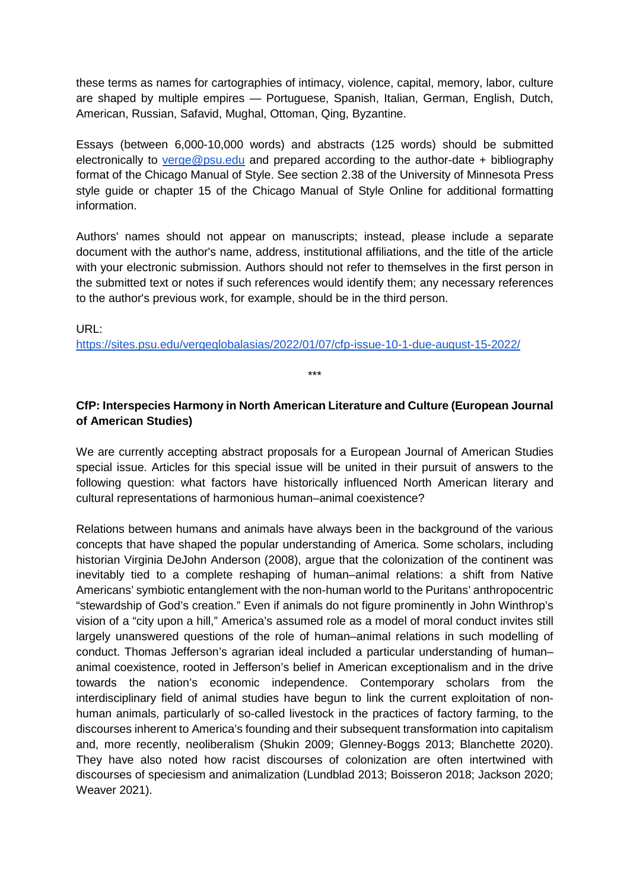these terms as names for cartographies of intimacy, violence, capital, memory, labor, culture are shaped by multiple empires — Portuguese, Spanish, Italian, German, English, Dutch, American, Russian, Safavid, Mughal, Ottoman, Qing, Byzantine.

Essays (between 6,000-10,000 words) and abstracts (125 words) should be submitted electronically to verge@psu.edu and prepared according to the author-date + bibliography format of the Chicago Manual of Style. See section 2.38 of the University of Minnesota Press style guide or chapter 15 of the Chicago Manual of Style Online for additional formatting information.

Authors' names should not appear on manuscripts; instead, please include a separate document with the author's name, address, institutional affiliations, and the title of the article with your electronic submission. Authors should not refer to themselves in the first person in the submitted text or notes if such references would identify them; any necessary references to the author's previous work, for example, should be in the third person.

URL:
https://sites.psu.edu/vergeglobalasias/2022/01/07/cfp-issue-10-1-due-august-15-2022/

***

**CfP: Interspecies Harmony in North American Literature and Culture (European Journal of American Studies)**

We are currently accepting abstract proposals for a European Journal of American Studies special issue. Articles for this special issue will be united in their pursuit of answers to the following question: what factors have historically influenced North American literary and cultural representations of harmonious human–animal coexistence?

Relations between humans and animals have always been in the background of the various concepts that have shaped the popular understanding of America. Some scholars, including historian Virginia DeJohn Anderson (2008), argue that the colonization of the continent was inevitably tied to a complete reshaping of human–animal relations: a shift from Native Americans' symbiotic entanglement with the non-human world to the Puritans' anthropocentric "stewardship of God's creation." Even if animals do not figure prominently in John Winthrop's vision of a "city upon a hill," America's assumed role as a model of moral conduct invites still largely unanswered questions of the role of human–animal relations in such modelling of conduct. Thomas Jefferson's agrarian ideal included a particular understanding of human–animal coexistence, rooted in Jefferson's belief in American exceptionalism and in the drive towards the nation's economic independence. Contemporary scholars from the interdisciplinary field of animal studies have begun to link the current exploitation of non-human animals, particularly of so-called livestock in the practices of factory farming, to the discourses inherent to America's founding and their subsequent transformation into capitalism and, more recently, neoliberalism (Shukin 2009; Glenney-Boggs 2013; Blanchette 2020). They have also noted how racist discourses of colonization are often intertwined with discourses of speciesism and animalization (Lundblad 2013; Boisseron 2018; Jackson 2020; Weaver 2021).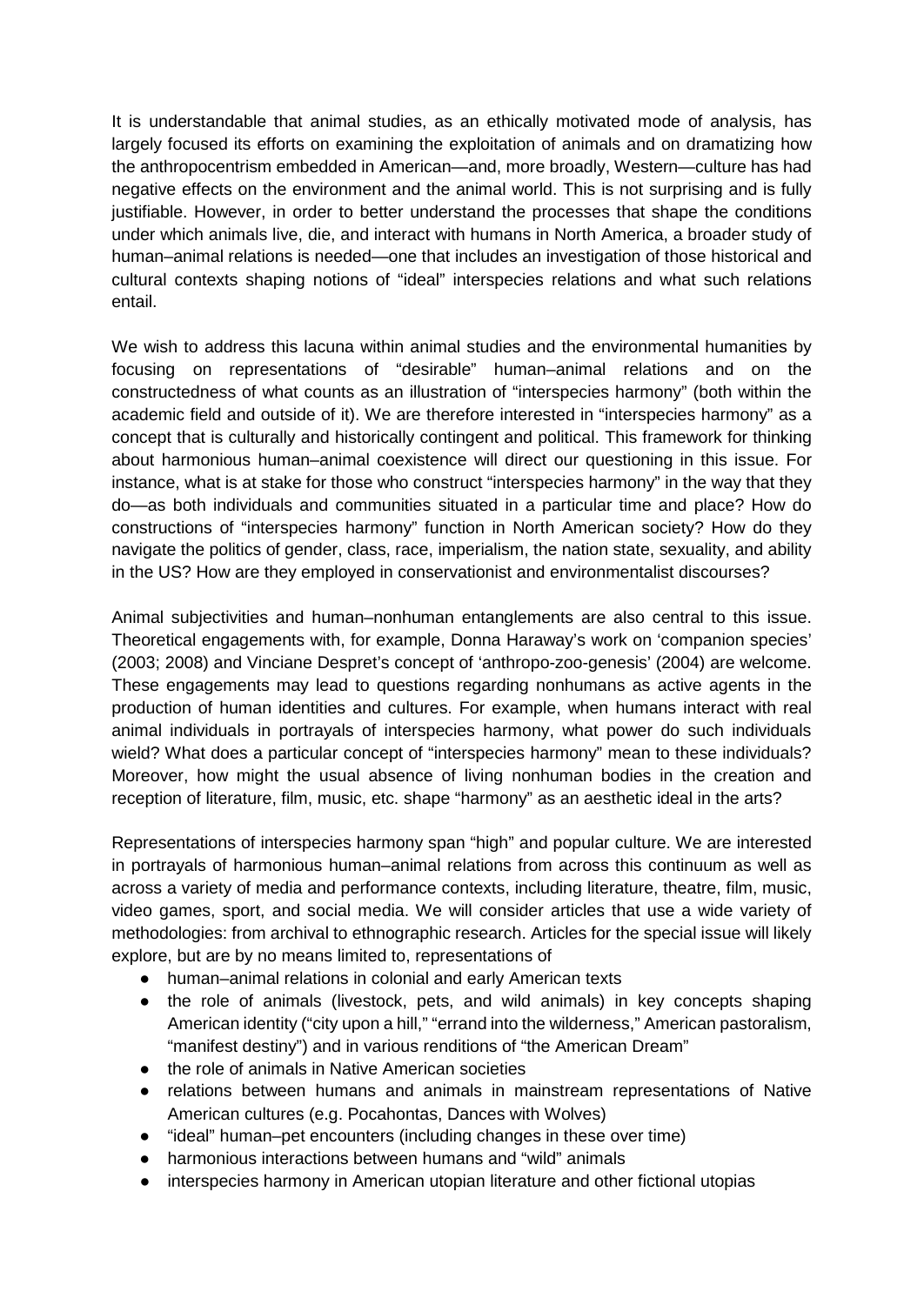It is understandable that animal studies, as an ethically motivated mode of analysis, has largely focused its efforts on examining the exploitation of animals and on dramatizing how the anthropocentrism embedded in American—and, more broadly, Western—culture has had negative effects on the environment and the animal world. This is not surprising and is fully justifiable. However, in order to better understand the processes that shape the conditions under which animals live, die, and interact with humans in North America, a broader study of human–animal relations is needed—one that includes an investigation of those historical and cultural contexts shaping notions of "ideal" interspecies relations and what such relations entail.

We wish to address this lacuna within animal studies and the environmental humanities by focusing on representations of "desirable" human–animal relations and on the constructedness of what counts as an illustration of "interspecies harmony" (both within the academic field and outside of it). We are therefore interested in "interspecies harmony" as a concept that is culturally and historically contingent and political. This framework for thinking about harmonious human–animal coexistence will direct our questioning in this issue. For instance, what is at stake for those who construct "interspecies harmony" in the way that they do—as both individuals and communities situated in a particular time and place? How do constructions of "interspecies harmony" function in North American society? How do they navigate the politics of gender, class, race, imperialism, the nation state, sexuality, and ability in the US? How are they employed in conservationist and environmentalist discourses?

Animal subjectivities and human–nonhuman entanglements are also central to this issue. Theoretical engagements with, for example, Donna Haraway's work on 'companion species' (2003; 2008) and Vinciane Despret's concept of 'anthropo-zoo-genesis' (2004) are welcome. These engagements may lead to questions regarding nonhumans as active agents in the production of human identities and cultures. For example, when humans interact with real animal individuals in portrayals of interspecies harmony, what power do such individuals wield? What does a particular concept of "interspecies harmony" mean to these individuals? Moreover, how might the usual absence of living nonhuman bodies in the creation and reception of literature, film, music, etc. shape "harmony" as an aesthetic ideal in the arts?

Representations of interspecies harmony span "high" and popular culture. We are interested in portrayals of harmonious human–animal relations from across this continuum as well as across a variety of media and performance contexts, including literature, theatre, film, music, video games, sport, and social media. We will consider articles that use a wide variety of methodologies: from archival to ethnographic research. Articles for the special issue will likely explore, but are by no means limited to, representations of

- human–animal relations in colonial and early American texts
- the role of animals (livestock, pets, and wild animals) in key concepts shaping American identity ("city upon a hill," "errand into the wilderness," American pastoralism, "manifest destiny") and in various renditions of "the American Dream"
- the role of animals in Native American societies
- relations between humans and animals in mainstream representations of Native American cultures (e.g. Pocahontas, Dances with Wolves)
- "ideal" human–pet encounters (including changes in these over time)
- harmonious interactions between humans and "wild" animals
- interspecies harmony in American utopian literature and other fictional utopias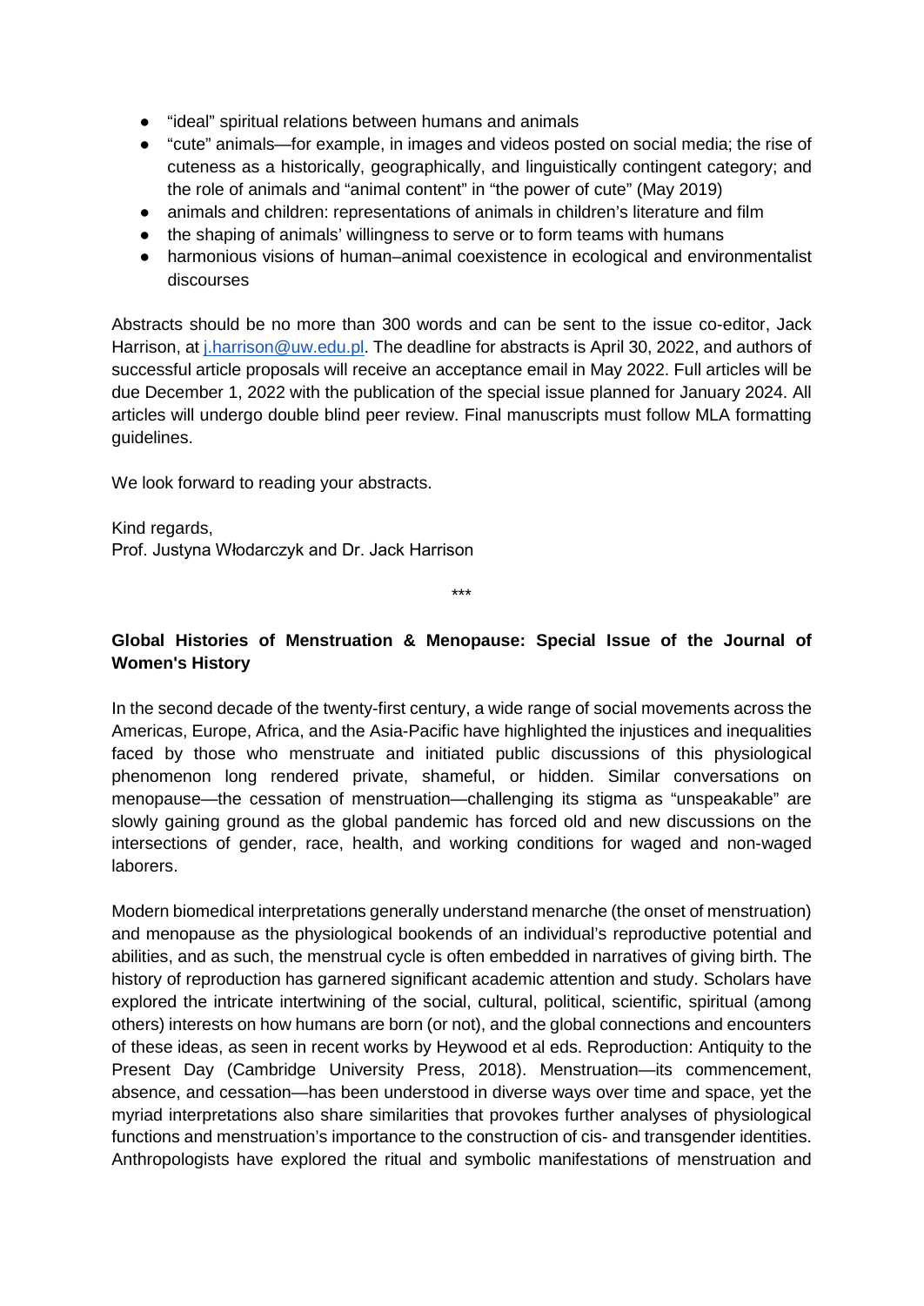- "ideal" spiritual relations between humans and animals
- "cute" animals—for example, in images and videos posted on social media; the rise of cuteness as a historically, geographically, and linguistically contingent category; and the role of animals and "animal content" in "the power of cute" (May 2019)
- animals and children: representations of animals in children's literature and film
- the shaping of animals' willingness to serve or to form teams with humans
- harmonious visions of human–animal coexistence in ecological and environmentalist discourses

Abstracts should be no more than 300 words and can be sent to the issue co-editor, Jack Harrison, at j.harrison@uw.edu.pl. The deadline for abstracts is April 30, 2022, and authors of successful article proposals will receive an acceptance email in May 2022. Full articles will be due December 1, 2022 with the publication of the special issue planned for January 2024. All articles will undergo double blind peer review. Final manuscripts must follow MLA formatting guidelines.

We look forward to reading your abstracts.

Kind regards,
Prof. Justyna Włodarczyk and Dr. Jack Harrison

***

**Global Histories of Menstruation & Menopause: Special Issue of the Journal of Women's History**

In the second decade of the twenty-first century, a wide range of social movements across the Americas, Europe, Africa, and the Asia-Pacific have highlighted the injustices and inequalities faced by those who menstruate and initiated public discussions of this physiological phenomenon long rendered private, shameful, or hidden. Similar conversations on menopause—the cessation of menstruation—challenging its stigma as "unspeakable" are slowly gaining ground as the global pandemic has forced old and new discussions on the intersections of gender, race, health, and working conditions for waged and non-waged laborers.

Modern biomedical interpretations generally understand menarche (the onset of menstruation) and menopause as the physiological bookends of an individual's reproductive potential and abilities, and as such, the menstrual cycle is often embedded in narratives of giving birth. The history of reproduction has garnered significant academic attention and study. Scholars have explored the intricate intertwining of the social, cultural, political, scientific, spiritual (among others) interests on how humans are born (or not), and the global connections and encounters of these ideas, as seen in recent works by Heywood et al eds. Reproduction: Antiquity to the Present Day (Cambridge University Press, 2018). Menstruation—its commencement, absence, and cessation—has been understood in diverse ways over time and space, yet the myriad interpretations also share similarities that provokes further analyses of physiological functions and menstruation's importance to the construction of cis- and transgender identities. Anthropologists have explored the ritual and symbolic manifestations of menstruation and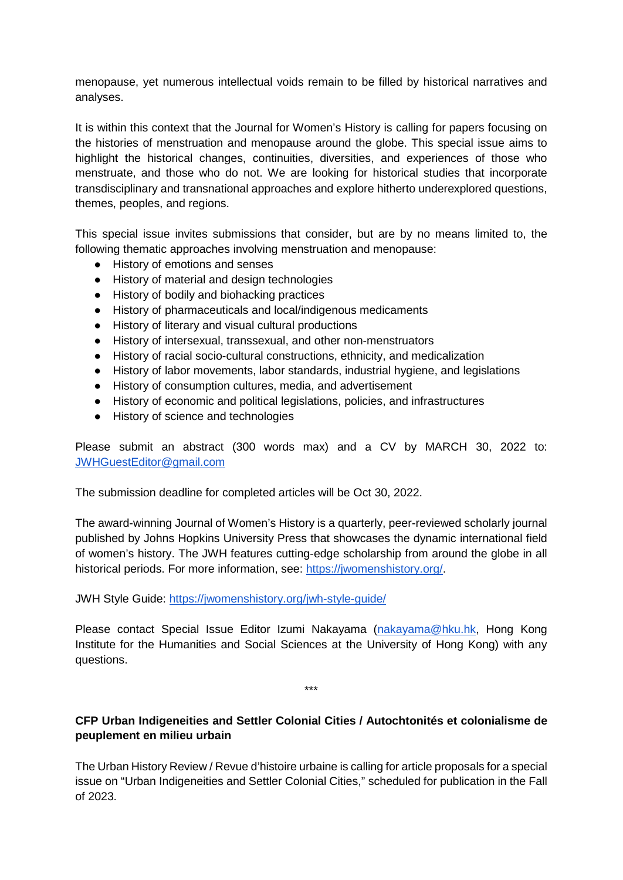menopause, yet numerous intellectual voids remain to be filled by historical narratives and analyses.

It is within this context that the Journal for Women's History is calling for papers focusing on the histories of menstruation and menopause around the globe. This special issue aims to highlight the historical changes, continuities, diversities, and experiences of those who menstruate, and those who do not. We are looking for historical studies that incorporate transdisciplinary and transnational approaches and explore hitherto underexplored questions, themes, peoples, and regions.

This special issue invites submissions that consider, but are by no means limited to, the following thematic approaches involving menstruation and menopause:

- History of emotions and senses
- History of material and design technologies
- History of bodily and biohacking practices
- History of pharmaceuticals and local/indigenous medicaments
- History of literary and visual cultural productions
- History of intersexual, transsexual, and other non-menstruators
- History of racial socio-cultural constructions, ethnicity, and medicalization
- History of labor movements, labor standards, industrial hygiene, and legislations
- History of consumption cultures, media, and advertisement
- History of economic and political legislations, policies, and infrastructures
- History of science and technologies

Please submit an abstract (300 words max) and a CV by MARCH 30, 2022 to: JWHGuestEditor@gmail.com

The submission deadline for completed articles will be Oct 30, 2022.

The award-winning Journal of Women's History is a quarterly, peer-reviewed scholarly journal published by Johns Hopkins University Press that showcases the dynamic international field of women's history. The JWH features cutting-edge scholarship from around the globe in all historical periods. For more information, see: https://jwomenshistory.org/.

JWH Style Guide: https://jwomenshistory.org/jwh-style-guide/

Please contact Special Issue Editor Izumi Nakayama (nakayama@hku.hk, Hong Kong Institute for the Humanities and Social Sciences at the University of Hong Kong) with any questions.

***

**CFP Urban Indigeneities and Settler Colonial Cities / Autochtonités et colonialisme de peuplement en milieu urbain**

The Urban History Review / Revue d'histoire urbaine is calling for article proposals for a special issue on "Urban Indigeneities and Settler Colonial Cities," scheduled for publication in the Fall of 2023.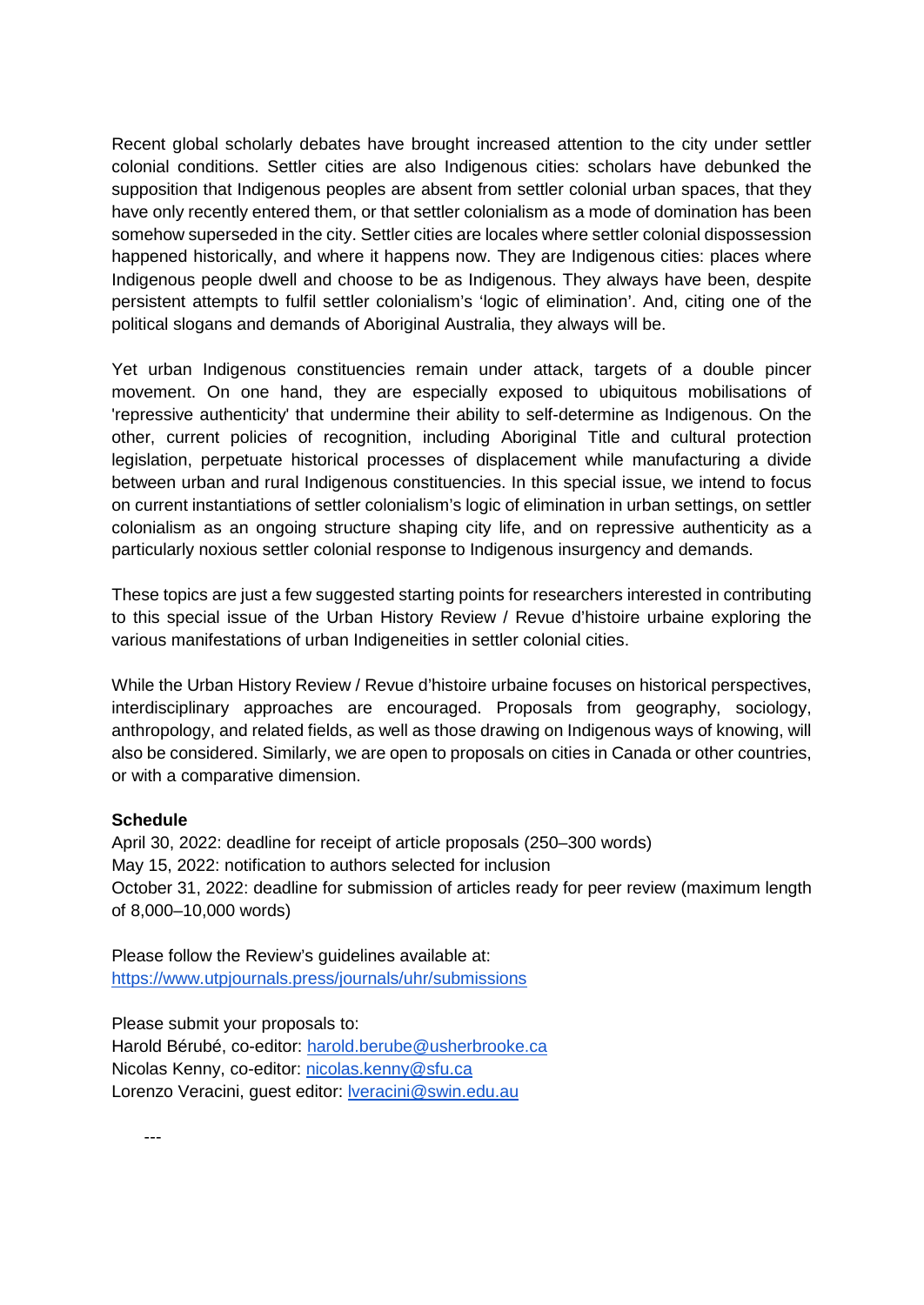Recent global scholarly debates have brought increased attention to the city under settler colonial conditions. Settler cities are also Indigenous cities: scholars have debunked the supposition that Indigenous peoples are absent from settler colonial urban spaces, that they have only recently entered them, or that settler colonialism as a mode of domination has been somehow superseded in the city. Settler cities are locales where settler colonial dispossession happened historically, and where it happens now. They are Indigenous cities: places where Indigenous people dwell and choose to be as Indigenous. They always have been, despite persistent attempts to fulfil settler colonialism's 'logic of elimination'. And, citing one of the political slogans and demands of Aboriginal Australia, they always will be.

Yet urban Indigenous constituencies remain under attack, targets of a double pincer movement. On one hand, they are especially exposed to ubiquitous mobilisations of 'repressive authenticity' that undermine their ability to self-determine as Indigenous. On the other, current policies of recognition, including Aboriginal Title and cultural protection legislation, perpetuate historical processes of displacement while manufacturing a divide between urban and rural Indigenous constituencies. In this special issue, we intend to focus on current instantiations of settler colonialism's logic of elimination in urban settings, on settler colonialism as an ongoing structure shaping city life, and on repressive authenticity as a particularly noxious settler colonial response to Indigenous insurgency and demands.

These topics are just a few suggested starting points for researchers interested in contributing to this special issue of the Urban History Review / Revue d'histoire urbaine exploring the various manifestations of urban Indigeneities in settler colonial cities.

While the Urban History Review / Revue d'histoire urbaine focuses on historical perspectives, interdisciplinary approaches are encouraged. Proposals from geography, sociology, anthropology, and related fields, as well as those drawing on Indigenous ways of knowing, will also be considered. Similarly, we are open to proposals on cities in Canada or other countries, or with a comparative dimension.

**Schedule**

April 30, 2022: deadline for receipt of article proposals (250–300 words)
May 15, 2022: notification to authors selected for inclusion
October 31, 2022: deadline for submission of articles ready for peer review (maximum length of 8,000–10,000 words)

Please follow the Review's guidelines available at:
https://www.utpjournals.press/journals/uhr/submissions

Please submit your proposals to:
Harold Bérubé, co-editor: harold.berube@usherbrooke.ca
Nicolas Kenny, co-editor: nicolas.kenny@sfu.ca
Lorenzo Veracini, guest editor: lveracini@swin.edu.au

---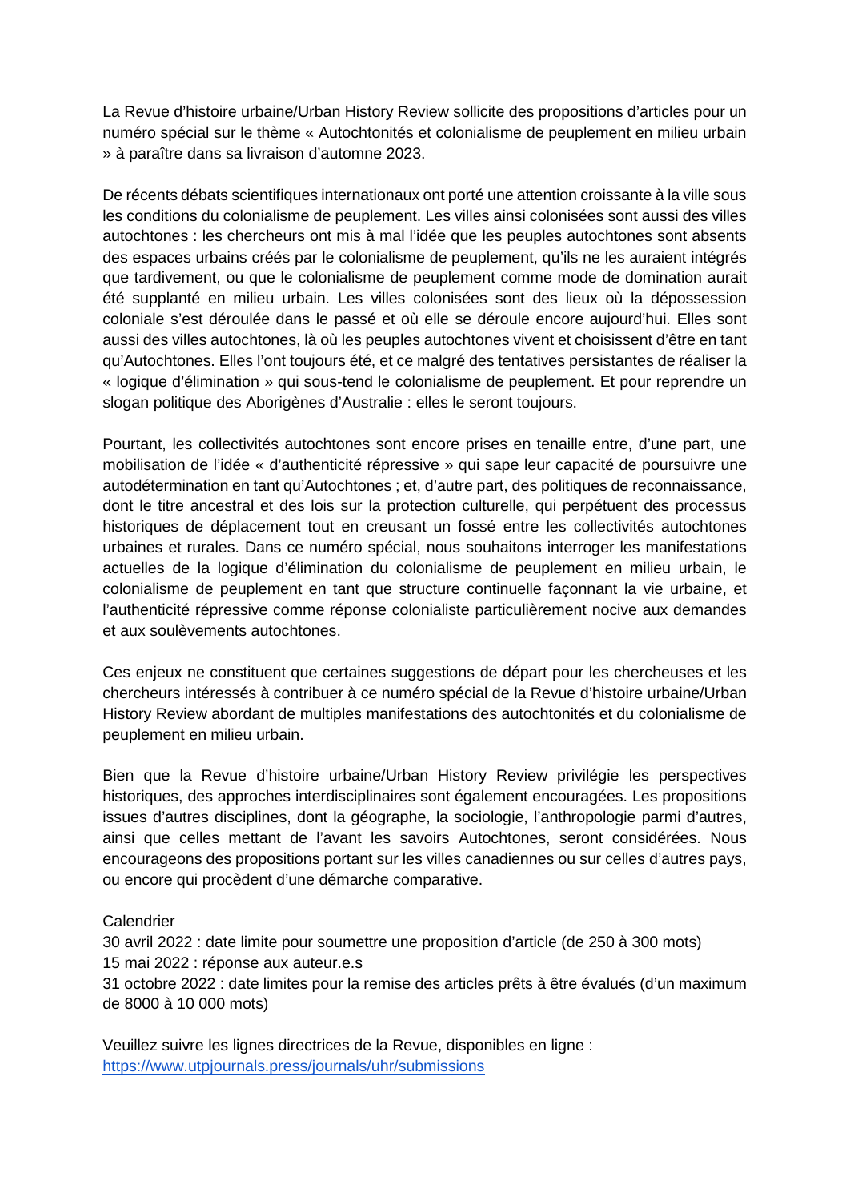La Revue d'histoire urbaine/Urban History Review sollicite des propositions d'articles pour un numéro spécial sur le thème « Autochtonités et colonialisme de peuplement en milieu urbain » à paraître dans sa livraison d'automne 2023.

De récents débats scientifiques internationaux ont porté une attention croissante à la ville sous les conditions du colonialisme de peuplement. Les villes ainsi colonisées sont aussi des villes autochtones : les chercheurs ont mis à mal l'idée que les peuples autochtones sont absents des espaces urbains créés par le colonialisme de peuplement, qu'ils ne les auraient intégrés que tardivement, ou que le colonialisme de peuplement comme mode de domination aurait été supplanté en milieu urbain. Les villes colonisées sont des lieux où la dépossession coloniale s'est déroulée dans le passé et où elle se déroule encore aujourd'hui. Elles sont aussi des villes autochtones, là où les peuples autochtones vivent et choisissent d'être en tant qu'Autochtones. Elles l'ont toujours été, et ce malgré des tentatives persistantes de réaliser la « logique d'élimination » qui sous-tend le colonialisme de peuplement. Et pour reprendre un slogan politique des Aborigènes d'Australie : elles le seront toujours.

Pourtant, les collectivités autochtones sont encore prises en tenaille entre, d'une part, une mobilisation de l'idée « d'authenticité répressive » qui sape leur capacité de poursuivre une autodétermination en tant qu'Autochtones ; et, d'autre part, des politiques de reconnaissance, dont le titre ancestral et des lois sur la protection culturelle, qui perpétuent des processus historiques de déplacement tout en creusant un fossé entre les collectivités autochtones urbaines et rurales. Dans ce numéro spécial, nous souhaitons interroger les manifestations actuelles de la logique d'élimination du colonialisme de peuplement en milieu urbain, le colonialisme de peuplement en tant que structure continuelle façonnant la vie urbaine, et l'authenticité répressive comme réponse colonialiste particulièrement nocive aux demandes et aux soulèvements autochtones.

Ces enjeux ne constituent que certaines suggestions de départ pour les chercheuses et les chercheurs intéressés à contribuer à ce numéro spécial de la Revue d'histoire urbaine/Urban History Review abordant de multiples manifestations des autochtonités et du colonialisme de peuplement en milieu urbain.

Bien que la Revue d'histoire urbaine/Urban History Review privilégie les perspectives historiques, des approches interdisciplinaires sont également encouragées. Les propositions issues d'autres disciplines, dont la géographe, la sociologie, l'anthropologie parmi d'autres, ainsi que celles mettant de l'avant les savoirs Autochtones, seront considérées. Nous encourageons des propositions portant sur les villes canadiennes ou sur celles d'autres pays, ou encore qui procèdent d'une démarche comparative.

Calendrier
30 avril 2022 : date limite pour soumettre une proposition d'article (de 250 à 300 mots)
15 mai 2022 : réponse aux auteur.e.s
31 octobre 2022 : date limites pour la remise des articles prêts à être évalués (d'un maximum de 8000 à 10 000 mots)

Veuillez suivre les lignes directrices de la Revue, disponibles en ligne :
https://www.utpjournals.press/journals/uhr/submissions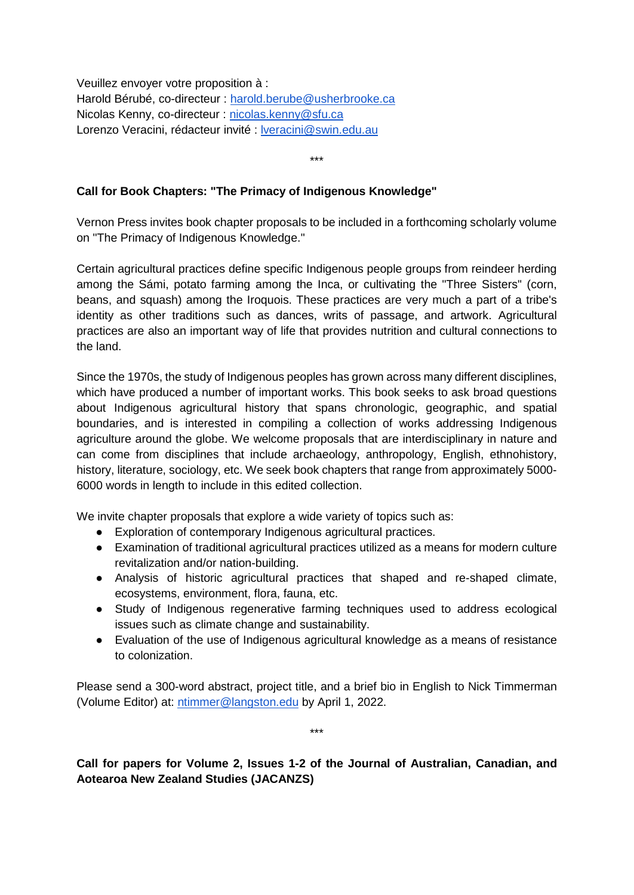Veuillez envoyer votre proposition à :
Harold Bérubé, co-directeur : harold.berube@usherbrooke.ca
Nicolas Kenny, co-directeur : nicolas.kenny@sfu.ca
Lorenzo Veracini, rédacteur invité : lveracini@swin.edu.au

***

**Call for Book Chapters: "The Primacy of Indigenous Knowledge"**

Vernon Press invites book chapter proposals to be included in a forthcoming scholarly volume on "The Primacy of Indigenous Knowledge."

Certain agricultural practices define specific Indigenous people groups from reindeer herding among the Sámi, potato farming among the Inca, or cultivating the "Three Sisters" (corn, beans, and squash) among the Iroquois. These practices are very much a part of a tribe's identity as other traditions such as dances, writs of passage, and artwork. Agricultural practices are also an important way of life that provides nutrition and cultural connections to the land.

Since the 1970s, the study of Indigenous peoples has grown across many different disciplines, which have produced a number of important works. This book seeks to ask broad questions about Indigenous agricultural history that spans chronologic, geographic, and spatial boundaries, and is interested in compiling a collection of works addressing Indigenous agriculture around the globe. We welcome proposals that are interdisciplinary in nature and can come from disciplines that include archaeology, anthropology, English, ethnohistory, history, literature, sociology, etc. We seek book chapters that range from approximately 5000-6000 words in length to include in this edited collection.

We invite chapter proposals that explore a wide variety of topics such as:

- Exploration of contemporary Indigenous agricultural practices.
- Examination of traditional agricultural practices utilized as a means for modern culture revitalization and/or nation-building.
- Analysis of historic agricultural practices that shaped and re-shaped climate, ecosystems, environment, flora, fauna, etc.
- Study of Indigenous regenerative farming techniques used to address ecological issues such as climate change and sustainability.
- Evaluation of the use of Indigenous agricultural knowledge as a means of resistance to colonization.

Please send a 300-word abstract, project title, and a brief bio in English to Nick Timmerman (Volume Editor) at: ntimmer@langston.edu by April 1, 2022.

***

**Call for papers for Volume 2, Issues 1-2 of the Journal of Australian, Canadian, and Aotearoa New Zealand Studies (JACANZS)**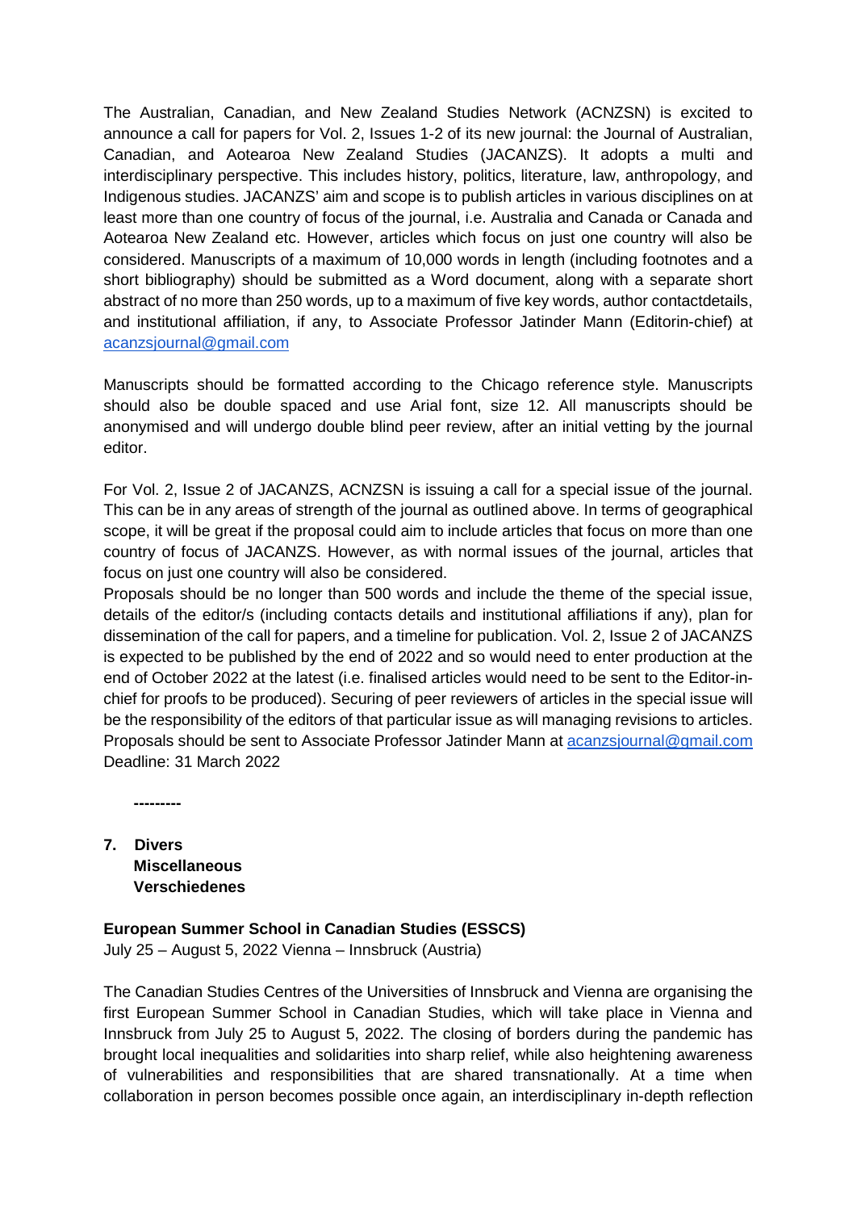The Australian, Canadian, and New Zealand Studies Network (ACNZSN) is excited to announce a call for papers for Vol. 2, Issues 1-2 of its new journal: the Journal of Australian, Canadian, and Aotearoa New Zealand Studies (JACANZS). It adopts a multi and interdisciplinary perspective. This includes history, politics, literature, law, anthropology, and Indigenous studies. JACANZS' aim and scope is to publish articles in various disciplines on at least more than one country of focus of the journal, i.e. Australia and Canada or Canada and Aotearoa New Zealand etc. However, articles which focus on just one country will also be considered. Manuscripts of a maximum of 10,000 words in length (including footnotes and a short bibliography) should be submitted as a Word document, along with a separate short abstract of no more than 250 words, up to a maximum of five key words, author contactdetails, and institutional affiliation, if any, to Associate Professor Jatinder Mann (Editorin-chief) at acanzsjournal@gmail.com

Manuscripts should be formatted according to the Chicago reference style. Manuscripts should also be double spaced and use Arial font, size 12. All manuscripts should be anonymised and will undergo double blind peer review, after an initial vetting by the journal editor.

For Vol. 2, Issue 2 of JACANZS, ACNZSN is issuing a call for a special issue of the journal. This can be in any areas of strength of the journal as outlined above. In terms of geographical scope, it will be great if the proposal could aim to include articles that focus on more than one country of focus of JACANZS. However, as with normal issues of the journal, articles that focus on just one country will also be considered.
Proposals should be no longer than 500 words and include the theme of the special issue, details of the editor/s (including contacts details and institutional affiliations if any), plan for dissemination of the call for papers, and a timeline for publication. Vol. 2, Issue 2 of JACANZS is expected to be published by the end of 2022 and so would need to enter production at the end of October 2022 at the latest (i.e. finalised articles would need to be sent to the Editor-in-chief for proofs to be produced). Securing of peer reviewers of articles in the special issue will be the responsibility of the editors of that particular issue as will managing revisions to articles. Proposals should be sent to Associate Professor Jatinder Mann at acanzsjournal@gmail.com
Deadline: 31 March 2022

---------

## 7. Divers
## Miscellaneous
## Verschiedenes

**European Summer School in Canadian Studies (ESSCS)**
July 25 – August 5, 2022 Vienna – Innsbruck (Austria)

The Canadian Studies Centres of the Universities of Innsbruck and Vienna are organising the first European Summer School in Canadian Studies, which will take place in Vienna and Innsbruck from July 25 to August 5, 2022. The closing of borders during the pandemic has brought local inequalities and solidarities into sharp relief, while also heightening awareness of vulnerabilities and responsibilities that are shared transnationally. At a time when collaboration in person becomes possible once again, an interdisciplinary in-depth reflection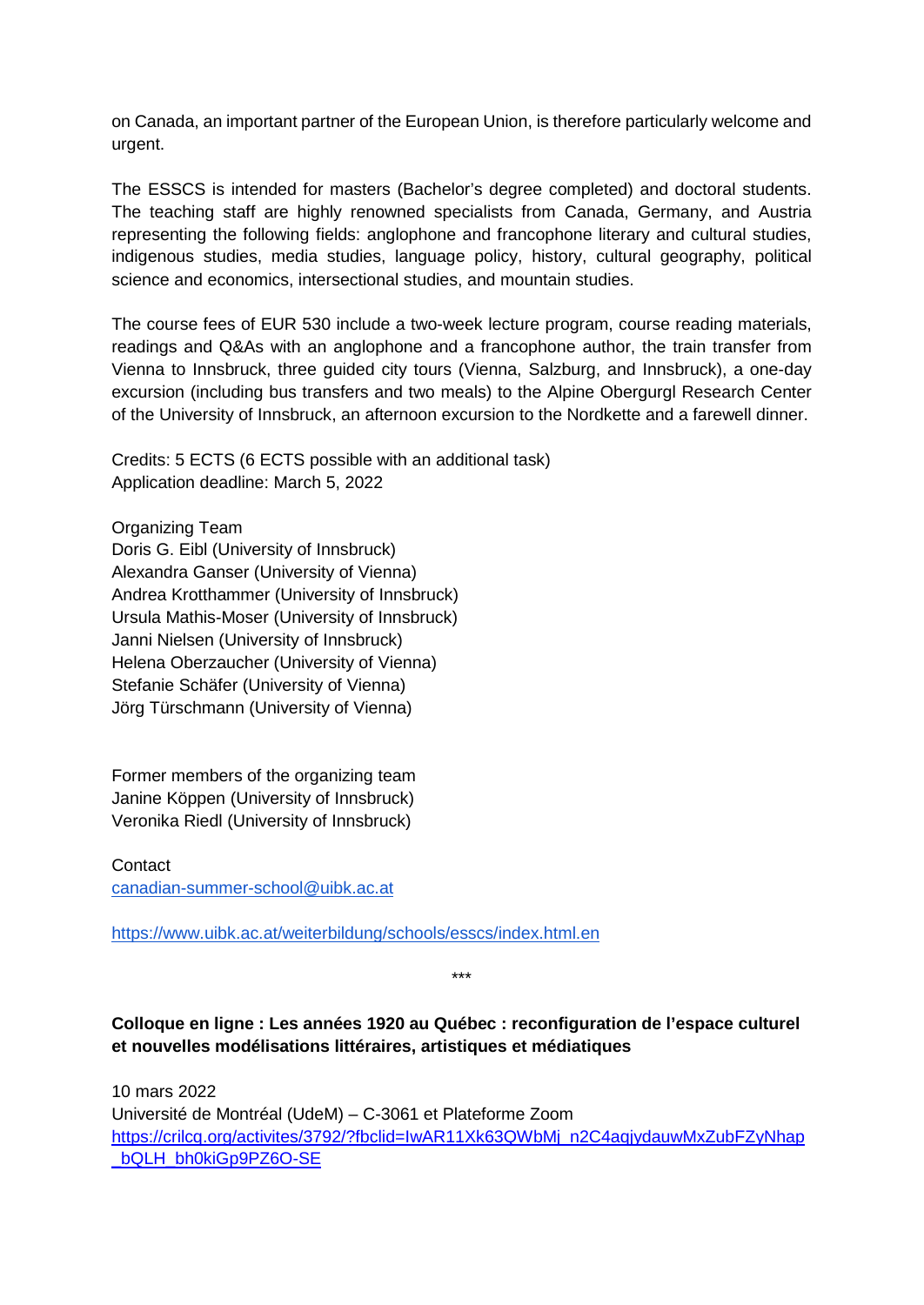on Canada, an important partner of the European Union, is therefore particularly welcome and urgent.

The ESSCS is intended for masters (Bachelor's degree completed) and doctoral students. The teaching staff are highly renowned specialists from Canada, Germany, and Austria representing the following fields: anglophone and francophone literary and cultural studies, indigenous studies, media studies, language policy, history, cultural geography, political science and economics, intersectional studies, and mountain studies.

The course fees of EUR 530 include a two-week lecture program, course reading materials, readings and Q&As with an anglophone and a francophone author, the train transfer from Vienna to Innsbruck, three guided city tours (Vienna, Salzburg, and Innsbruck), a one-day excursion (including bus transfers and two meals) to the Alpine Obergurgl Research Center of the University of Innsbruck, an afternoon excursion to the Nordkette and a farewell dinner.

Credits: 5 ECTS (6 ECTS possible with an additional task)
Application deadline: March 5, 2022

Organizing Team
Doris G. Eibl (University of Innsbruck)
Alexandra Ganser (University of Vienna)
Andrea Krotthammer (University of Innsbruck)
Ursula Mathis-Moser (University of Innsbruck)
Janni Nielsen (University of Innsbruck)
Helena Oberzaucher (University of Vienna)
Stefanie Schäfer (University of Vienna)
Jörg Türschmann (University of Vienna)

Former members of the organizing team
Janine Köppen (University of Innsbruck)
Veronika Riedl (University of Innsbruck)

Contact
canadian-summer-school@uibk.ac.at

https://www.uibk.ac.at/weiterbildung/schools/esscs/index.html.en

***

**Colloque en ligne : Les années 1920 au Québec : reconfiguration de l'espace culturel et nouvelles modélisations littéraires, artistiques et médiatiques**

10 mars 2022
Université de Montréal (UdeM) – C-3061 et Plateforme Zoom
https://crilcq.org/activites/3792/?fbclid=IwAR11Xk63QWbMj_n2C4aqjydauwMxZubFZyNhap_bQLH_bh0kiGp9PZ6O-SE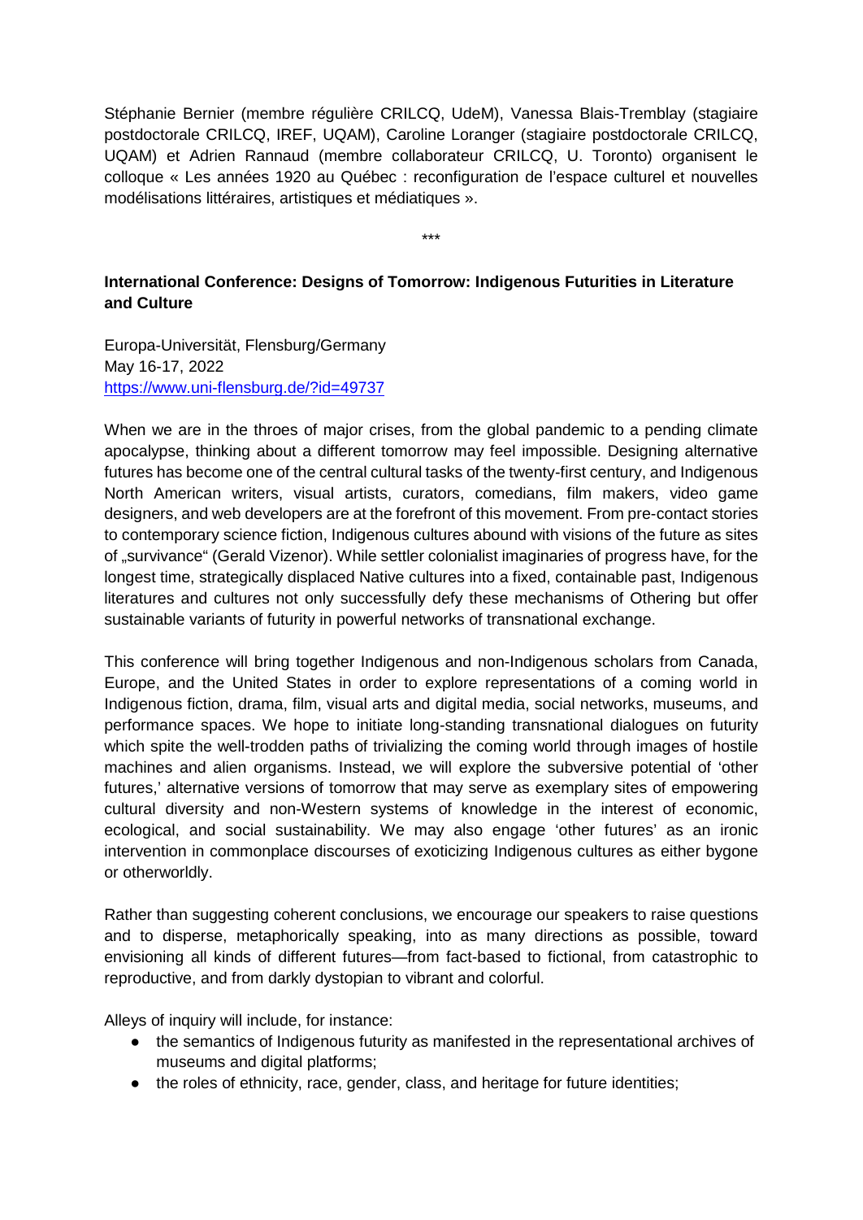Stéphanie Bernier (membre régulière CRILCQ, UdeM), Vanessa Blais-Tremblay (stagiaire postdoctorale CRILCQ, IREF, UQAM), Caroline Loranger (stagiaire postdoctorale CRILCQ, UQAM) et Adrien Rannaud (membre collaborateur CRILCQ, U. Toronto) organisent le colloque « Les années 1920 au Québec : reconfiguration de l'espace culturel et nouvelles modélisations littéraires, artistiques et médiatiques ».

***

**International Conference: Designs of Tomorrow: Indigenous Futurities in Literature and Culture**

Europa-Universität, Flensburg/Germany
May 16-17, 2022
https://www.uni-flensburg.de/?id=49737

When we are in the throes of major crises, from the global pandemic to a pending climate apocalypse, thinking about a different tomorrow may feel impossible. Designing alternative futures has become one of the central cultural tasks of the twenty-first century, and Indigenous North American writers, visual artists, curators, comedians, film makers, video game designers, and web developers are at the forefront of this movement. From pre-contact stories to contemporary science fiction, Indigenous cultures abound with visions of the future as sites of „survivance" (Gerald Vizenor). While settler colonialist imaginaries of progress have, for the longest time, strategically displaced Native cultures into a fixed, containable past, Indigenous literatures and cultures not only successfully defy these mechanisms of Othering but offer sustainable variants of futurity in powerful networks of transnational exchange.

This conference will bring together Indigenous and non-Indigenous scholars from Canada, Europe, and the United States in order to explore representations of a coming world in Indigenous fiction, drama, film, visual arts and digital media, social networks, museums, and performance spaces. We hope to initiate long-standing transnational dialogues on futurity which spite the well-trodden paths of trivializing the coming world through images of hostile machines and alien organisms. Instead, we will explore the subversive potential of 'other futures,' alternative versions of tomorrow that may serve as exemplary sites of empowering cultural diversity and non-Western systems of knowledge in the interest of economic, ecological, and social sustainability. We may also engage 'other futures' as an ironic intervention in commonplace discourses of exoticizing Indigenous cultures as either bygone or otherworldly.

Rather than suggesting coherent conclusions, we encourage our speakers to raise questions and to disperse, metaphorically speaking, into as many directions as possible, toward envisioning all kinds of different futures—from fact-based to fictional, from catastrophic to reproductive, and from darkly dystopian to vibrant and colorful.

Alleys of inquiry will include, for instance:

- the semantics of Indigenous futurity as manifested in the representational archives of museums and digital platforms;
- the roles of ethnicity, race, gender, class, and heritage for future identities;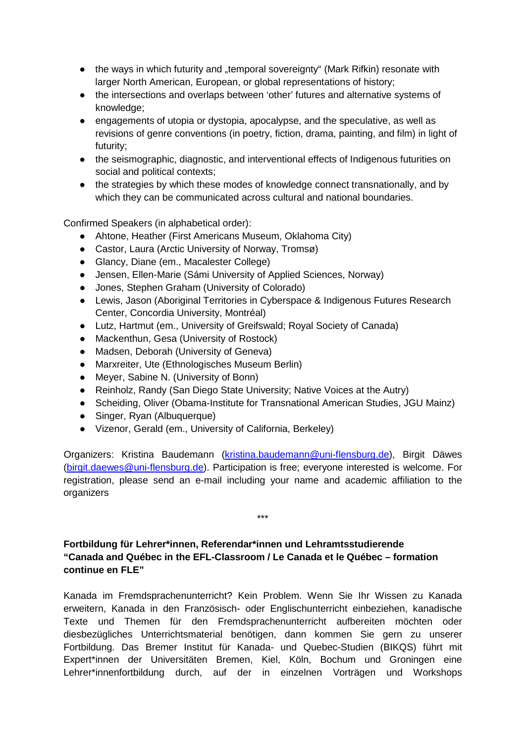- the ways in which futurity and „temporal sovereignty" (Mark Rifkin) resonate with larger North American, European, or global representations of history;
- the intersections and overlaps between 'other' futures and alternative systems of knowledge;
- engagements of utopia or dystopia, apocalypse, and the speculative, as well as revisions of genre conventions (in poetry, fiction, drama, painting, and film) in light of futurity;
- the seismographic, diagnostic, and interventional effects of Indigenous futurities on social and political contexts;
- the strategies by which these modes of knowledge connect transnationally, and by which they can be communicated across cultural and national boundaries.

Confirmed Speakers (in alphabetical order):

- Ahtone, Heather (First Americans Museum, Oklahoma City)
- Castor, Laura (Arctic University of Norway, Tromsø)
- Glancy, Diane (em., Macalester College)
- Jensen, Ellen-Marie (Sámi University of Applied Sciences, Norway)
- Jones, Stephen Graham (University of Colorado)
- Lewis, Jason (Aboriginal Territories in Cyberspace & Indigenous Futures Research Center, Concordia University, Montréal)
- Lutz, Hartmut (em., University of Greifswald; Royal Society of Canada)
- Mackenthun, Gesa (University of Rostock)
- Madsen, Deborah (University of Geneva)
- Marxreiter, Ute (Ethnologisches Museum Berlin)
- Meyer, Sabine N. (University of Bonn)
- Reinholz, Randy (San Diego State University; Native Voices at the Autry)
- Scheiding, Oliver (Obama-Institute for Transnational American Studies, JGU Mainz)
- Singer, Ryan (Albuquerque)
- Vizenor, Gerald (em., University of California, Berkeley)

Organizers: Kristina Baudemann (kristina.baudemann@uni-flensburg.de), Birgit Däwes (birgit.daewes@uni-flensburg.de). Participation is free; everyone interested is welcome. For registration, please send an e-mail including your name and academic affiliation to the organizers

***

**Fortbildung für Lehrer\*innen, Referendar\*innen und Lehramtsstudierende "Canada and Québec in the EFL-Classroom / Le Canada et le Québec – formation continue en FLE"**

Kanada im Fremdsprachenunterricht? Kein Problem. Wenn Sie Ihr Wissen zu Kanada erweitern, Kanada in den Französisch- oder Englischunterricht einbeziehen, kanadische Texte und Themen für den Fremdsprachenunterricht aufbereiten möchten oder diesbezügliches Unterrichtsmaterial benötigen, dann kommen Sie gern zu unserer Fortbildung. Das Bremer Institut für Kanada- und Quebec-Studien (BIKQS) führt mit Expert\*innen der Universitäten Bremen, Kiel, Köln, Bochum und Groningen eine Lehrer\*innenfortbildung durch, auf der in einzelnen Vorträgen und Workshops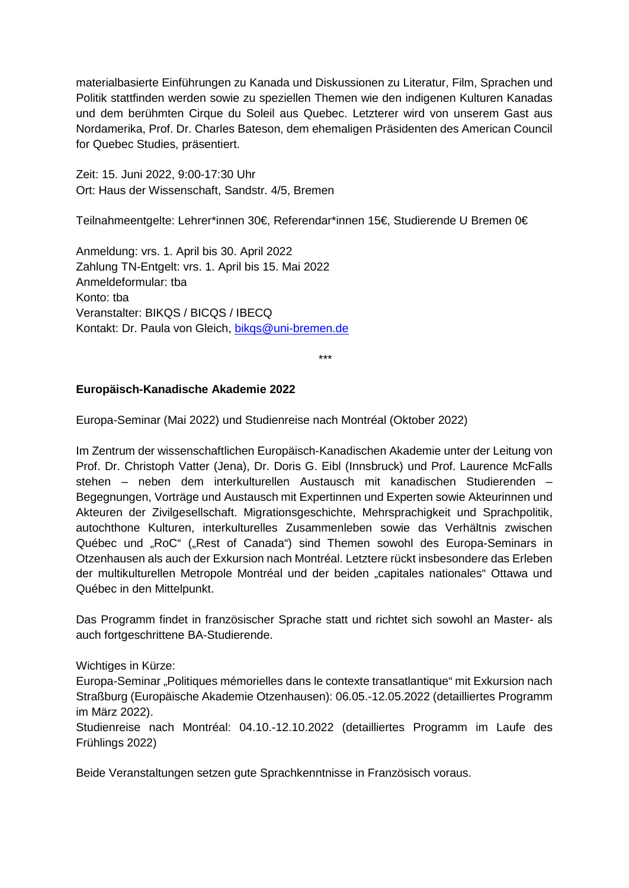materialbasierte Einführungen zu Kanada und Diskussionen zu Literatur, Film, Sprachen und Politik stattfinden werden sowie zu speziellen Themen wie den indigenen Kulturen Kanadas und dem berühmten Cirque du Soleil aus Quebec. Letzterer wird von unserem Gast aus Nordamerika, Prof. Dr. Charles Bateson, dem ehemaligen Präsidenten des American Council for Quebec Studies, präsentiert.

Zeit: 15. Juni 2022, 9:00-17:30 Uhr
Ort: Haus der Wissenschaft, Sandstr. 4/5, Bremen

Teilnahmeentgelte: Lehrer*innen 30€, Referendar*innen 15€, Studierende U Bremen 0€

Anmeldung: vrs. 1. April bis 30. April 2022
Zahlung TN-Entgelt: vrs. 1. April bis 15. Mai 2022
Anmeldeformular: tba
Konto: tba
Veranstalter: BIKQS / BICQS / IBECQ
Kontakt: Dr. Paula von Gleich, bikqs@uni-bremen.de

***

**Europäisch-Kanadische Akademie 2022**

Europa-Seminar (Mai 2022) und Studienreise nach Montréal (Oktober 2022)

Im Zentrum der wissenschaftlichen Europäisch-Kanadischen Akademie unter der Leitung von Prof. Dr. Christoph Vatter (Jena), Dr. Doris G. Eibl (Innsbruck) und Prof. Laurence McFalls stehen – neben dem interkulturellen Austausch mit kanadischen Studierenden – Begegnungen, Vorträge und Austausch mit Expertinnen und Experten sowie Akteurinnen und Akteuren der Zivilgesellschaft. Migrationsgeschichte, Mehrsprachigkeit und Sprachpolitik, autochthone Kulturen, interkulturelles Zusammenleben sowie das Verhältnis zwischen Québec und „RoC" („Rest of Canada") sind Themen sowohl des Europa-Seminars in Otzenhausen als auch der Exkursion nach Montréal. Letztere rückt insbesondere das Erleben der multikulturellen Metropole Montréal und der beiden „capitales nationales" Ottawa und Québec in den Mittelpunkt.

Das Programm findet in französischer Sprache statt und richtet sich sowohl an Master- als auch fortgeschrittene BA-Studierende.

Wichtiges in Kürze:
Europa-Seminar „Politiques mémorielles dans le contexte transatlantique" mit Exkursion nach Straßburg (Europäische Akademie Otzenhausen): 06.05.-12.05.2022 (detailliertes Programm im März 2022).
Studienreise nach Montréal: 04.10.-12.10.2022 (detailliertes Programm im Laufe des Frühlings 2022)

Beide Veranstaltungen setzen gute Sprachkenntnisse in Französisch voraus.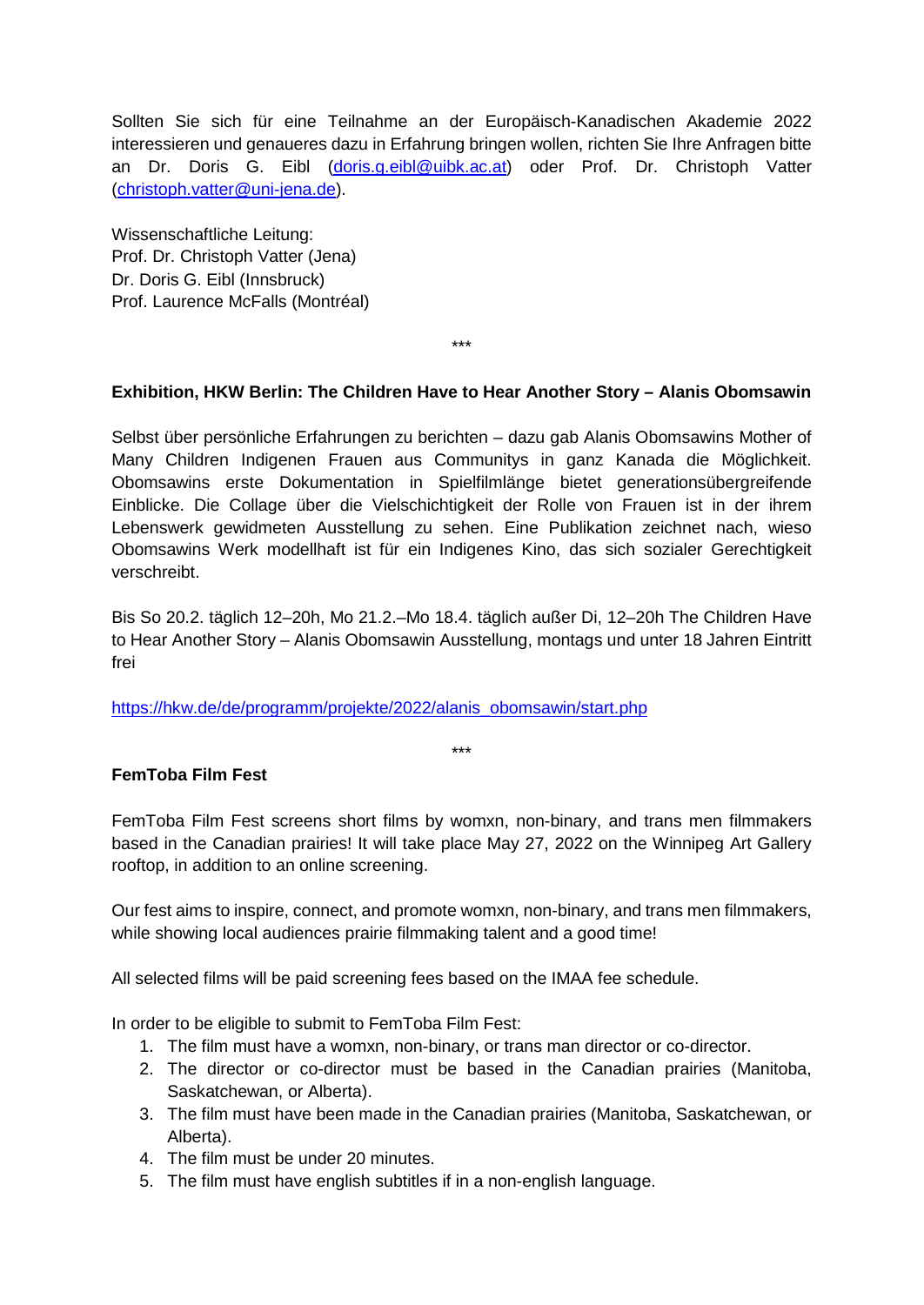Sollten Sie sich für eine Teilnahme an der Europäisch-Kanadischen Akademie 2022 interessieren und genaueres dazu in Erfahrung bringen wollen, richten Sie Ihre Anfragen bitte an Dr. Doris G. Eibl (doris.g.eibl@uibk.ac.at) oder Prof. Dr. Christoph Vatter (christoph.vatter@uni-jena.de).

Wissenschaftliche Leitung:
Prof. Dr. Christoph Vatter (Jena)
Dr. Doris G. Eibl (Innsbruck)
Prof. Laurence McFalls (Montréal)

***

**Exhibition, HKW Berlin: The Children Have to Hear Another Story – Alanis Obomsawin**

Selbst über persönliche Erfahrungen zu berichten – dazu gab Alanis Obomsawins Mother of Many Children Indigenen Frauen aus Communitys in ganz Kanada die Möglichkeit. Obomsawins erste Dokumentation in Spielfilmlänge bietet generationsübergreifende Einblicke. Die Collage über die Vielschichtigkeit der Rolle von Frauen ist in der ihrem Lebenswerk gewidmeten Ausstellung zu sehen. Eine Publikation zeichnet nach, wieso Obomsawins Werk modellhaft ist für ein Indigenes Kino, das sich sozialer Gerechtigkeit verschreibt.

Bis So 20.2. täglich 12–20h, Mo 21.2.–Mo 18.4. täglich außer Di, 12–20h The Children Have to Hear Another Story – Alanis Obomsawin Ausstellung, montags und unter 18 Jahren Eintritt frei

https://hkw.de/de/programm/projekte/2022/alanis_obomsawin/start.php

***

**FemToba Film Fest**

FemToba Film Fest screens short films by womxn, non-binary, and trans men filmmakers based in the Canadian prairies! It will take place May 27, 2022 on the Winnipeg Art Gallery rooftop, in addition to an online screening.

Our fest aims to inspire, connect, and promote womxn, non-binary, and trans men filmmakers, while showing local audiences prairie filmmaking talent and a good time!

All selected films will be paid screening fees based on the IMAA fee schedule.

In order to be eligible to submit to FemToba Film Fest:

1. The film must have a womxn, non-binary, or trans man director or co-director.
2. The director or co-director must be based in the Canadian prairies (Manitoba, Saskatchewan, or Alberta).
3. The film must have been made in the Canadian prairies (Manitoba, Saskatchewan, or Alberta).
4. The film must be under 20 minutes.
5. The film must have english subtitles if in a non-english language.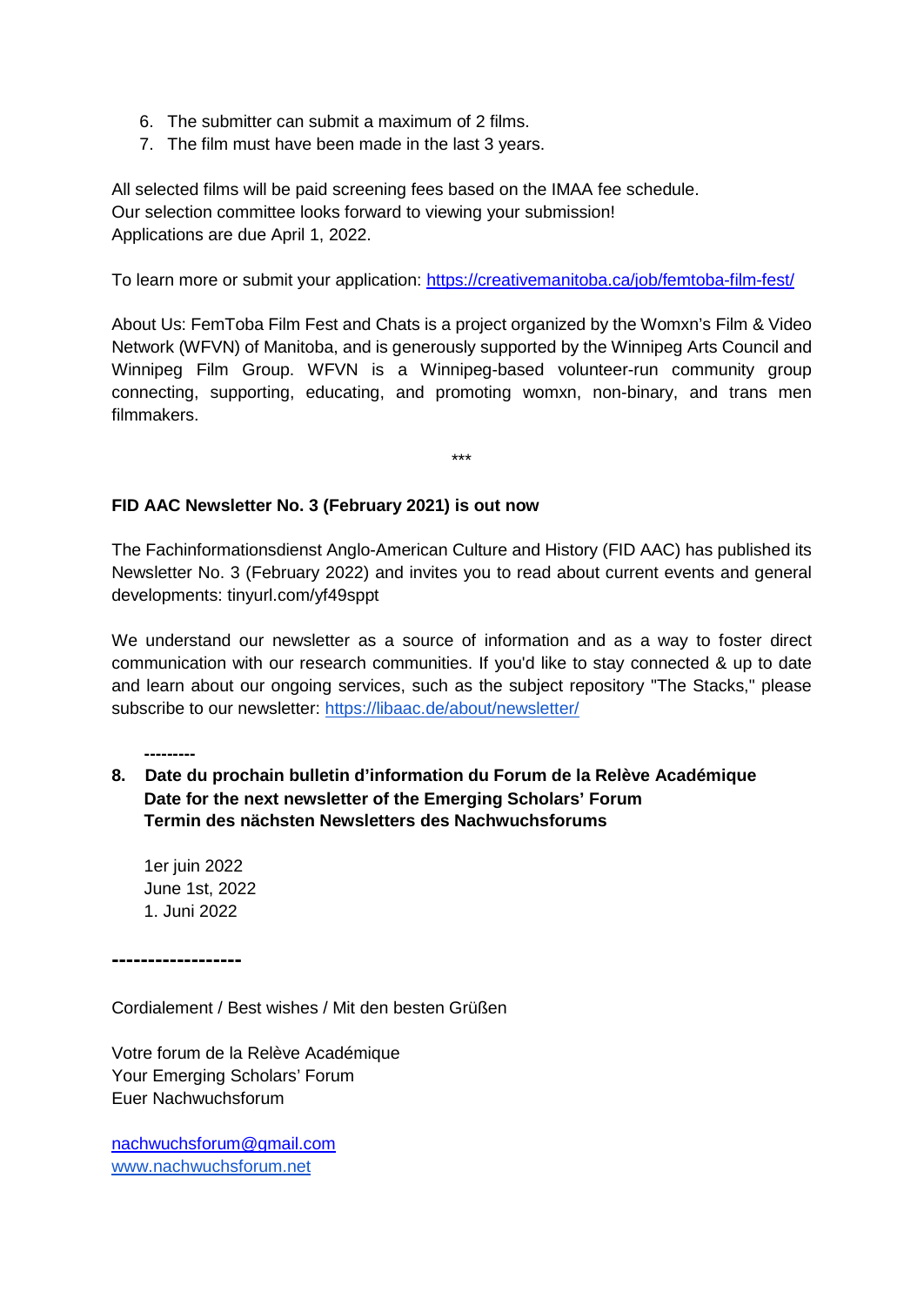6. The submitter can submit a maximum of 2 films.
7. The film must have been made in the last 3 years.

All selected films will be paid screening fees based on the IMAA fee schedule.
Our selection committee looks forward to viewing your submission!
Applications are due April 1, 2022.

To learn more or submit your application: https://creativemanitoba.ca/job/femtoba-film-fest/

About Us: FemToba Film Fest and Chats is a project organized by the Womxn's Film & Video Network (WFVN) of Manitoba, and is generously supported by the Winnipeg Arts Council and Winnipeg Film Group. WFVN is a Winnipeg-based volunteer-run community group connecting, supporting, educating, and promoting womxn, non-binary, and trans men filmmakers.

***

**FID AAC Newsletter No. 3 (February 2021) is out now**

The Fachinformationsdienst Anglo-American Culture and History (FID AAC) has published its Newsletter No. 3 (February 2022) and invites you to read about current events and general developments: tinyurl.com/yf49sppt

We understand our newsletter as a source of information and as a way to foster direct communication with our research communities. If you'd like to stay connected & up to date and learn about our ongoing services, such as the subject repository "The Stacks," please subscribe to our newsletter: https://libaac.de/about/newsletter/

---------

**8. Date du prochain bulletin d'information du Forum de la Relève Académique**
**Date for the next newsletter of the Emerging Scholars' Forum**
**Termin des nächsten Newsletters des Nachwuchsforums**

1er juin 2022
June 1st, 2022
1. Juni 2022

------------------

Cordialement / Best wishes / Mit den besten Grüßen

Votre forum de la Relève Académique
Your Emerging Scholars' Forum
Euer Nachwuchsforum

nachwuchsforum@gmail.com
www.nachwuchsforum.net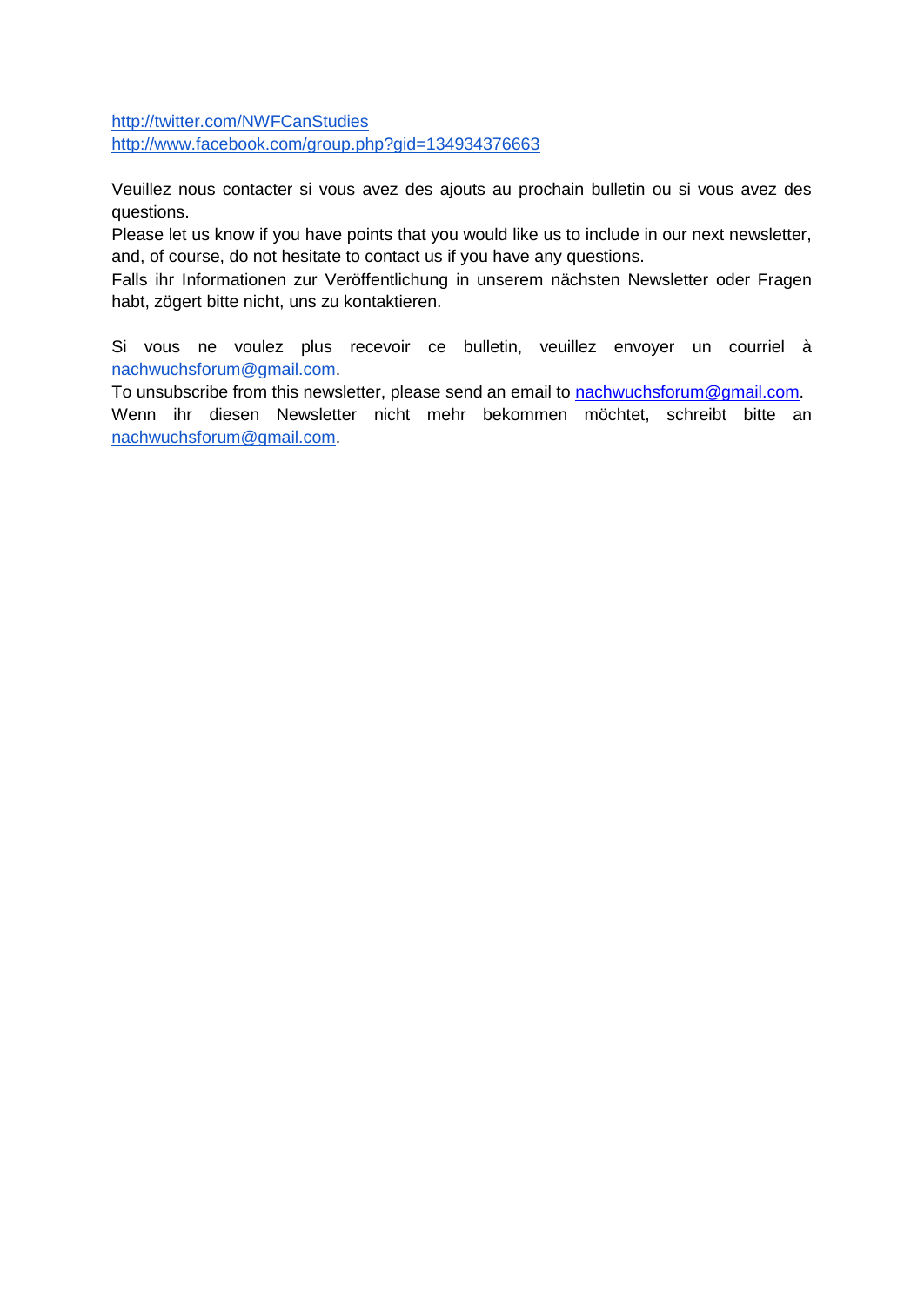http://twitter.com/NWFCanStudies
http://www.facebook.com/group.php?gid=134934376663

Veuillez nous contacter si vous avez des ajouts au prochain bulletin ou si vous avez des questions.
Please let us know if you have points that you would like us to include in our next newsletter, and, of course, do not hesitate to contact us if you have any questions.
Falls ihr Informationen zur Veröffentlichung in unserem nächsten Newsletter oder Fragen habt, zögert bitte nicht, uns zu kontaktieren.

Si vous ne voulez plus recevoir ce bulletin, veuillez envoyer un courriel à nachwuchsforum@gmail.com.
To unsubscribe from this newsletter, please send an email to nachwuchsforum@gmail.com.
Wenn ihr diesen Newsletter nicht mehr bekommen möchtet, schreibt bitte an nachwuchsforum@gmail.com.